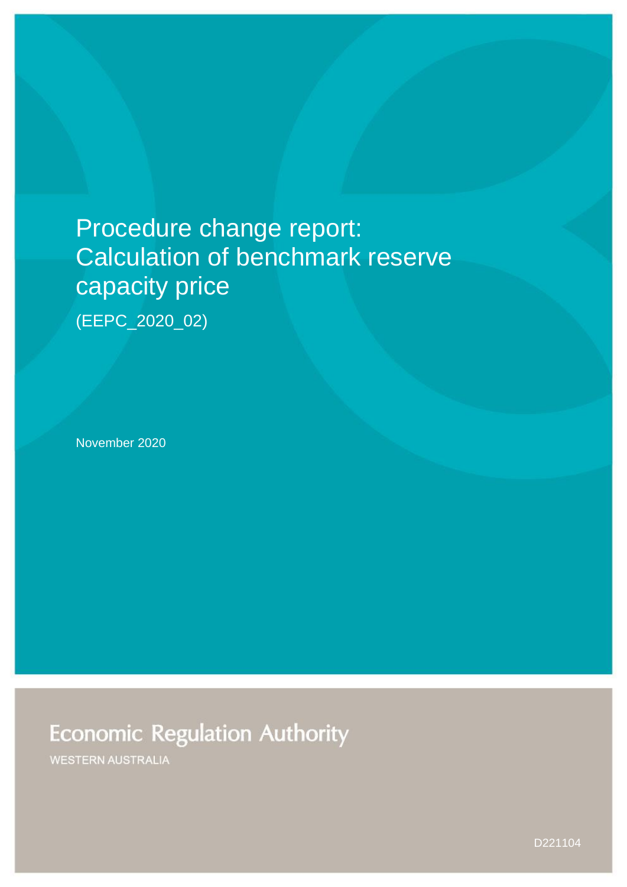# Procedure change report: Calculation of benchmark reserve capacity price

(EEPC_2020_02)

November 2020

Economic Regulation Authority

WESTERN AUSTRALIA

D221104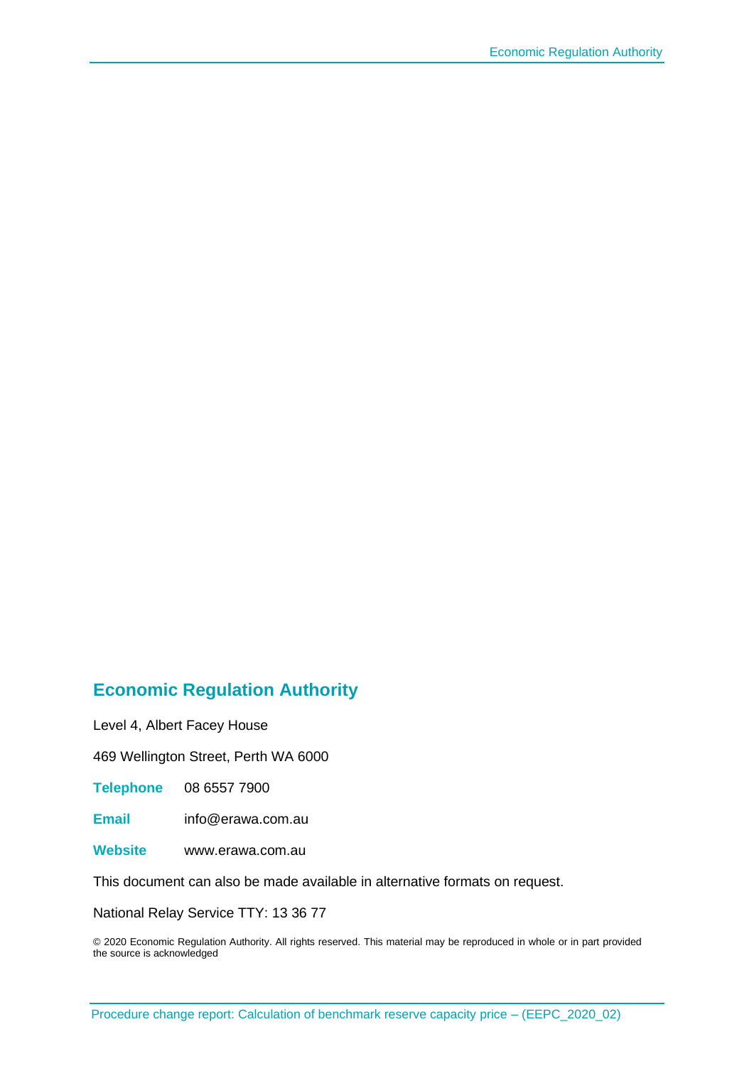## Economic Regulation Authority

Level 4, Albert Facey House

469 Wellington Street, Perth WA 6000

**Telephone** 08 6557 7900

**Email** info@erawa.com.au

**Website** www.erawa.com.au

This document can also be made available in alternative formats on request.

National Relay Service TTY: 13 36 77

© 2020 Economic Regulation Authority. All rights reserved. This material may be reproduced in whole or in part provided the source is acknowledged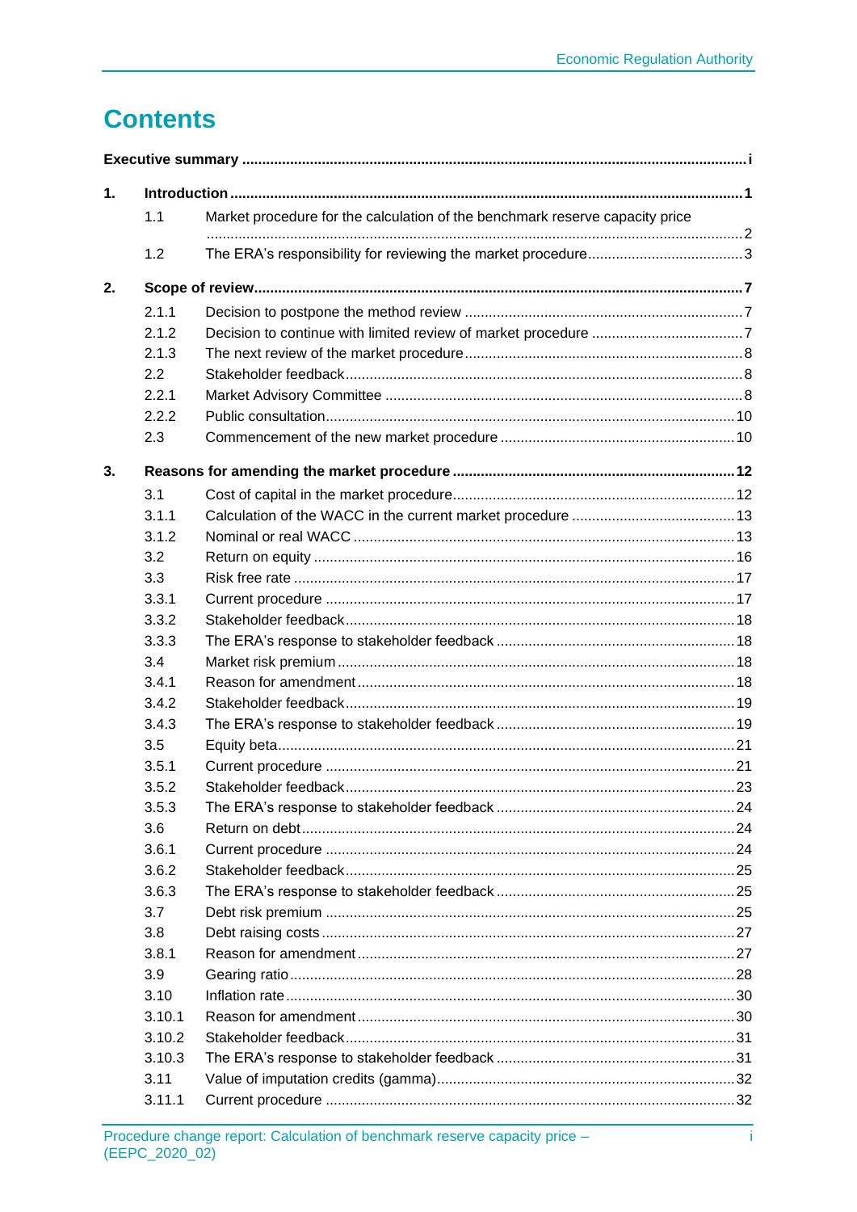# Contents

**Executive summary** .......... i

**1. Introduction** .......... 1

- 1.1 Market procedure for the calculation of the benchmark reserve capacity price .......... 2
- 1.2 The ERA's responsibility for reviewing the market procedure .......... 3

**2. Scope of review** .......... 7

- 2.1.1 Decision to postpone the method review .......... 7
- 2.1.2 Decision to continue with limited review of market procedure .......... 7
- 2.1.3 The next review of the market procedure .......... 8
- 2.2 Stakeholder feedback .......... 8
- 2.2.1 Market Advisory Committee .......... 8
- 2.2.2 Public consultation .......... 10
- 2.3 Commencement of the new market procedure .......... 10

**3. Reasons for amending the market procedure** .......... 12

- 3.1 Cost of capital in the market procedure .......... 12
- 3.1.1 Calculation of the WACC in the current market procedure .......... 13
- 3.1.2 Nominal or real WACC .......... 13
- 3.2 Return on equity .......... 16
- 3.3 Risk free rate .......... 17
- 3.3.1 Current procedure .......... 17
- 3.3.2 Stakeholder feedback .......... 18
- 3.3.3 The ERA's response to stakeholder feedback .......... 18
- 3.4 Market risk premium .......... 18
- 3.4.1 Reason for amendment .......... 18
- 3.4.2 Stakeholder feedback .......... 19
- 3.4.3 The ERA's response to stakeholder feedback .......... 19
- 3.5 Equity beta .......... 21
- 3.5.1 Current procedure .......... 21
- 3.5.2 Stakeholder feedback .......... 23
- 3.5.3 The ERA's response to stakeholder feedback .......... 24
- 3.6 Return on debt .......... 24
- 3.6.1 Current procedure .......... 24
- 3.6.2 Stakeholder feedback .......... 25
- 3.6.3 The ERA's response to stakeholder feedback .......... 25
- 3.7 Debt risk premium .......... 25
- 3.8 Debt raising costs .......... 27
- 3.8.1 Reason for amendment .......... 27
- 3.9 Gearing ratio .......... 28
- 3.10 Inflation rate .......... 30
- 3.10.1 Reason for amendment .......... 30
- 3.10.2 Stakeholder feedback .......... 31
- 3.10.3 The ERA's response to stakeholder feedback .......... 31
- 3.11 Value of imputation credits (gamma) .......... 32
- 3.11.1 Current procedure .......... 32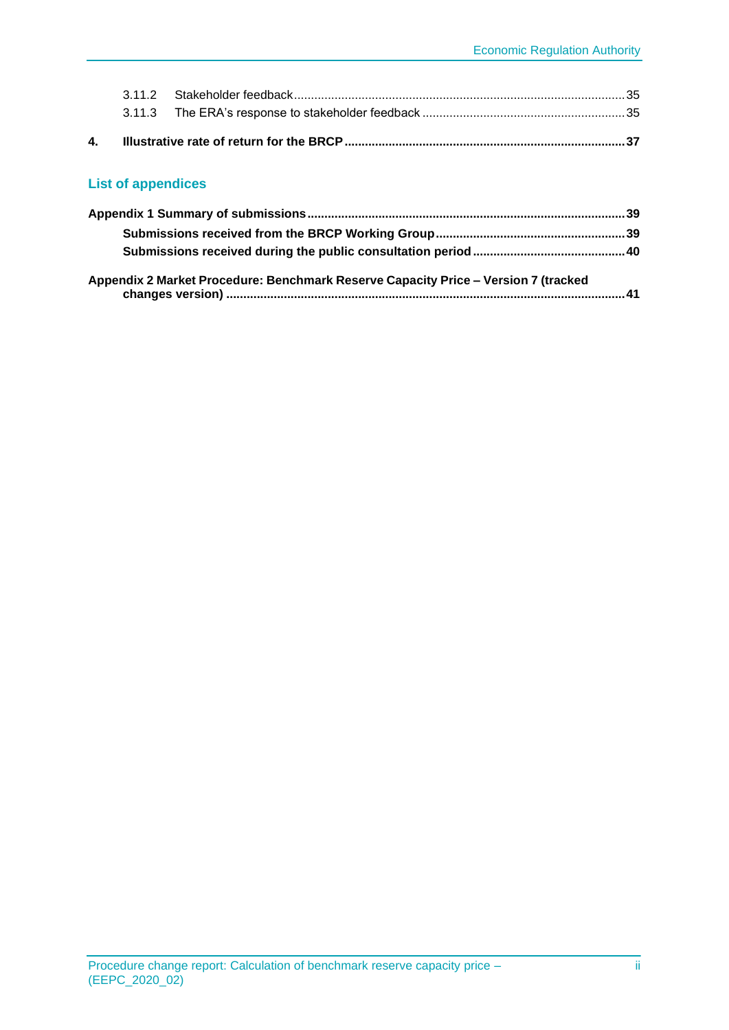3.11.2 Stakeholder feedback ..... 35

3.11.3 The ERA's response to stakeholder feedback ..... 35

**4. Illustrative rate of return for the BRCP ..... 37**

## List of appendices

**Appendix 1 Summary of submissions ..... 39**

**Submissions received from the BRCP Working Group ..... 39**

**Submissions received during the public consultation period ..... 40**

**Appendix 2 Market Procedure: Benchmark Reserve Capacity Price – Version 7 (tracked changes version) ..... 41**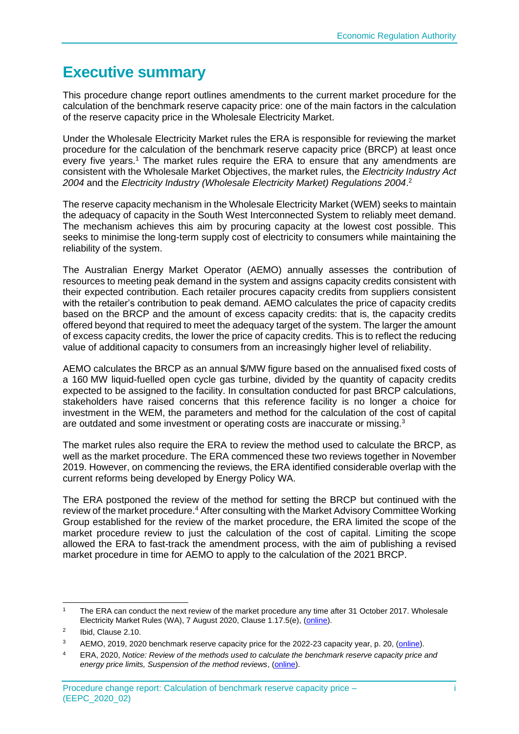# Executive summary

This procedure change report outlines amendments to the current market procedure for the calculation of the benchmark reserve capacity price: one of the main factors in the calculation of the reserve capacity price in the Wholesale Electricity Market.

Under the Wholesale Electricity Market rules the ERA is responsible for reviewing the market procedure for the calculation of the benchmark reserve capacity price (BRCP) at least once every five years.[1] The market rules require the ERA to ensure that any amendments are consistent with the Wholesale Market Objectives, the market rules, the *Electricity Industry Act 2004* and the *Electricity Industry (Wholesale Electricity Market) Regulations 2004*.[2]

The reserve capacity mechanism in the Wholesale Electricity Market (WEM) seeks to maintain the adequacy of capacity in the South West Interconnected System to reliably meet demand. The mechanism achieves this aim by procuring capacity at the lowest cost possible. This seeks to minimise the long-term supply cost of electricity to consumers while maintaining the reliability of the system.

The Australian Energy Market Operator (AEMO) annually assesses the contribution of resources to meeting peak demand in the system and assigns capacity credits consistent with their expected contribution. Each retailer procures capacity credits from suppliers consistent with the retailer's contribution to peak demand. AEMO calculates the price of capacity credits based on the BRCP and the amount of excess capacity credits: that is, the capacity credits offered beyond that required to meet the adequacy target of the system. The larger the amount of excess capacity credits, the lower the price of capacity credits. This is to reflect the reducing value of additional capacity to consumers from an increasingly higher level of reliability.

AEMO calculates the BRCP as an annual $/MW figure based on the annualised fixed costs of a 160 MW liquid-fuelled open cycle gas turbine, divided by the quantity of capacity credits expected to be assigned to the facility. In consultation conducted for past BRCP calculations, stakeholders have raised concerns that this reference facility is no longer a choice for investment in the WEM, the parameters and method for the calculation of the cost of capital are outdated and some investment or operating costs are inaccurate or missing.[3]

The market rules also require the ERA to review the method used to calculate the BRCP, as well as the market procedure. The ERA commenced these two reviews together in November 2019. However, on commencing the reviews, the ERA identified considerable overlap with the current reforms being developed by Energy Policy WA.

The ERA postponed the review of the method for setting the BRCP but continued with the review of the market procedure.[4] After consulting with the Market Advisory Committee Working Group established for the review of the market procedure, the ERA limited the scope of the market procedure review to just the calculation of the cost of capital. Limiting the scope allowed the ERA to fast-track the amendment process, with the aim of publishing a revised market procedure in time for AEMO to apply to the calculation of the 2021 BRCP.

---

[1] The ERA can conduct the next review of the market procedure any time after 31 October 2017. Wholesale Electricity Market Rules (WA), 7 August 2020, Clause 1.17.5(e), (online).

[2] Ibid, Clause 2.10.

[3] AEMO, 2019, 2020 benchmark reserve capacity price for the 2022-23 capacity year, p. 20, (online).

[4] ERA, 2020, *Notice: Review of the methods used to calculate the benchmark reserve capacity price and energy price limits, Suspension of the method reviews*, (online).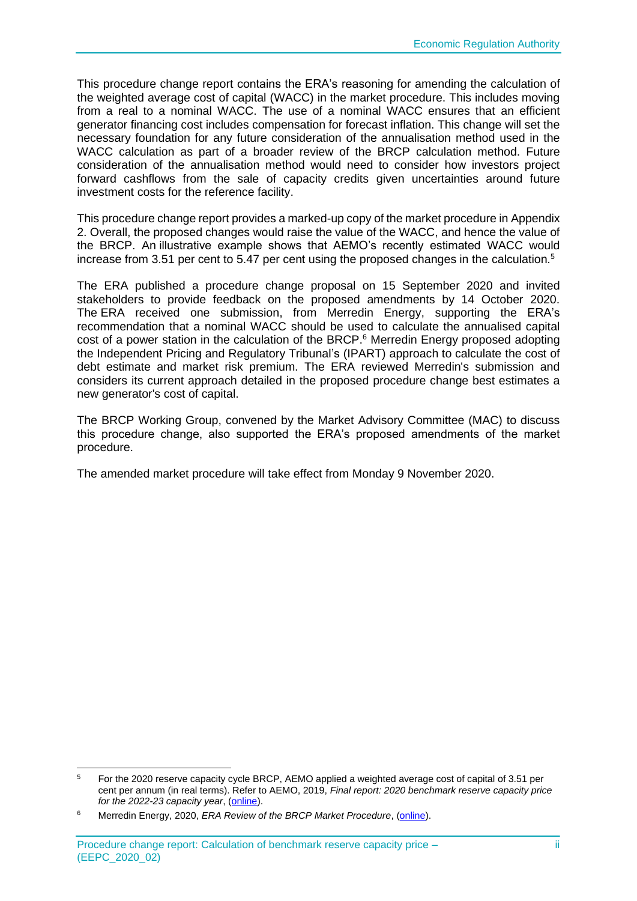This procedure change report contains the ERA's reasoning for amending the calculation of the weighted average cost of capital (WACC) in the market procedure. This includes moving from a real to a nominal WACC. The use of a nominal WACC ensures that an efficient generator financing cost includes compensation for forecast inflation. This change will set the necessary foundation for any future consideration of the annualisation method used in the WACC calculation as part of a broader review of the BRCP calculation method. Future consideration of the annualisation method would need to consider how investors project forward cashflows from the sale of capacity credits given uncertainties around future investment costs for the reference facility.

This procedure change report provides a marked-up copy of the market procedure in Appendix 2. Overall, the proposed changes would raise the value of the WACC, and hence the value of the BRCP. An illustrative example shows that AEMO's recently estimated WACC would increase from 3.51 per cent to 5.47 per cent using the proposed changes in the calculation.[5]

The ERA published a procedure change proposal on 15 September 2020 and invited stakeholders to provide feedback on the proposed amendments by 14 October 2020. The ERA received one submission, from Merredin Energy, supporting the ERA's recommendation that a nominal WACC should be used to calculate the annualised capital cost of a power station in the calculation of the BRCP.[6] Merredin Energy proposed adopting the Independent Pricing and Regulatory Tribunal's (IPART) approach to calculate the cost of debt estimate and market risk premium. The ERA reviewed Merredin's submission and considers its current approach detailed in the proposed procedure change best estimates a new generator's cost of capital.

The BRCP Working Group, convened by the Market Advisory Committee (MAC) to discuss this procedure change, also supported the ERA's proposed amendments of the market procedure.

The amended market procedure will take effect from Monday 9 November 2020.

---

[5] For the 2020 reserve capacity cycle BRCP, AEMO applied a weighted average cost of capital of 3.51 per cent per annum (in real terms). Refer to AEMO, 2019, *Final report: 2020 benchmark reserve capacity price for the 2022-23 capacity year*, (online).

[6] Merredin Energy, 2020, *ERA Review of the BRCP Market Procedure*, (online).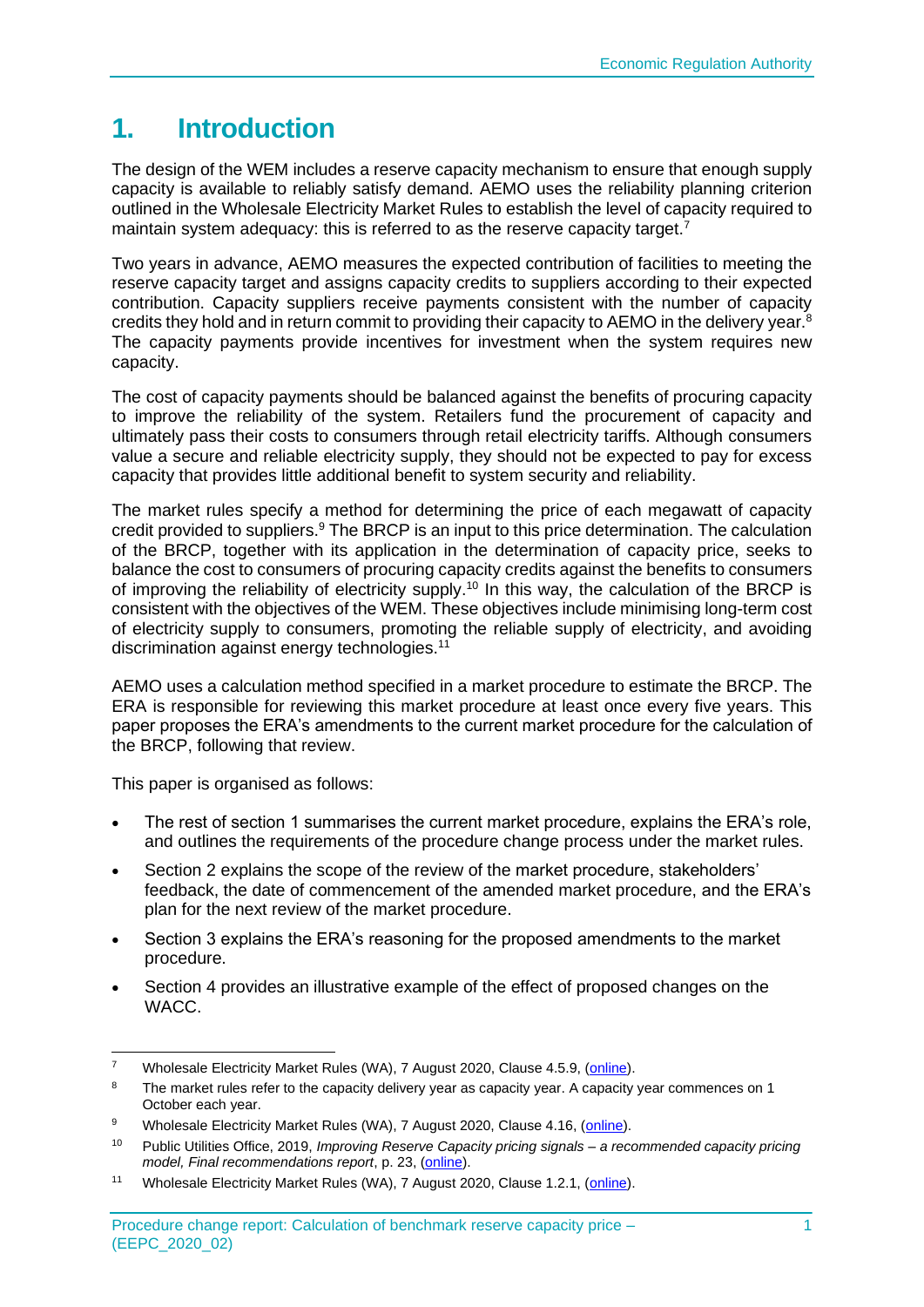# 1. Introduction

The design of the WEM includes a reserve capacity mechanism to ensure that enough supply capacity is available to reliably satisfy demand. AEMO uses the reliability planning criterion outlined in the Wholesale Electricity Market Rules to establish the level of capacity required to maintain system adequacy: this is referred to as the reserve capacity target.[7]

Two years in advance, AEMO measures the expected contribution of facilities to meeting the reserve capacity target and assigns capacity credits to suppliers according to their expected contribution. Capacity suppliers receive payments consistent with the number of capacity credits they hold and in return commit to providing their capacity to AEMO in the delivery year.[8] The capacity payments provide incentives for investment when the system requires new capacity.

The cost of capacity payments should be balanced against the benefits of procuring capacity to improve the reliability of the system. Retailers fund the procurement of capacity and ultimately pass their costs to consumers through retail electricity tariffs. Although consumers value a secure and reliable electricity supply, they should not be expected to pay for excess capacity that provides little additional benefit to system security and reliability.

The market rules specify a method for determining the price of each megawatt of capacity credit provided to suppliers.[9] The BRCP is an input to this price determination. The calculation of the BRCP, together with its application in the determination of capacity price, seeks to balance the cost to consumers of procuring capacity credits against the benefits to consumers of improving the reliability of electricity supply.[10] In this way, the calculation of the BRCP is consistent with the objectives of the WEM. These objectives include minimising long-term cost of electricity supply to consumers, promoting the reliable supply of electricity, and avoiding discrimination against energy technologies.[11]

AEMO uses a calculation method specified in a market procedure to estimate the BRCP. The ERA is responsible for reviewing this market procedure at least once every five years. This paper proposes the ERA's amendments to the current market procedure for the calculation of the BRCP, following that review.

This paper is organised as follows:

- The rest of section 1 summarises the current market procedure, explains the ERA's role, and outlines the requirements of the procedure change process under the market rules.
- Section 2 explains the scope of the review of the market procedure, stakeholders' feedback, the date of commencement of the amended market procedure, and the ERA's plan for the next review of the market procedure.
- Section 3 explains the ERA's reasoning for the proposed amendments to the market procedure.
- Section 4 provides an illustrative example of the effect of proposed changes on the WACC.

---

[7] Wholesale Electricity Market Rules (WA), 7 August 2020, Clause 4.5.9, (online).

[8] The market rules refer to the capacity delivery year as capacity year. A capacity year commences on 1 October each year.

[9] Wholesale Electricity Market Rules (WA), 7 August 2020, Clause 4.16, (online).

[10] Public Utilities Office, 2019, *Improving Reserve Capacity pricing signals – a recommended capacity pricing model, Final recommendations report*, p. 23, (online).

[11] Wholesale Electricity Market Rules (WA), 7 August 2020, Clause 1.2.1, (online).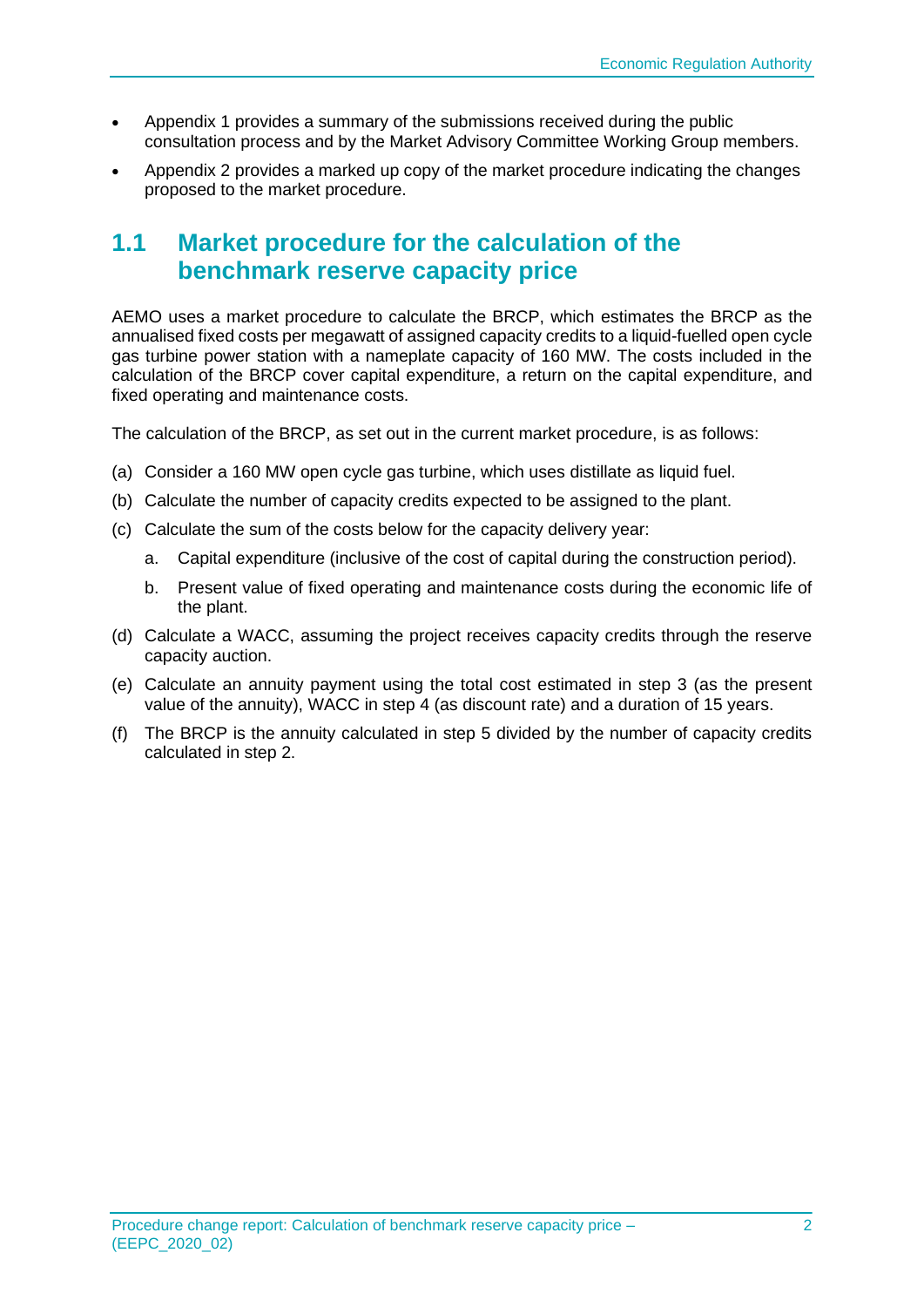- Appendix 1 provides a summary of the submissions received during the public consultation process and by the Market Advisory Committee Working Group members.
- Appendix 2 provides a marked up copy of the market procedure indicating the changes proposed to the market procedure.

## 1.1 Market procedure for the calculation of the benchmark reserve capacity price

AEMO uses a market procedure to calculate the BRCP, which estimates the BRCP as the annualised fixed costs per megawatt of assigned capacity credits to a liquid-fuelled open cycle gas turbine power station with a nameplate capacity of 160 MW. The costs included in the calculation of the BRCP cover capital expenditure, a return on the capital expenditure, and fixed operating and maintenance costs.

The calculation of the BRCP, as set out in the current market procedure, is as follows:

(a) Consider a 160 MW open cycle gas turbine, which uses distillate as liquid fuel.

(b) Calculate the number of capacity credits expected to be assigned to the plant.

(c) Calculate the sum of the costs below for the capacity delivery year:

   a. Capital expenditure (inclusive of the cost of capital during the construction period).

   b. Present value of fixed operating and maintenance costs during the economic life of the plant.

(d) Calculate a WACC, assuming the project receives capacity credits through the reserve capacity auction.

(e) Calculate an annuity payment using the total cost estimated in step 3 (as the present value of the annuity), WACC in step 4 (as discount rate) and a duration of 15 years.

(f) The BRCP is the annuity calculated in step 5 divided by the number of capacity credits calculated in step 2.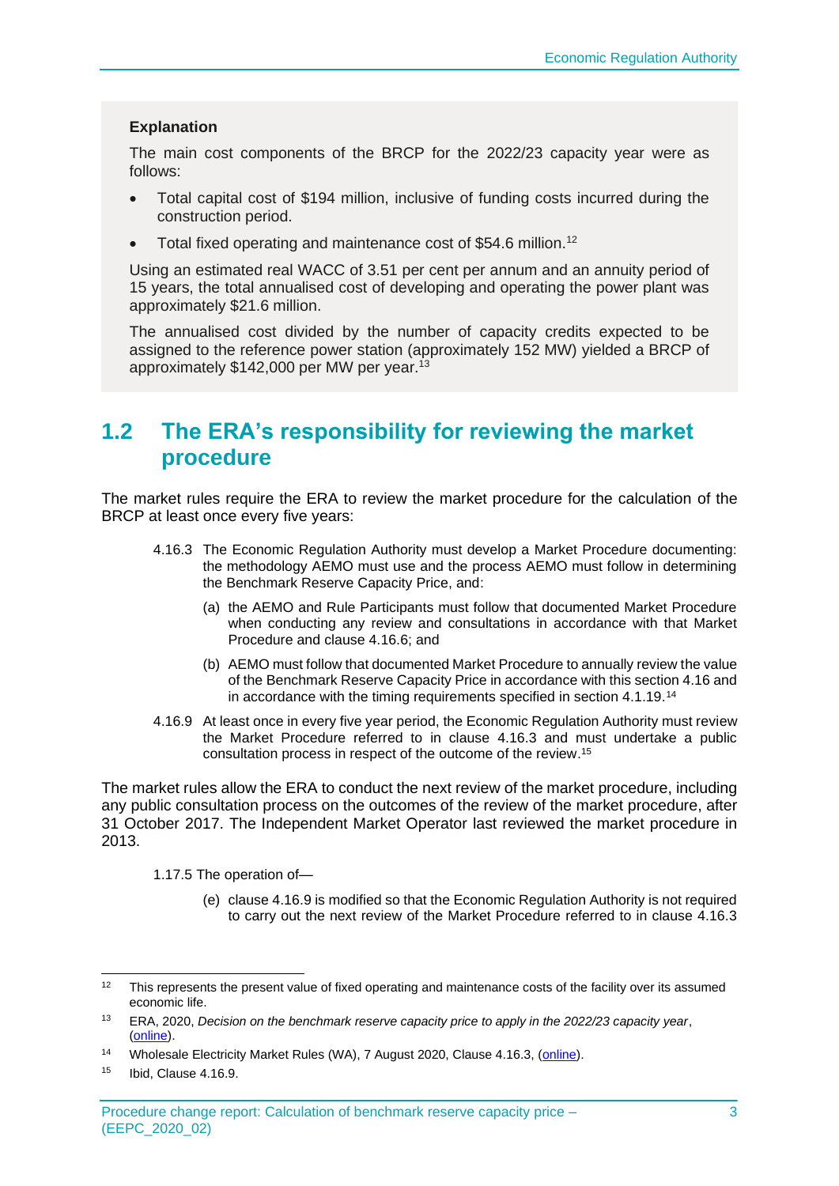**Explanation**

The main cost components of the BRCP for the 2022/23 capacity year were as follows:

- Total capital cost of $194 million, inclusive of funding costs incurred during the construction period.
- Total fixed operating and maintenance cost of $54.6 million.[12]

Using an estimated real WACC of 3.51 per cent per annum and an annuity period of 15 years, the total annualised cost of developing and operating the power plant was approximately $21.6 million.

The annualised cost divided by the number of capacity credits expected to be assigned to the reference power station (approximately 152 MW) yielded a BRCP of approximately $142,000 per MW per year.[13]

## 1.2 The ERA's responsibility for reviewing the market procedure

The market rules require the ERA to review the market procedure for the calculation of the BRCP at least once every five years:

> 4.16.3 The Economic Regulation Authority must develop a Market Procedure documenting: the methodology AEMO must use and the process AEMO must follow in determining the Benchmark Reserve Capacity Price, and:
>
> (a) the AEMO and Rule Participants must follow that documented Market Procedure when conducting any review and consultations in accordance with that Market Procedure and clause 4.16.6; and
>
> (b) AEMO must follow that documented Market Procedure to annually review the value of the Benchmark Reserve Capacity Price in accordance with this section 4.16 and in accordance with the timing requirements specified in section 4.1.19.[14]
>
> 4.16.9 At least once in every five year period, the Economic Regulation Authority must review the Market Procedure referred to in clause 4.16.3 and must undertake a public consultation process in respect of the outcome of the review.[15]

The market rules allow the ERA to conduct the next review of the market procedure, including any public consultation process on the outcomes of the review of the market procedure, after 31 October 2017. The Independent Market Operator last reviewed the market procedure in 2013.

> 1.17.5 The operation of—
>
> (e) clause 4.16.9 is modified so that the Economic Regulation Authority is not required to carry out the next review of the Market Procedure referred to in clause 4.16.3

---

[12] This represents the present value of fixed operating and maintenance costs of the facility over its assumed economic life.

[13] ERA, 2020, *Decision on the benchmark reserve capacity price to apply in the 2022/23 capacity year*, (online).

[14] Wholesale Electricity Market Rules (WA), 7 August 2020, Clause 4.16.3, (online).

[15] Ibid, Clause 4.16.9.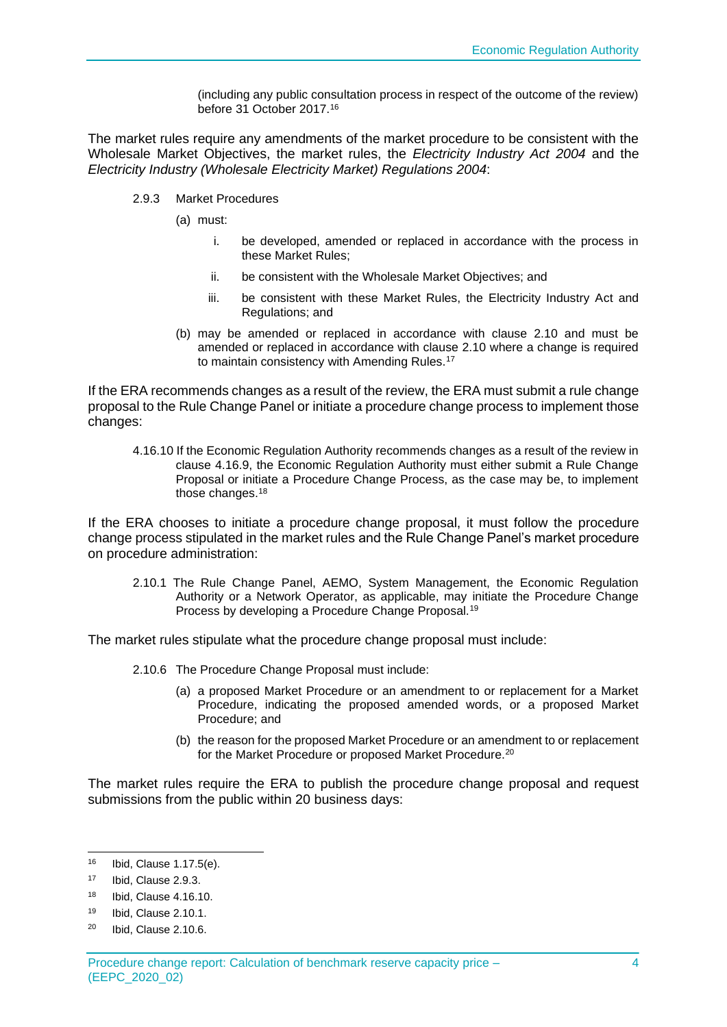(including any public consultation process in respect of the outcome of the review) before 31 October 2017.[16]

The market rules require any amendments of the market procedure to be consistent with the Wholesale Market Objectives, the market rules, the *Electricity Industry Act 2004* and the *Electricity Industry (Wholesale Electricity Market) Regulations 2004*:

> 2.9.3 Market Procedures
>
> (a) must:
>
> i. be developed, amended or replaced in accordance with the process in these Market Rules;
>
> ii. be consistent with the Wholesale Market Objectives; and
>
> iii. be consistent with these Market Rules, the Electricity Industry Act and Regulations; and
>
> (b) may be amended or replaced in accordance with clause 2.10 and must be amended or replaced in accordance with clause 2.10 where a change is required to maintain consistency with Amending Rules.[17]

If the ERA recommends changes as a result of the review, the ERA must submit a rule change proposal to the Rule Change Panel or initiate a procedure change process to implement those changes:

> 4.16.10 If the Economic Regulation Authority recommends changes as a result of the review in clause 4.16.9, the Economic Regulation Authority must either submit a Rule Change Proposal or initiate a Procedure Change Process, as the case may be, to implement those changes.[18]

If the ERA chooses to initiate a procedure change proposal, it must follow the procedure change process stipulated in the market rules and the Rule Change Panel's market procedure on procedure administration:

> 2.10.1 The Rule Change Panel, AEMO, System Management, the Economic Regulation Authority or a Network Operator, as applicable, may initiate the Procedure Change Process by developing a Procedure Change Proposal.[19]

The market rules stipulate what the procedure change proposal must include:

> 2.10.6 The Procedure Change Proposal must include:
>
> (a) a proposed Market Procedure or an amendment to or replacement for a Market Procedure, indicating the proposed amended words, or a proposed Market Procedure; and
>
> (b) the reason for the proposed Market Procedure or an amendment to or replacement for the Market Procedure or proposed Market Procedure.[20]

The market rules require the ERA to publish the procedure change proposal and request submissions from the public within 20 business days:

---

[16] Ibid, Clause 1.17.5(e).

[17] Ibid, Clause 2.9.3.

[18] Ibid, Clause 4.16.10.

[19] Ibid, Clause 2.10.1.

[20] Ibid, Clause 2.10.6.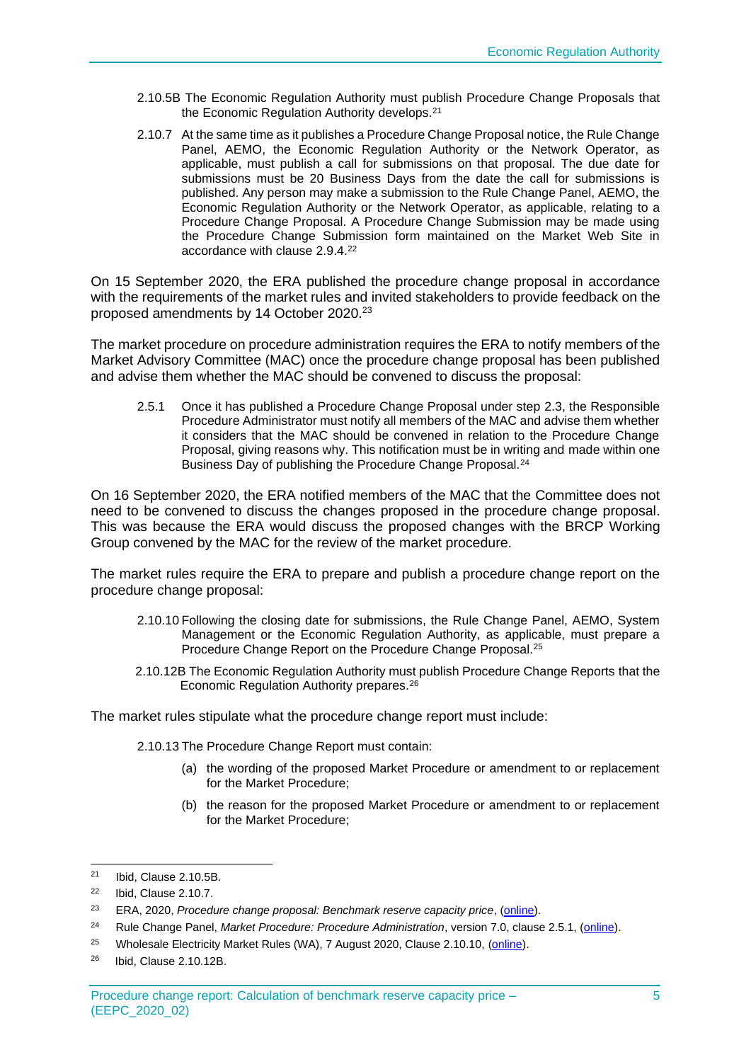2.10.5B The Economic Regulation Authority must publish Procedure Change Proposals that the Economic Regulation Authority develops.[21]

2.10.7 At the same time as it publishes a Procedure Change Proposal notice, the Rule Change Panel, AEMO, the Economic Regulation Authority or the Network Operator, as applicable, must publish a call for submissions on that proposal. The due date for submissions must be 20 Business Days from the date the call for submissions is published. Any person may make a submission to the Rule Change Panel, AEMO, the Economic Regulation Authority or the Network Operator, as applicable, relating to a Procedure Change Proposal. A Procedure Change Submission may be made using the Procedure Change Submission form maintained on the Market Web Site in accordance with clause 2.9.4.[22]

On 15 September 2020, the ERA published the procedure change proposal in accordance with the requirements of the market rules and invited stakeholders to provide feedback on the proposed amendments by 14 October 2020.[23]

The market procedure on procedure administration requires the ERA to notify members of the Market Advisory Committee (MAC) once the procedure change proposal has been published and advise them whether the MAC should be convened to discuss the proposal:

2.5.1 Once it has published a Procedure Change Proposal under step 2.3, the Responsible Procedure Administrator must notify all members of the MAC and advise them whether it considers that the MAC should be convened in relation to the Procedure Change Proposal, giving reasons why. This notification must be in writing and made within one Business Day of publishing the Procedure Change Proposal.[24]

On 16 September 2020, the ERA notified members of the MAC that the Committee does not need to be convened to discuss the changes proposed in the procedure change proposal. This was because the ERA would discuss the proposed changes with the BRCP Working Group convened by the MAC for the review of the market procedure.

The market rules require the ERA to prepare and publish a procedure change report on the procedure change proposal:

2.10.10 Following the closing date for submissions, the Rule Change Panel, AEMO, System Management or the Economic Regulation Authority, as applicable, must prepare a Procedure Change Report on the Procedure Change Proposal.[25]

2.10.12B The Economic Regulation Authority must publish Procedure Change Reports that the Economic Regulation Authority prepares.[26]

The market rules stipulate what the procedure change report must include:

2.10.13 The Procedure Change Report must contain:

(a) the wording of the proposed Market Procedure or amendment to or replacement for the Market Procedure;

(b) the reason for the proposed Market Procedure or amendment to or replacement for the Market Procedure;

---

[21] Ibid, Clause 2.10.5B.

[22] Ibid, Clause 2.10.7.

[23] ERA, 2020, *Procedure change proposal: Benchmark reserve capacity price*, (online).

[24] Rule Change Panel, *Market Procedure: Procedure Administration*, version 7.0, clause 2.5.1, (online).

[25] Wholesale Electricity Market Rules (WA), 7 August 2020, Clause 2.10.10, (online).

[26] Ibid, Clause 2.10.12B.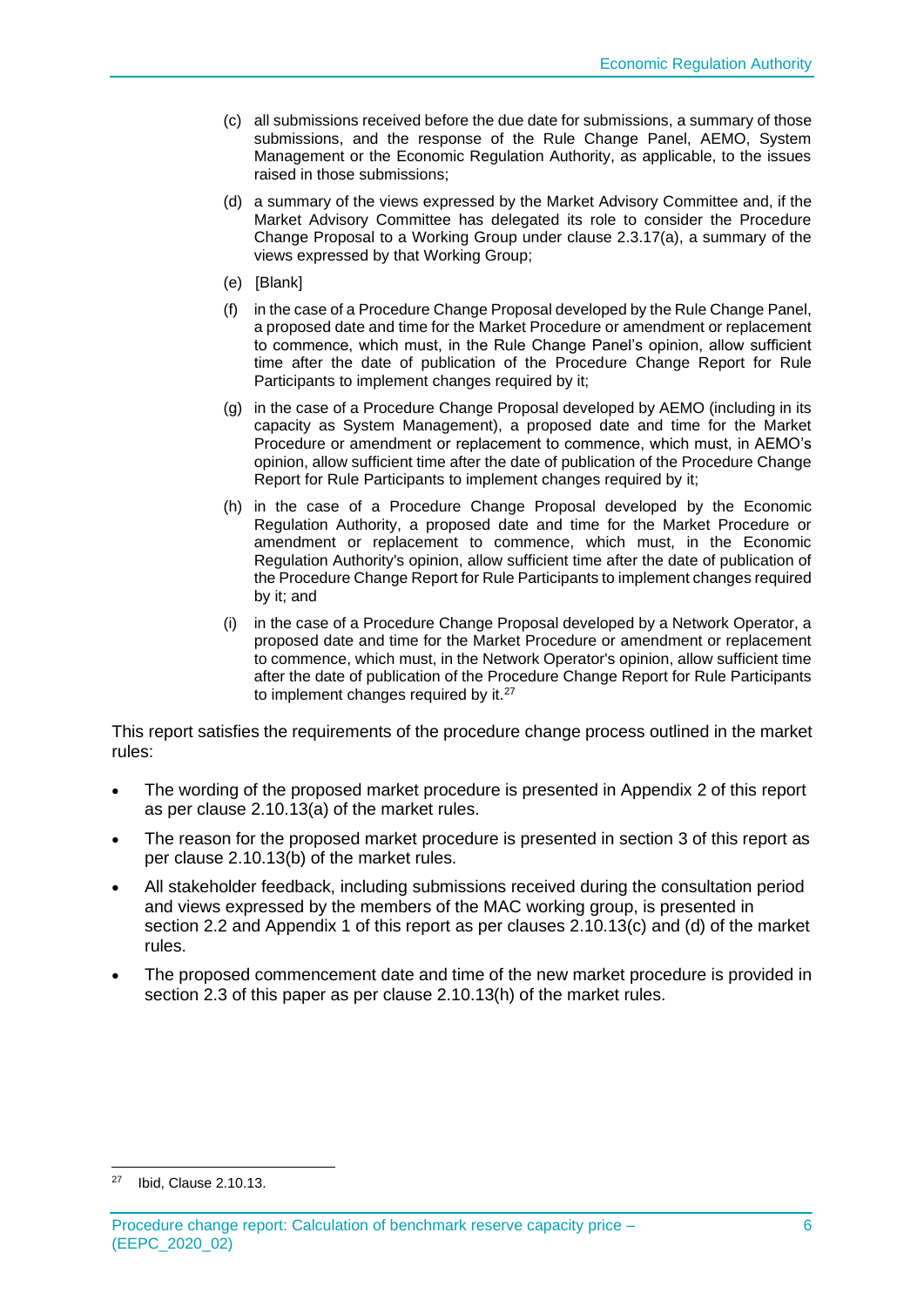(c) all submissions received before the due date for submissions, a summary of those submissions, and the response of the Rule Change Panel, AEMO, System Management or the Economic Regulation Authority, as applicable, to the issues raised in those submissions;

(d) a summary of the views expressed by the Market Advisory Committee and, if the Market Advisory Committee has delegated its role to consider the Procedure Change Proposal to a Working Group under clause 2.3.17(a), a summary of the views expressed by that Working Group;

(e) [Blank]

(f) in the case of a Procedure Change Proposal developed by the Rule Change Panel, a proposed date and time for the Market Procedure or amendment or replacement to commence, which must, in the Rule Change Panel's opinion, allow sufficient time after the date of publication of the Procedure Change Report for Rule Participants to implement changes required by it;

(g) in the case of a Procedure Change Proposal developed by AEMO (including in its capacity as System Management), a proposed date and time for the Market Procedure or amendment or replacement to commence, which must, in AEMO's opinion, allow sufficient time after the date of publication of the Procedure Change Report for Rule Participants to implement changes required by it;

(h) in the case of a Procedure Change Proposal developed by the Economic Regulation Authority, a proposed date and time for the Market Procedure or amendment or replacement to commence, which must, in the Economic Regulation Authority's opinion, allow sufficient time after the date of publication of the Procedure Change Report for Rule Participants to implement changes required by it; and

(i) in the case of a Procedure Change Proposal developed by a Network Operator, a proposed date and time for the Market Procedure or amendment or replacement to commence, which must, in the Network Operator's opinion, allow sufficient time after the date of publication of the Procedure Change Report for Rule Participants to implement changes required by it.[27]

This report satisfies the requirements of the procedure change process outlined in the market rules:

- The wording of the proposed market procedure is presented in Appendix 2 of this report as per clause 2.10.13(a) of the market rules.
- The reason for the proposed market procedure is presented in section 3 of this report as per clause 2.10.13(b) of the market rules.
- All stakeholder feedback, including submissions received during the consultation period and views expressed by the members of the MAC working group, is presented in section 2.2 and Appendix 1 of this report as per clauses 2.10.13(c) and (d) of the market rules.
- The proposed commencement date and time of the new market procedure is provided in section 2.3 of this paper as per clause 2.10.13(h) of the market rules.

---

[27] Ibid, Clause 2.10.13.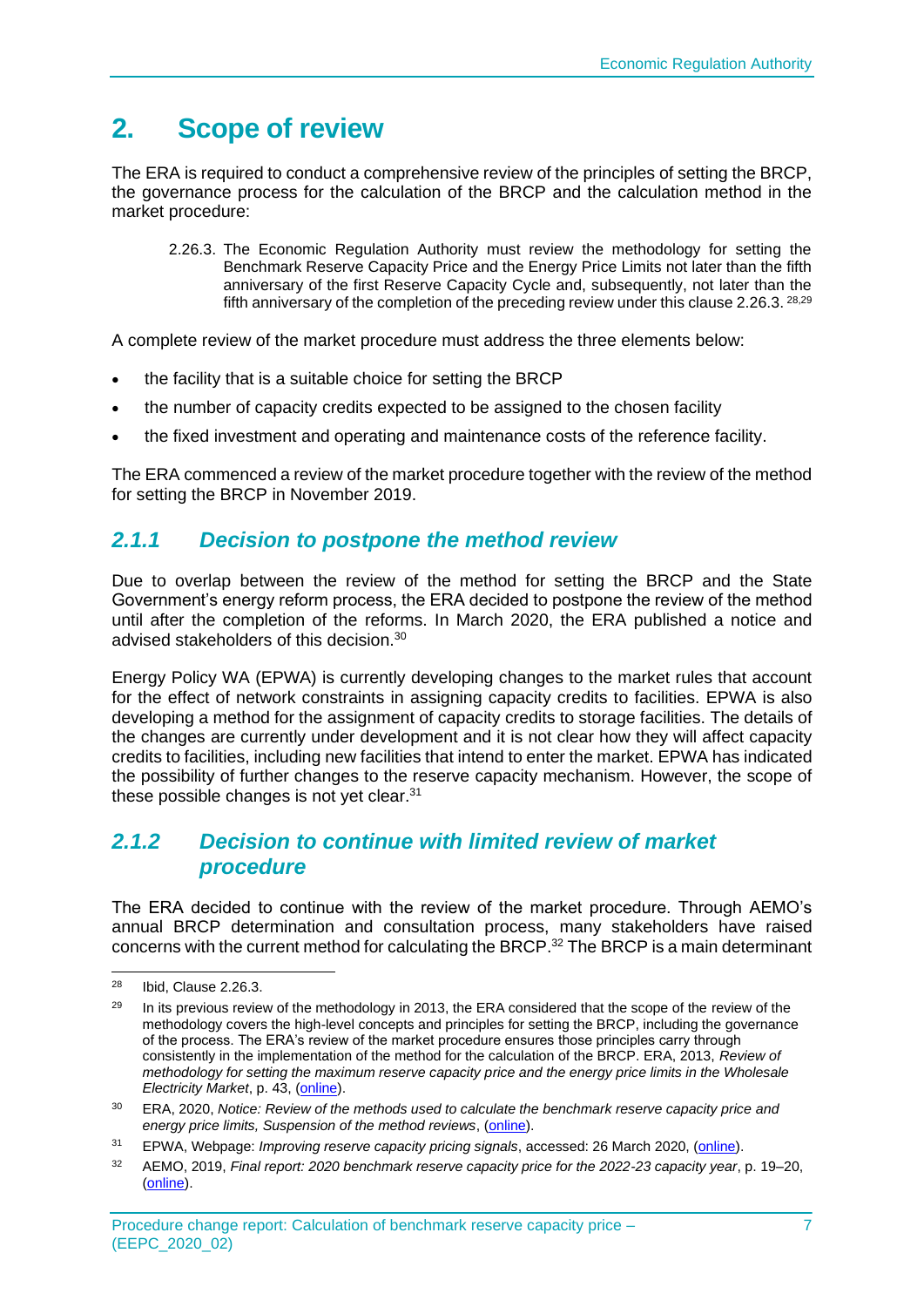# 2. Scope of review

The ERA is required to conduct a comprehensive review of the principles of setting the BRCP, the governance process for the calculation of the BRCP and the calculation method in the market procedure:

> 2.26.3. The Economic Regulation Authority must review the methodology for setting the Benchmark Reserve Capacity Price and the Energy Price Limits not later than the fifth anniversary of the first Reserve Capacity Cycle and, subsequently, not later than the fifth anniversary of the completion of the preceding review under this clause 2.26.3. [28,29]

A complete review of the market procedure must address the three elements below:

- the facility that is a suitable choice for setting the BRCP
- the number of capacity credits expected to be assigned to the chosen facility
- the fixed investment and operating and maintenance costs of the reference facility.

The ERA commenced a review of the market procedure together with the review of the method for setting the BRCP in November 2019.

## *2.1.1 Decision to postpone the method review*

Due to overlap between the review of the method for setting the BRCP and the State Government's energy reform process, the ERA decided to postpone the review of the method until after the completion of the reforms. In March 2020, the ERA published a notice and advised stakeholders of this decision.[30]

Energy Policy WA (EPWA) is currently developing changes to the market rules that account for the effect of network constraints in assigning capacity credits to facilities. EPWA is also developing a method for the assignment of capacity credits to storage facilities. The details of the changes are currently under development and it is not clear how they will affect capacity credits to facilities, including new facilities that intend to enter the market. EPWA has indicated the possibility of further changes to the reserve capacity mechanism. However, the scope of these possible changes is not yet clear.[31]

## *2.1.2 Decision to continue with limited review of market procedure*

The ERA decided to continue with the review of the market procedure. Through AEMO's annual BRCP determination and consultation process, many stakeholders have raised concerns with the current method for calculating the BRCP.[32] The BRCP is a main determinant

---

[28] Ibid, Clause 2.26.3.

[29] In its previous review of the methodology in 2013, the ERA considered that the scope of the review of the methodology covers the high-level concepts and principles for setting the BRCP, including the governance of the process. The ERA's review of the market procedure ensures those principles carry through consistently in the implementation of the method for the calculation of the BRCP. ERA, 2013, *Review of methodology for setting the maximum reserve capacity price and the energy price limits in the Wholesale Electricity Market*, p. 43, (online).

[30] ERA, 2020, *Notice: Review of the methods used to calculate the benchmark reserve capacity price and energy price limits, Suspension of the method reviews*, (online).

[31] EPWA, Webpage: *Improving reserve capacity pricing signals*, accessed: 26 March 2020, (online).

[32] AEMO, 2019, *Final report: 2020 benchmark reserve capacity price for the 2022-23 capacity year*, p. 19–20, (online).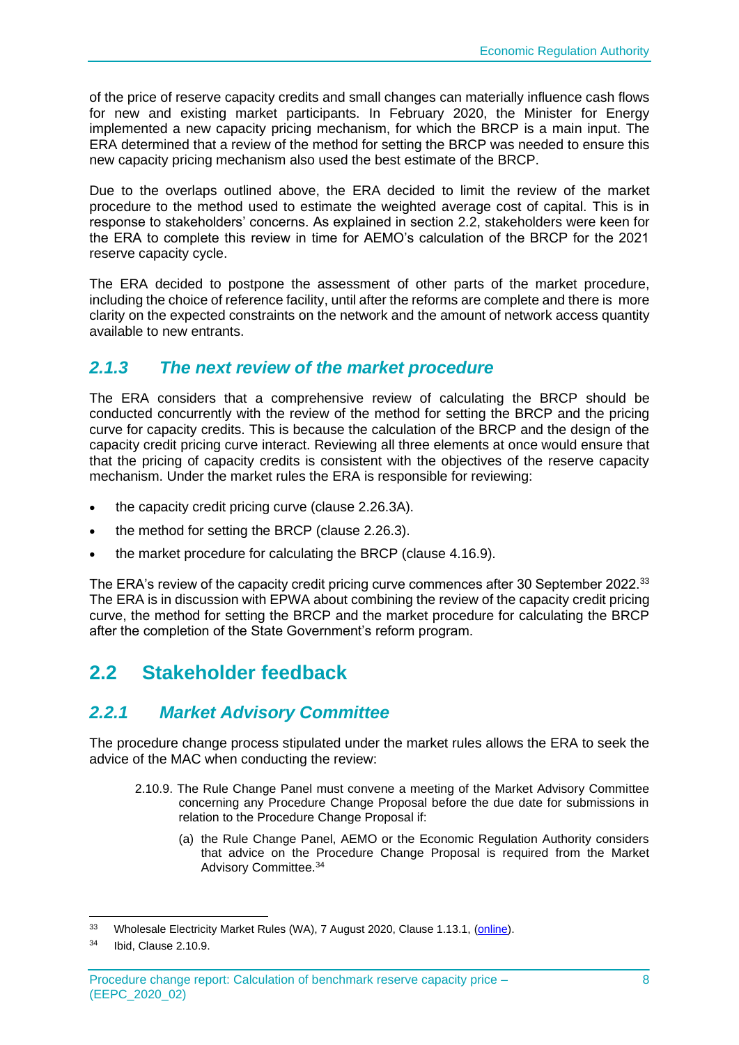of the price of reserve capacity credits and small changes can materially influence cash flows for new and existing market participants. In February 2020, the Minister for Energy implemented a new capacity pricing mechanism, for which the BRCP is a main input. The ERA determined that a review of the method for setting the BRCP was needed to ensure this new capacity pricing mechanism also used the best estimate of the BRCP.

Due to the overlaps outlined above, the ERA decided to limit the review of the market procedure to the method used to estimate the weighted average cost of capital. This is in response to stakeholders' concerns. As explained in section 2.2, stakeholders were keen for the ERA to complete this review in time for AEMO's calculation of the BRCP for the 2021 reserve capacity cycle.

The ERA decided to postpone the assessment of other parts of the market procedure, including the choice of reference facility, until after the reforms are complete and there is more clarity on the expected constraints on the network and the amount of network access quantity available to new entrants.

### 2.1.3 The next review of the market procedure

The ERA considers that a comprehensive review of calculating the BRCP should be conducted concurrently with the review of the method for setting the BRCP and the pricing curve for capacity credits. This is because the calculation of the BRCP and the design of the capacity credit pricing curve interact. Reviewing all three elements at once would ensure that that the pricing of capacity credits is consistent with the objectives of the reserve capacity mechanism. Under the market rules the ERA is responsible for reviewing:

- the capacity credit pricing curve (clause 2.26.3A).
- the method for setting the BRCP (clause 2.26.3).
- the market procedure for calculating the BRCP (clause 4.16.9).

The ERA's review of the capacity credit pricing curve commences after 30 September 2022.[33] The ERA is in discussion with EPWA about combining the review of the capacity credit pricing curve, the method for setting the BRCP and the market procedure for calculating the BRCP after the completion of the State Government's reform program.

## 2.2 Stakeholder feedback

### 2.2.1 Market Advisory Committee

The procedure change process stipulated under the market rules allows the ERA to seek the advice of the MAC when conducting the review:

> 2.10.9. The Rule Change Panel must convene a meeting of the Market Advisory Committee concerning any Procedure Change Proposal before the due date for submissions in relation to the Procedure Change Proposal if:
>
> (a) the Rule Change Panel, AEMO or the Economic Regulation Authority considers that advice on the Procedure Change Proposal is required from the Market Advisory Committee.[34]

---

[33] Wholesale Electricity Market Rules (WA), 7 August 2020, Clause 1.13.1, (online).

[34] Ibid, Clause 2.10.9.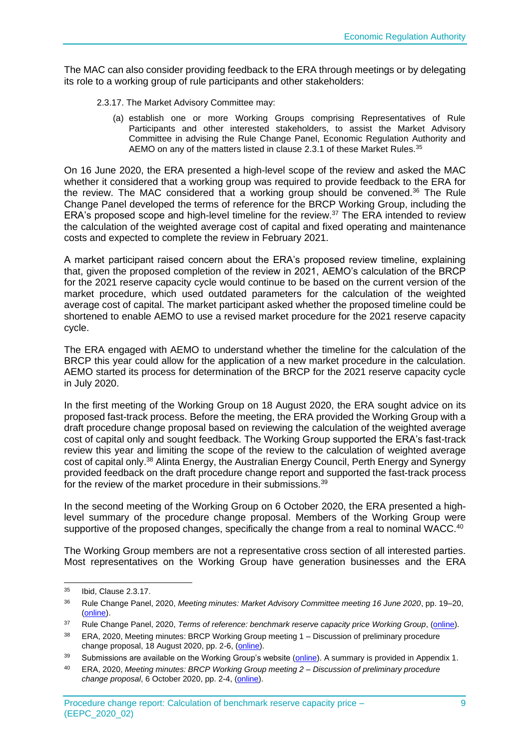The MAC can also consider providing feedback to the ERA through meetings or by delegating its role to a working group of rule participants and other stakeholders:

> 2.3.17. The Market Advisory Committee may:
>
> (a) establish one or more Working Groups comprising Representatives of Rule Participants and other interested stakeholders, to assist the Market Advisory Committee in advising the Rule Change Panel, Economic Regulation Authority and AEMO on any of the matters listed in clause 2.3.1 of these Market Rules.[35]

On 16 June 2020, the ERA presented a high-level scope of the review and asked the MAC whether it considered that a working group was required to provide feedback to the ERA for the review. The MAC considered that a working group should be convened.[36] The Rule Change Panel developed the terms of reference for the BRCP Working Group, including the ERA's proposed scope and high-level timeline for the review.[37] The ERA intended to review the calculation of the weighted average cost of capital and fixed operating and maintenance costs and expected to complete the review in February 2021.

A market participant raised concern about the ERA's proposed review timeline, explaining that, given the proposed completion of the review in 2021, AEMO's calculation of the BRCP for the 2021 reserve capacity cycle would continue to be based on the current version of the market procedure, which used outdated parameters for the calculation of the weighted average cost of capital. The market participant asked whether the proposed timeline could be shortened to enable AEMO to use a revised market procedure for the 2021 reserve capacity cycle.

The ERA engaged with AEMO to understand whether the timeline for the calculation of the BRCP this year could allow for the application of a new market procedure in the calculation. AEMO started its process for determination of the BRCP for the 2021 reserve capacity cycle in July 2020.

In the first meeting of the Working Group on 18 August 2020, the ERA sought advice on its proposed fast-track process. Before the meeting, the ERA provided the Working Group with a draft procedure change proposal based on reviewing the calculation of the weighted average cost of capital only and sought feedback. The Working Group supported the ERA's fast-track review this year and limiting the scope of the review to the calculation of weighted average cost of capital only.[38] Alinta Energy, the Australian Energy Council, Perth Energy and Synergy provided feedback on the draft procedure change report and supported the fast-track process for the review of the market procedure in their submissions.[39]

In the second meeting of the Working Group on 6 October 2020, the ERA presented a high-level summary of the procedure change proposal. Members of the Working Group were supportive of the proposed changes, specifically the change from a real to nominal WACC.[40]

The Working Group members are not a representative cross section of all interested parties. Most representatives on the Working Group have generation businesses and the ERA

---

[35] Ibid, Clause 2.3.17.

[36] Rule Change Panel, 2020, *Meeting minutes: Market Advisory Committee meeting 16 June 2020*, pp. 19–20, (online).

[37] Rule Change Panel, 2020, *Terms of reference: benchmark reserve capacity price Working Group*, (online).

[38] ERA, 2020, Meeting minutes: BRCP Working Group meeting 1 – Discussion of preliminary procedure change proposal, 18 August 2020, pp. 2-6, (online).

[39] Submissions are available on the Working Group's website (online). A summary is provided in Appendix 1.

[40] ERA, 2020, *Meeting minutes: BRCP Working Group meeting 2 – Discussion of preliminary procedure change proposal*, 6 October 2020, pp. 2-4, (online).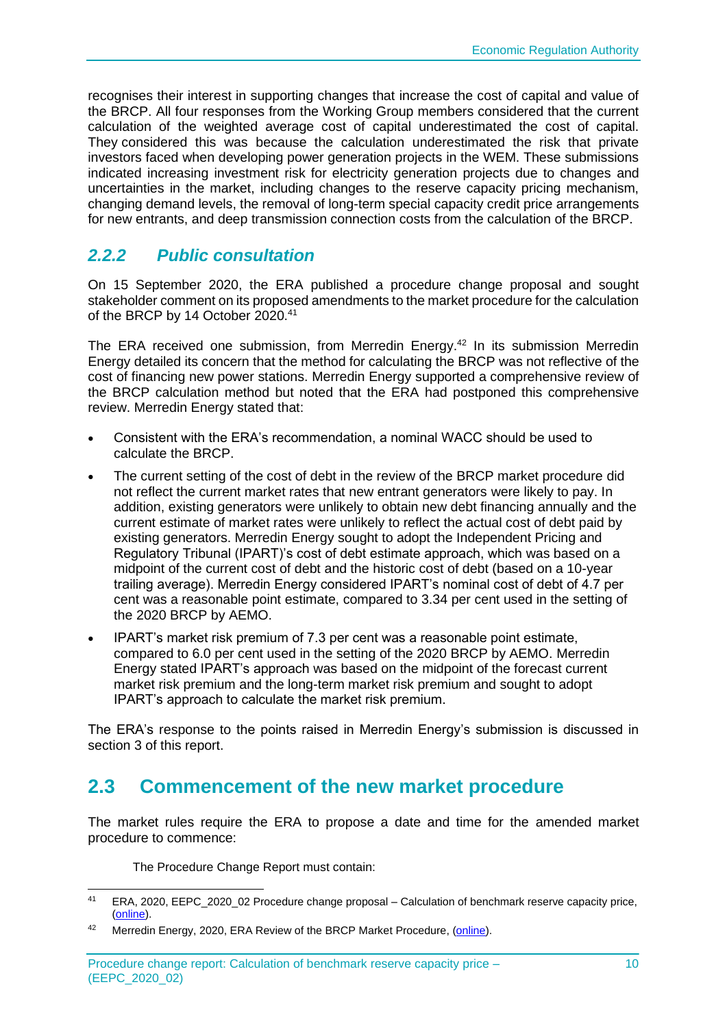recognises their interest in supporting changes that increase the cost of capital and value of the BRCP. All four responses from the Working Group members considered that the current calculation of the weighted average cost of capital underestimated the cost of capital. They considered this was because the calculation underestimated the risk that private investors faced when developing power generation projects in the WEM. These submissions indicated increasing investment risk for electricity generation projects due to changes and uncertainties in the market, including changes to the reserve capacity pricing mechanism, changing demand levels, the removal of long-term special capacity credit price arrangements for new entrants, and deep transmission connection costs from the calculation of the BRCP.

### *2.2.2 Public consultation*

On 15 September 2020, the ERA published a procedure change proposal and sought stakeholder comment on its proposed amendments to the market procedure for the calculation of the BRCP by 14 October 2020.[41]

The ERA received one submission, from Merredin Energy.[42] In its submission Merredin Energy detailed its concern that the method for calculating the BRCP was not reflective of the cost of financing new power stations. Merredin Energy supported a comprehensive review of the BRCP calculation method but noted that the ERA had postponed this comprehensive review. Merredin Energy stated that:

- Consistent with the ERA's recommendation, a nominal WACC should be used to calculate the BRCP.
- The current setting of the cost of debt in the review of the BRCP market procedure did not reflect the current market rates that new entrant generators were likely to pay. In addition, existing generators were unlikely to obtain new debt financing annually and the current estimate of market rates were unlikely to reflect the actual cost of debt paid by existing generators. Merredin Energy sought to adopt the Independent Pricing and Regulatory Tribunal (IPART)'s cost of debt estimate approach, which was based on a midpoint of the current cost of debt and the historic cost of debt (based on a 10-year trailing average). Merredin Energy considered IPART's nominal cost of debt of 4.7 per cent was a reasonable point estimate, compared to 3.34 per cent used in the setting of the 2020 BRCP by AEMO.
- IPART's market risk premium of 7.3 per cent was a reasonable point estimate, compared to 6.0 per cent used in the setting of the 2020 BRCP by AEMO. Merredin Energy stated IPART's approach was based on the midpoint of the forecast current market risk premium and the long-term market risk premium and sought to adopt IPART's approach to calculate the market risk premium.

The ERA's response to the points raised in Merredin Energy's submission is discussed in section 3 of this report.

## 2.3 Commencement of the new market procedure

The market rules require the ERA to propose a date and time for the amended market procedure to commence:

> The Procedure Change Report must contain:

---

[41] ERA, 2020, EEPC_2020_02 Procedure change proposal – Calculation of benchmark reserve capacity price, (online).

[42] Merredin Energy, 2020, ERA Review of the BRCP Market Procedure, (online).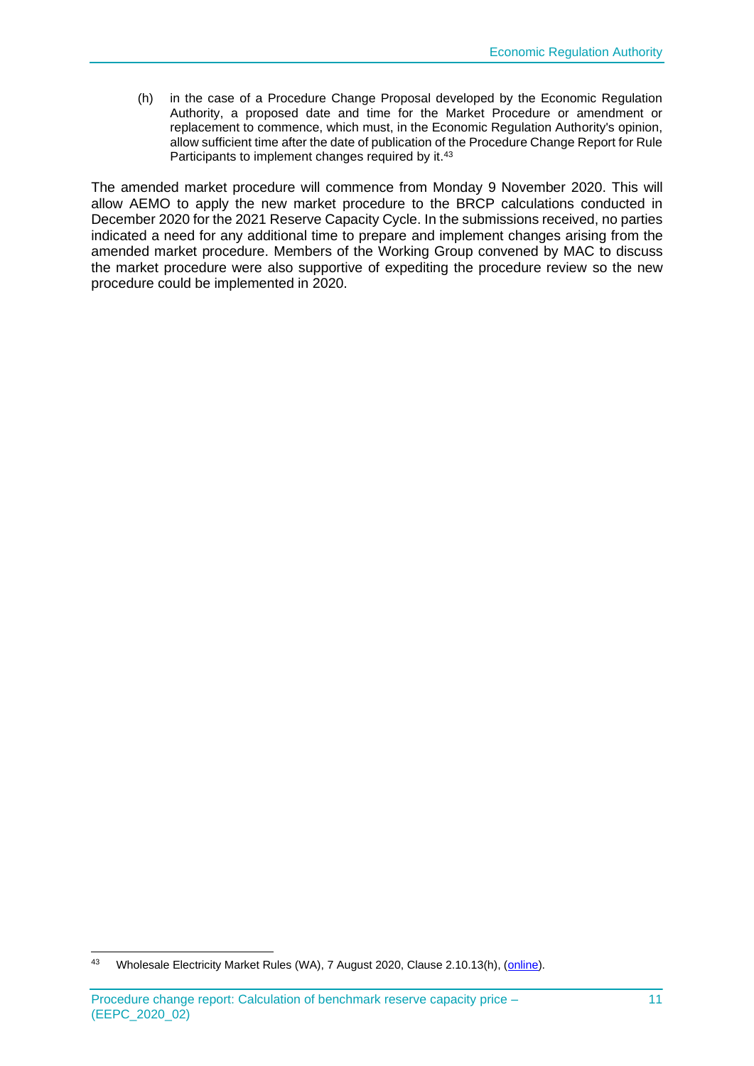(h) in the case of a Procedure Change Proposal developed by the Economic Regulation Authority, a proposed date and time for the Market Procedure or amendment or replacement to commence, which must, in the Economic Regulation Authority's opinion, allow sufficient time after the date of publication of the Procedure Change Report for Rule Participants to implement changes required by it.[43]

The amended market procedure will commence from Monday 9 November 2020. This will allow AEMO to apply the new market procedure to the BRCP calculations conducted in December 2020 for the 2021 Reserve Capacity Cycle. In the submissions received, no parties indicated a need for any additional time to prepare and implement changes arising from the amended market procedure. Members of the Working Group convened by MAC to discuss the market procedure were also supportive of expediting the procedure review so the new procedure could be implemented in 2020.

[43] Wholesale Electricity Market Rules (WA), 7 August 2020, Clause 2.10.13(h), (online).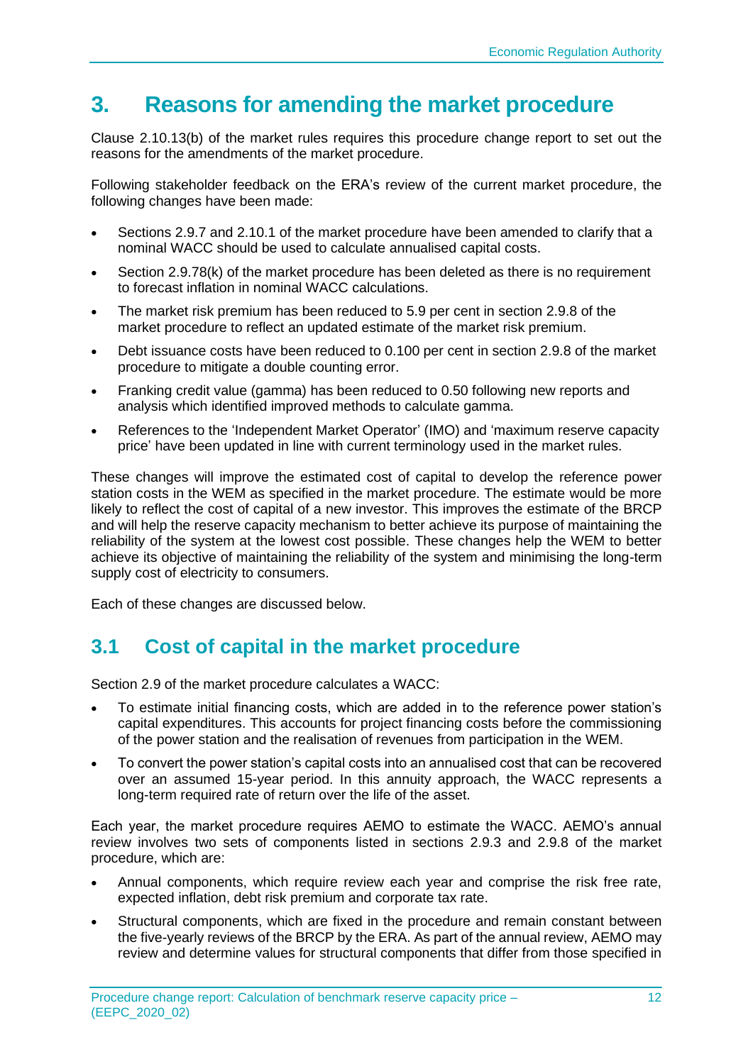# 3. Reasons for amending the market procedure

Clause 2.10.13(b) of the market rules requires this procedure change report to set out the reasons for the amendments of the market procedure.

Following stakeholder feedback on the ERA's review of the current market procedure, the following changes have been made:

- Sections 2.9.7 and 2.10.1 of the market procedure have been amended to clarify that a nominal WACC should be used to calculate annualised capital costs.
- Section 2.9.78(k) of the market procedure has been deleted as there is no requirement to forecast inflation in nominal WACC calculations.
- The market risk premium has been reduced to 5.9 per cent in section 2.9.8 of the market procedure to reflect an updated estimate of the market risk premium.
- Debt issuance costs have been reduced to 0.100 per cent in section 2.9.8 of the market procedure to mitigate a double counting error.
- Franking credit value (gamma) has been reduced to 0.50 following new reports and analysis which identified improved methods to calculate gamma.
- References to the 'Independent Market Operator' (IMO) and 'maximum reserve capacity price' have been updated in line with current terminology used in the market rules.

These changes will improve the estimated cost of capital to develop the reference power station costs in the WEM as specified in the market procedure. The estimate would be more likely to reflect the cost of capital of a new investor. This improves the estimate of the BRCP and will help the reserve capacity mechanism to better achieve its purpose of maintaining the reliability of the system at the lowest cost possible. These changes help the WEM to better achieve its objective of maintaining the reliability of the system and minimising the long-term supply cost of electricity to consumers.

Each of these changes are discussed below.

## 3.1 Cost of capital in the market procedure

Section 2.9 of the market procedure calculates a WACC:

- To estimate initial financing costs, which are added in to the reference power station's capital expenditures. This accounts for project financing costs before the commissioning of the power station and the realisation of revenues from participation in the WEM.
- To convert the power station's capital costs into an annualised cost that can be recovered over an assumed 15-year period. In this annuity approach, the WACC represents a long-term required rate of return over the life of the asset.

Each year, the market procedure requires AEMO to estimate the WACC. AEMO's annual review involves two sets of components listed in sections 2.9.3 and 2.9.8 of the market procedure, which are:

- Annual components, which require review each year and comprise the risk free rate, expected inflation, debt risk premium and corporate tax rate.
- Structural components, which are fixed in the procedure and remain constant between the five-yearly reviews of the BRCP by the ERA. As part of the annual review, AEMO may review and determine values for structural components that differ from those specified in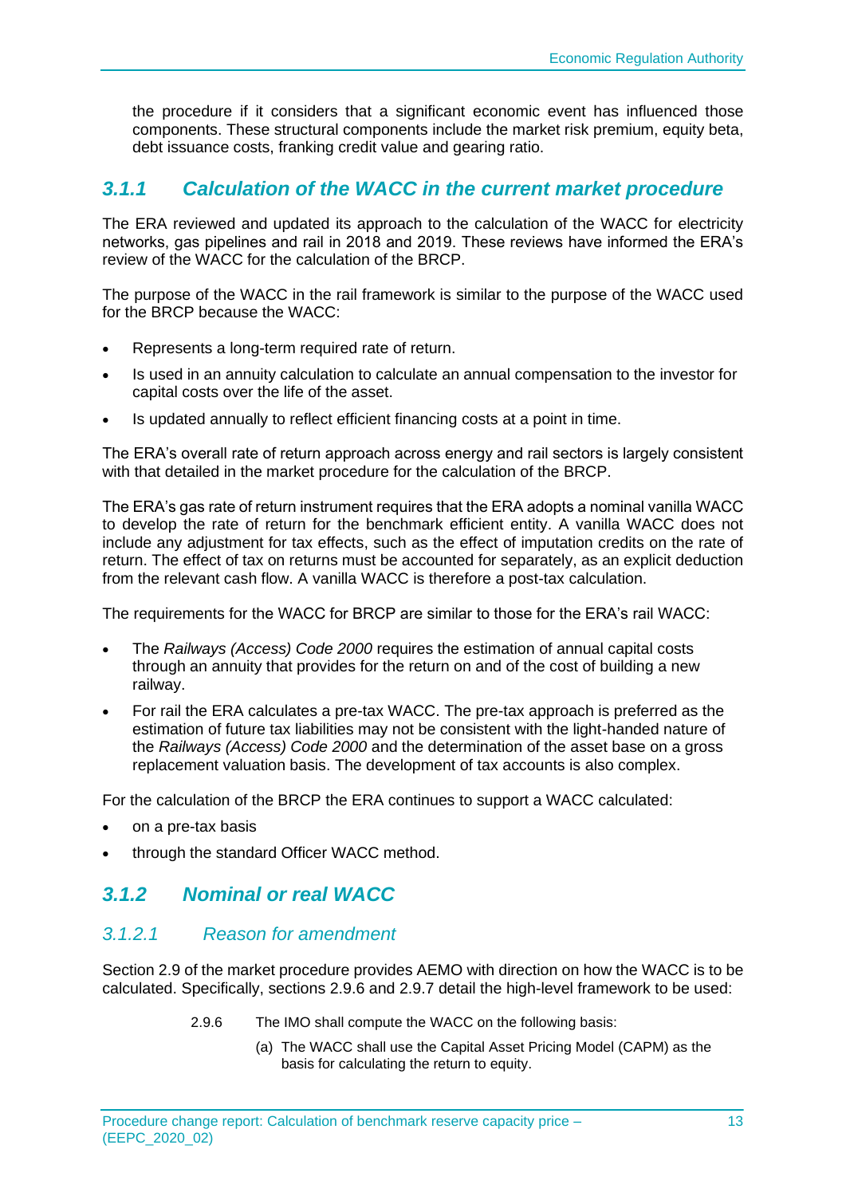the procedure if it considers that a significant economic event has influenced those components. These structural components include the market risk premium, equity beta, debt issuance costs, franking credit value and gearing ratio.

### 3.1.1 Calculation of the WACC in the current market procedure

The ERA reviewed and updated its approach to the calculation of the WACC for electricity networks, gas pipelines and rail in 2018 and 2019. These reviews have informed the ERA's review of the WACC for the calculation of the BRCP.

The purpose of the WACC in the rail framework is similar to the purpose of the WACC used for the BRCP because the WACC:

- Represents a long-term required rate of return.
- Is used in an annuity calculation to calculate an annual compensation to the investor for capital costs over the life of the asset.
- Is updated annually to reflect efficient financing costs at a point in time.

The ERA's overall rate of return approach across energy and rail sectors is largely consistent with that detailed in the market procedure for the calculation of the BRCP.

The ERA's gas rate of return instrument requires that the ERA adopts a nominal vanilla WACC to develop the rate of return for the benchmark efficient entity. A vanilla WACC does not include any adjustment for tax effects, such as the effect of imputation credits on the rate of return. The effect of tax on returns must be accounted for separately, as an explicit deduction from the relevant cash flow. A vanilla WACC is therefore a post-tax calculation.

The requirements for the WACC for BRCP are similar to those for the ERA's rail WACC:

- The *Railways (Access) Code 2000* requires the estimation of annual capital costs through an annuity that provides for the return on and of the cost of building a new railway.
- For rail the ERA calculates a pre-tax WACC. The pre-tax approach is preferred as the estimation of future tax liabilities may not be consistent with the light-handed nature of the *Railways (Access) Code 2000* and the determination of the asset base on a gross replacement valuation basis. The development of tax accounts is also complex.

For the calculation of the BRCP the ERA continues to support a WACC calculated:

- on a pre-tax basis
- through the standard Officer WACC method.

### 3.1.2 Nominal or real WACC

#### 3.1.2.1 Reason for amendment

Section 2.9 of the market procedure provides AEMO with direction on how the WACC is to be calculated. Specifically, sections 2.9.6 and 2.9.7 detail the high-level framework to be used:

> 2.9.6 The IMO shall compute the WACC on the following basis:
>
> (a) The WACC shall use the Capital Asset Pricing Model (CAPM) as the basis for calculating the return to equity.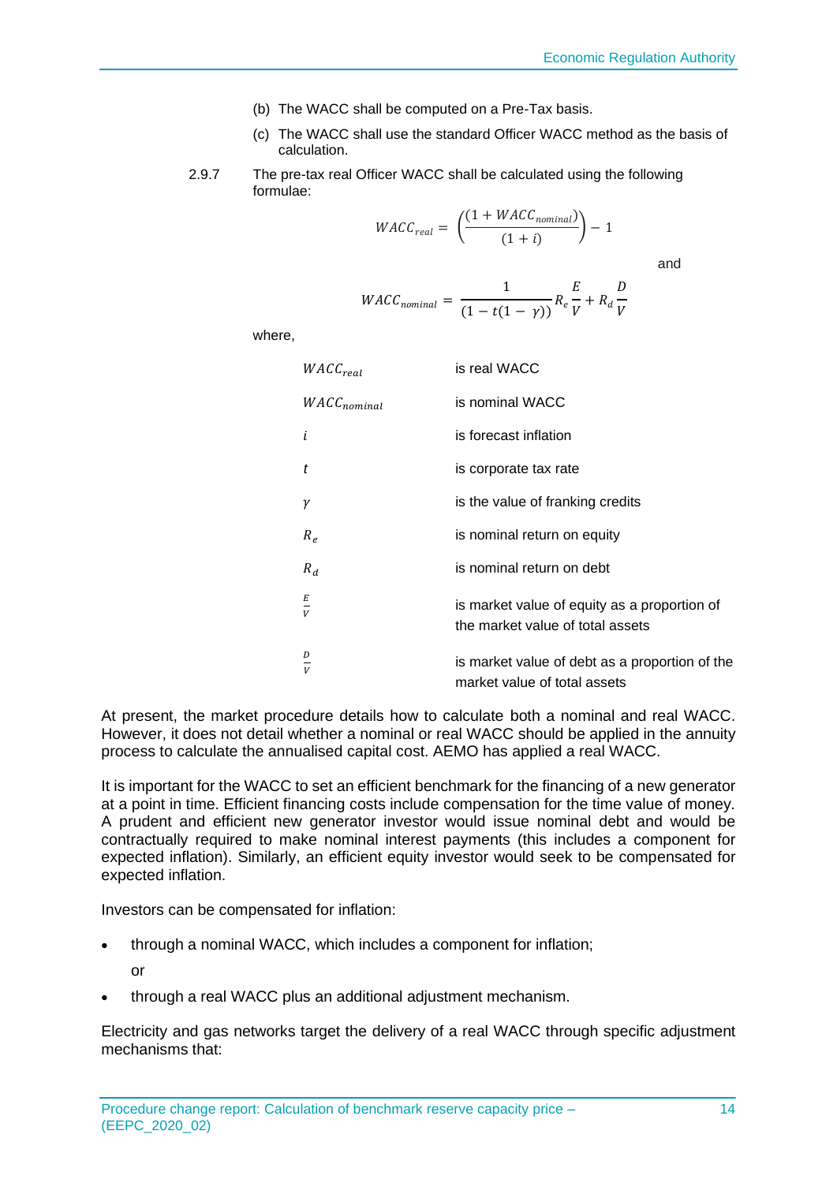(b) The WACC shall be computed on a Pre-Tax basis.

(c) The WACC shall use the standard Officer WACC method as the basis of calculation.

2.9.7 The pre-tax real Officer WACC shall be calculated using the following formulae:

$$WACC_{real} = \left(\frac{(1 + WACC_{nominal})}{(1 + i)}\right) - 1$$

and

$$WACC_{nominal} = \frac{1}{(1 - t(1 - \gamma))} R_e \frac{E}{V} + R_d \frac{D}{V}$$

where,

| | |
|---|---|
| $WACC_{real}$ | is real WACC |
| $WACC_{nominal}$ | is nominal WACC |
| $i$ | is forecast inflation |
| $t$ | is corporate tax rate |
| $\gamma$ | is the value of franking credits |
| $R_e$ | is nominal return on equity |
| $R_d$ | is nominal return on debt |
| $\frac{E}{V}$ | is market value of equity as a proportion of the market value of total assets |
| $\frac{D}{V}$ | is market value of debt as a proportion of the market value of total assets |

At present, the market procedure details how to calculate both a nominal and real WACC. However, it does not detail whether a nominal or real WACC should be applied in the annuity process to calculate the annualised capital cost. AEMO has applied a real WACC.

It is important for the WACC to set an efficient benchmark for the financing of a new generator at a point in time. Efficient financing costs include compensation for the time value of money. A prudent and efficient new generator investor would issue nominal debt and would be contractually required to make nominal interest payments (this includes a component for expected inflation). Similarly, an efficient equity investor would seek to be compensated for expected inflation.

Investors can be compensated for inflation:

- through a nominal WACC, which includes a component for inflation;

  or

- through a real WACC plus an additional adjustment mechanism.

Electricity and gas networks target the delivery of a real WACC through specific adjustment mechanisms that: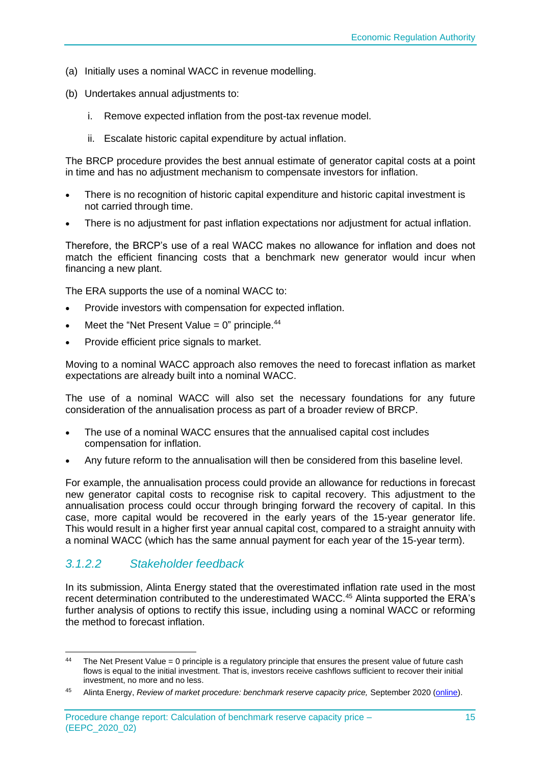(a) Initially uses a nominal WACC in revenue modelling.

(b) Undertakes annual adjustments to:

   i. Remove expected inflation from the post-tax revenue model.

   ii. Escalate historic capital expenditure by actual inflation.

The BRCP procedure provides the best annual estimate of generator capital costs at a point in time and has no adjustment mechanism to compensate investors for inflation.

- There is no recognition of historic capital expenditure and historic capital investment is not carried through time.
- There is no adjustment for past inflation expectations nor adjustment for actual inflation.

Therefore, the BRCP's use of a real WACC makes no allowance for inflation and does not match the efficient financing costs that a benchmark new generator would incur when financing a new plant.

The ERA supports the use of a nominal WACC to:

- Provide investors with compensation for expected inflation.
- Meet the "Net Present Value = 0" principle.[44]
- Provide efficient price signals to market.

Moving to a nominal WACC approach also removes the need to forecast inflation as market expectations are already built into a nominal WACC.

The use of a nominal WACC will also set the necessary foundations for any future consideration of the annualisation process as part of a broader review of BRCP.

- The use of a nominal WACC ensures that the annualised capital cost includes compensation for inflation.
- Any future reform to the annualisation will then be considered from this baseline level.

For example, the annualisation process could provide an allowance for reductions in forecast new generator capital costs to recognise risk to capital recovery. This adjustment to the annualisation process could occur through bringing forward the recovery of capital. In this case, more capital would be recovered in the early years of the 15-year generator life. This would result in a higher first year annual capital cost, compared to a straight annuity with a nominal WACC (which has the same annual payment for each year of the 15-year term).

#### *3.1.2.2 Stakeholder feedback*

In its submission, Alinta Energy stated that the overestimated inflation rate used in the most recent determination contributed to the underestimated WACC.[45] Alinta supported the ERA's further analysis of options to rectify this issue, including using a nominal WACC or reforming the method to forecast inflation.

---

[44] The Net Present Value = 0 principle is a regulatory principle that ensures the present value of future cash flows is equal to the initial investment. That is, investors receive cashflows sufficient to recover their initial investment, no more and no less.

[45] Alinta Energy, *Review of market procedure: benchmark reserve capacity price,* September 2020 (online).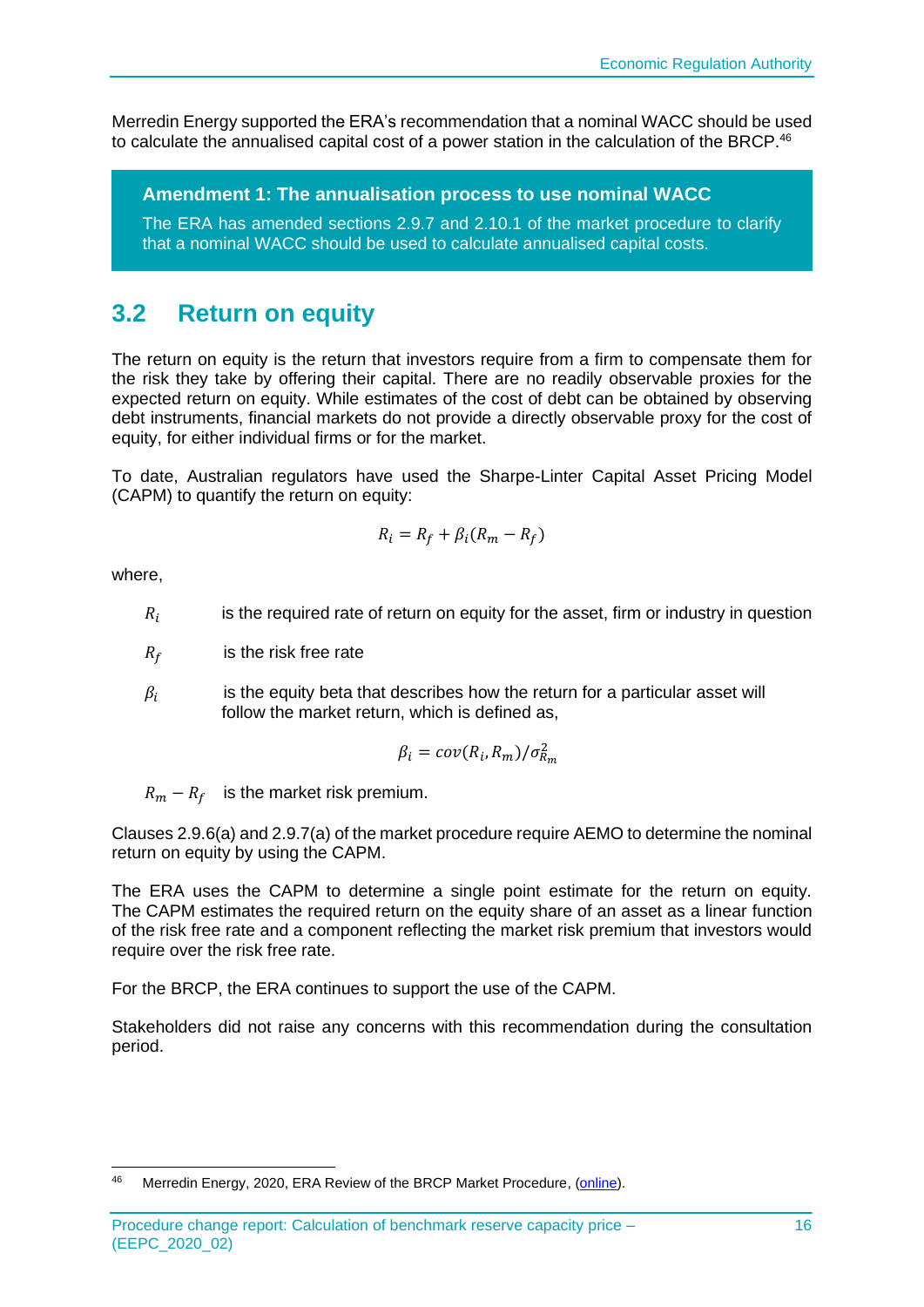Merredin Energy supported the ERA's recommendation that a nominal WACC should be used to calculate the annualised capital cost of a power station in the calculation of the BRCP.[46]

**Amendment 1: The annualisation process to use nominal WACC**

The ERA has amended sections 2.9.7 and 2.10.1 of the market procedure to clarify that a nominal WACC should be used to calculate annualised capital costs.

## 3.2 Return on equity

The return on equity is the return that investors require from a firm to compensate them for the risk they take by offering their capital. There are no readily observable proxies for the expected return on equity. While estimates of the cost of debt can be obtained by observing debt instruments, financial markets do not provide a directly observable proxy for the cost of equity, for either individual firms or for the market.

To date, Australian regulators have used the Sharpe-Linter Capital Asset Pricing Model (CAPM) to quantify the return on equity:

$$R_i = R_f + \beta_i(R_m - R_f)$$

where,

$R_i$ is the required rate of return on equity for the asset, firm or industry in question

$R_f$ is the risk free rate

$\beta_i$ is the equity beta that describes how the return for a particular asset will follow the market return, which is defined as,

$$\beta_i = cov(R_i, R_m)/\sigma_{R_m}^2$$

$R_m - R_f$ is the market risk premium.

Clauses 2.9.6(a) and 2.9.7(a) of the market procedure require AEMO to determine the nominal return on equity by using the CAPM.

The ERA uses the CAPM to determine a single point estimate for the return on equity. The CAPM estimates the required return on the equity share of an asset as a linear function of the risk free rate and a component reflecting the market risk premium that investors would require over the risk free rate.

For the BRCP, the ERA continues to support the use of the CAPM.

Stakeholders did not raise any concerns with this recommendation during the consultation period.

---

[46] Merredin Energy, 2020, ERA Review of the BRCP Market Procedure, (online).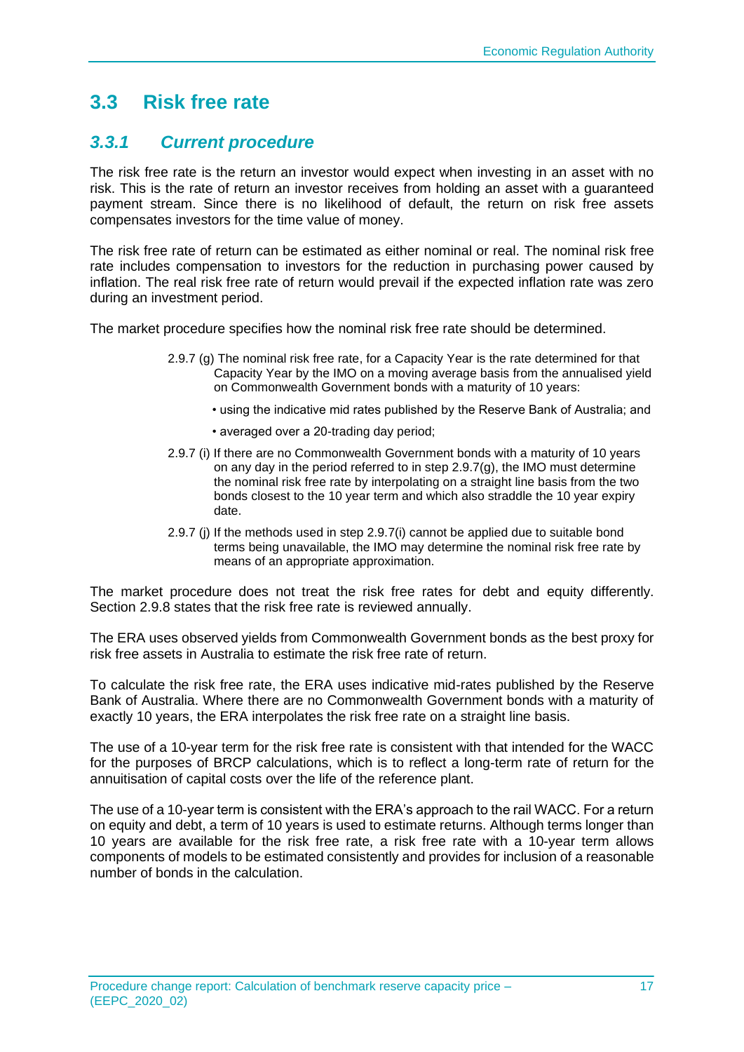## 3.3 Risk free rate

### *3.3.1 Current procedure*

The risk free rate is the return an investor would expect when investing in an asset with no risk. This is the rate of return an investor receives from holding an asset with a guaranteed payment stream. Since there is no likelihood of default, the return on risk free assets compensates investors for the time value of money.

The risk free rate of return can be estimated as either nominal or real. The nominal risk free rate includes compensation to investors for the reduction in purchasing power caused by inflation. The real risk free rate of return would prevail if the expected inflation rate was zero during an investment period.

The market procedure specifies how the nominal risk free rate should be determined.

> 2.9.7 (g) The nominal risk free rate, for a Capacity Year is the rate determined for that Capacity Year by the IMO on a moving average basis from the annualised yield on Commonwealth Government bonds with a maturity of 10 years:
>
> • using the indicative mid rates published by the Reserve Bank of Australia; and
>
> • averaged over a 20-trading day period;
>
> 2.9.7 (i) If there are no Commonwealth Government bonds with a maturity of 10 years on any day in the period referred to in step 2.9.7(g), the IMO must determine the nominal risk free rate by interpolating on a straight line basis from the two bonds closest to the 10 year term and which also straddle the 10 year expiry date.
>
> 2.9.7 (j) If the methods used in step 2.9.7(i) cannot be applied due to suitable bond terms being unavailable, the IMO may determine the nominal risk free rate by means of an appropriate approximation.

The market procedure does not treat the risk free rates for debt and equity differently. Section 2.9.8 states that the risk free rate is reviewed annually.

The ERA uses observed yields from Commonwealth Government bonds as the best proxy for risk free assets in Australia to estimate the risk free rate of return.

To calculate the risk free rate, the ERA uses indicative mid-rates published by the Reserve Bank of Australia. Where there are no Commonwealth Government bonds with a maturity of exactly 10 years, the ERA interpolates the risk free rate on a straight line basis.

The use of a 10-year term for the risk free rate is consistent with that intended for the WACC for the purposes of BRCP calculations, which is to reflect a long-term rate of return for the annuitisation of capital costs over the life of the reference plant.

The use of a 10-year term is consistent with the ERA's approach to the rail WACC. For a return on equity and debt, a term of 10 years is used to estimate returns. Although terms longer than 10 years are available for the risk free rate, a risk free rate with a 10-year term allows components of models to be estimated consistently and provides for inclusion of a reasonable number of bonds in the calculation.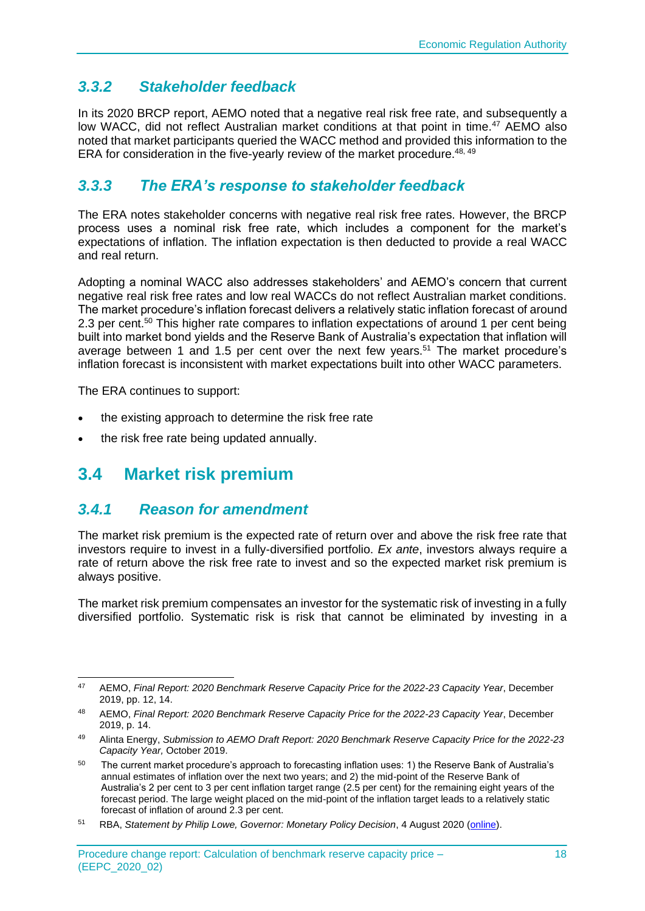### *3.3.2 Stakeholder feedback*

In its 2020 BRCP report, AEMO noted that a negative real risk free rate, and subsequently a low WACC, did not reflect Australian market conditions at that point in time.[47] AEMO also noted that market participants queried the WACC method and provided this information to the ERA for consideration in the five-yearly review of the market procedure.[48, 49]

### *3.3.3 The ERA's response to stakeholder feedback*

The ERA notes stakeholder concerns with negative real risk free rates. However, the BRCP process uses a nominal risk free rate, which includes a component for the market's expectations of inflation. The inflation expectation is then deducted to provide a real WACC and real return.

Adopting a nominal WACC also addresses stakeholders' and AEMO's concern that current negative real risk free rates and low real WACCs do not reflect Australian market conditions. The market procedure's inflation forecast delivers a relatively static inflation forecast of around 2.3 per cent.[50] This higher rate compares to inflation expectations of around 1 per cent being built into market bond yields and the Reserve Bank of Australia's expectation that inflation will average between 1 and 1.5 per cent over the next few years.[51] The market procedure's inflation forecast is inconsistent with market expectations built into other WACC parameters.

The ERA continues to support:

- the existing approach to determine the risk free rate
- the risk free rate being updated annually.

## 3.4 Market risk premium

### *3.4.1 Reason for amendment*

The market risk premium is the expected rate of return over and above the risk free rate that investors require to invest in a fully-diversified portfolio. *Ex ante*, investors always require a rate of return above the risk free rate to invest and so the expected market risk premium is always positive.

The market risk premium compensates an investor for the systematic risk of investing in a fully diversified portfolio. Systematic risk is risk that cannot be eliminated by investing in a

---

[47] AEMO, *Final Report: 2020 Benchmark Reserve Capacity Price for the 2022-23 Capacity Year*, December 2019, pp. 12, 14.

[48] AEMO, *Final Report: 2020 Benchmark Reserve Capacity Price for the 2022-23 Capacity Year*, December 2019, p. 14.

[49] Alinta Energy, *Submission to AEMO Draft Report: 2020 Benchmark Reserve Capacity Price for the 2022-23 Capacity Year*, October 2019.

[50] The current market procedure's approach to forecasting inflation uses: 1) the Reserve Bank of Australia's annual estimates of inflation over the next two years; and 2) the mid-point of the Reserve Bank of Australia's 2 per cent to 3 per cent inflation target range (2.5 per cent) for the remaining eight years of the forecast period. The large weight placed on the mid-point of the inflation target leads to a relatively static forecast of inflation of around 2.3 per cent.

[51] RBA, *Statement by Philip Lowe, Governor: Monetary Policy Decision*, 4 August 2020 (online).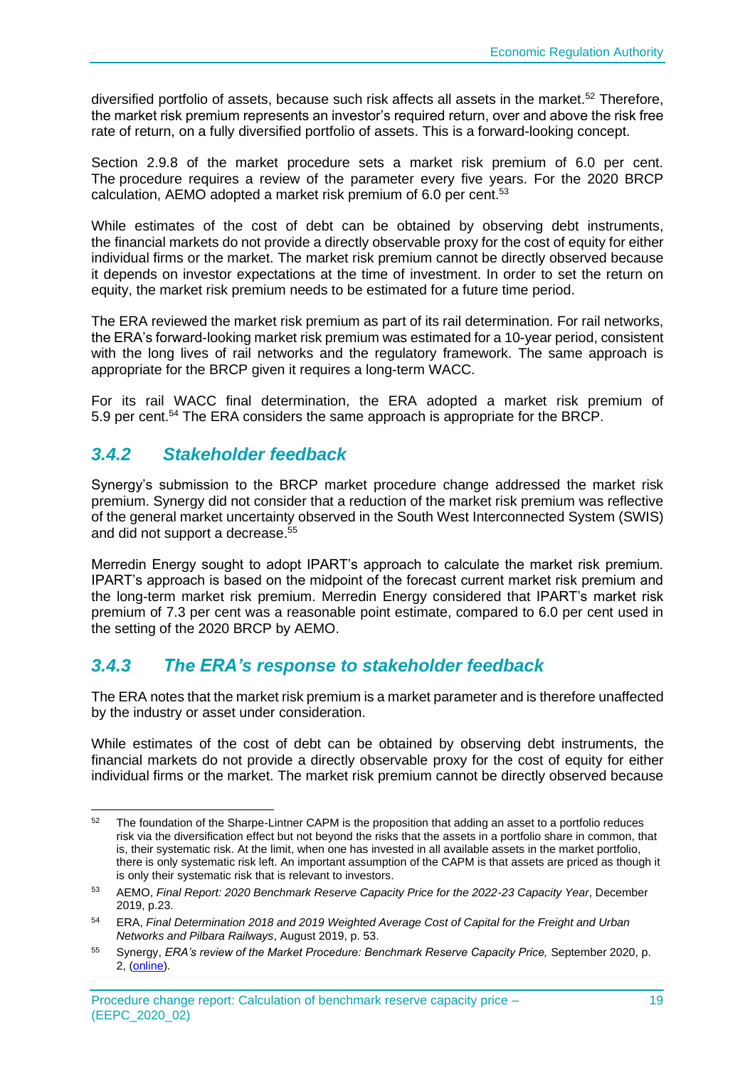diversified portfolio of assets, because such risk affects all assets in the market.[52] Therefore, the market risk premium represents an investor's required return, over and above the risk free rate of return, on a fully diversified portfolio of assets. This is a forward-looking concept.

Section 2.9.8 of the market procedure sets a market risk premium of 6.0 per cent. The procedure requires a review of the parameter every five years. For the 2020 BRCP calculation, AEMO adopted a market risk premium of 6.0 per cent.[53]

While estimates of the cost of debt can be obtained by observing debt instruments, the financial markets do not provide a directly observable proxy for the cost of equity for either individual firms or the market. The market risk premium cannot be directly observed because it depends on investor expectations at the time of investment. In order to set the return on equity, the market risk premium needs to be estimated for a future time period.

The ERA reviewed the market risk premium as part of its rail determination. For rail networks, the ERA's forward-looking market risk premium was estimated for a 10-year period, consistent with the long lives of rail networks and the regulatory framework. The same approach is appropriate for the BRCP given it requires a long-term WACC.

For its rail WACC final determination, the ERA adopted a market risk premium of 5.9 per cent.[54] The ERA considers the same approach is appropriate for the BRCP.

### *3.4.2 Stakeholder feedback*

Synergy's submission to the BRCP market procedure change addressed the market risk premium. Synergy did not consider that a reduction of the market risk premium was reflective of the general market uncertainty observed in the South West Interconnected System (SWIS) and did not support a decrease.[55]

Merredin Energy sought to adopt IPART's approach to calculate the market risk premium. IPART's approach is based on the midpoint of the forecast current market risk premium and the long-term market risk premium. Merredin Energy considered that IPART's market risk premium of 7.3 per cent was a reasonable point estimate, compared to 6.0 per cent used in the setting of the 2020 BRCP by AEMO.

### *3.4.3 The ERA's response to stakeholder feedback*

The ERA notes that the market risk premium is a market parameter and is therefore unaffected by the industry or asset under consideration.

While estimates of the cost of debt can be obtained by observing debt instruments, the financial markets do not provide a directly observable proxy for the cost of equity for either individual firms or the market. The market risk premium cannot be directly observed because

---

[52] The foundation of the Sharpe-Lintner CAPM is the proposition that adding an asset to a portfolio reduces risk via the diversification effect but not beyond the risks that the assets in a portfolio share in common, that is, their systematic risk. At the limit, when one has invested in all available assets in the market portfolio, there is only systematic risk left. An important assumption of the CAPM is that assets are priced as though it is only their systematic risk that is relevant to investors.

[53] AEMO, *Final Report: 2020 Benchmark Reserve Capacity Price for the 2022-23 Capacity Year*, December 2019, p.23.

[54] ERA, *Final Determination 2018 and 2019 Weighted Average Cost of Capital for the Freight and Urban Networks and Pilbara Railways*, August 2019, p. 53.

[55] Synergy, *ERA's review of the Market Procedure: Benchmark Reserve Capacity Price,* September 2020, p. 2, (online).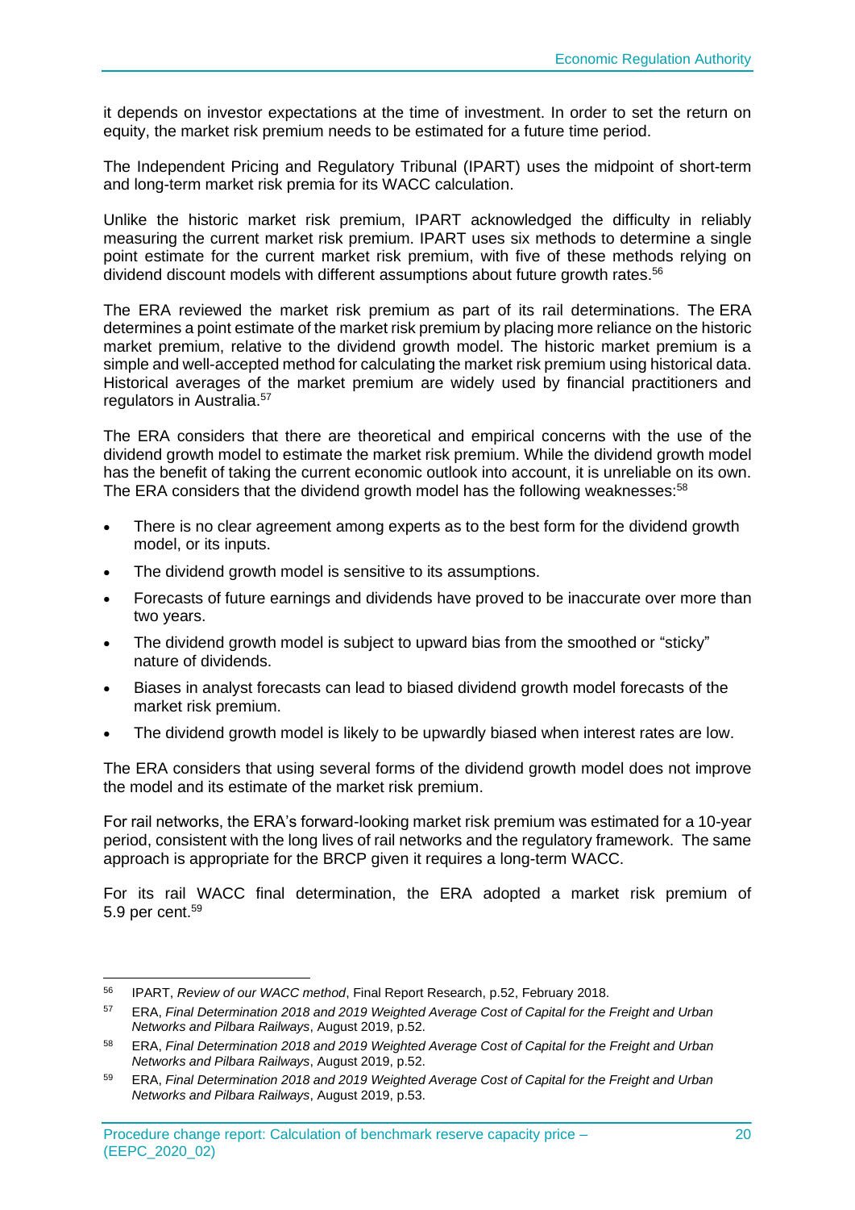it depends on investor expectations at the time of investment. In order to set the return on equity, the market risk premium needs to be estimated for a future time period.

The Independent Pricing and Regulatory Tribunal (IPART) uses the midpoint of short-term and long-term market risk premia for its WACC calculation.

Unlike the historic market risk premium, IPART acknowledged the difficulty in reliably measuring the current market risk premium. IPART uses six methods to determine a single point estimate for the current market risk premium, with five of these methods relying on dividend discount models with different assumptions about future growth rates.[56]

The ERA reviewed the market risk premium as part of its rail determinations. The ERA determines a point estimate of the market risk premium by placing more reliance on the historic market premium, relative to the dividend growth model. The historic market premium is a simple and well-accepted method for calculating the market risk premium using historical data. Historical averages of the market premium are widely used by financial practitioners and regulators in Australia.[57]

The ERA considers that there are theoretical and empirical concerns with the use of the dividend growth model to estimate the market risk premium. While the dividend growth model has the benefit of taking the current economic outlook into account, it is unreliable on its own. The ERA considers that the dividend growth model has the following weaknesses:[58]

- There is no clear agreement among experts as to the best form for the dividend growth model, or its inputs.
- The dividend growth model is sensitive to its assumptions.
- Forecasts of future earnings and dividends have proved to be inaccurate over more than two years.
- The dividend growth model is subject to upward bias from the smoothed or "sticky" nature of dividends.
- Biases in analyst forecasts can lead to biased dividend growth model forecasts of the market risk premium.
- The dividend growth model is likely to be upwardly biased when interest rates are low.

The ERA considers that using several forms of the dividend growth model does not improve the model and its estimate of the market risk premium.

For rail networks, the ERA's forward-looking market risk premium was estimated for a 10-year period, consistent with the long lives of rail networks and the regulatory framework. The same approach is appropriate for the BRCP given it requires a long-term WACC.

For its rail WACC final determination, the ERA adopted a market risk premium of 5.9 per cent.[59]

---

[56] IPART, *Review of our WACC method*, Final Report Research, p.52, February 2018.

[57] ERA, *Final Determination 2018 and 2019 Weighted Average Cost of Capital for the Freight and Urban Networks and Pilbara Railways*, August 2019, p.52.

[58] ERA, *Final Determination 2018 and 2019 Weighted Average Cost of Capital for the Freight and Urban Networks and Pilbara Railways*, August 2019, p.52.

[59] ERA, *Final Determination 2018 and 2019 Weighted Average Cost of Capital for the Freight and Urban Networks and Pilbara Railways*, August 2019, p.53.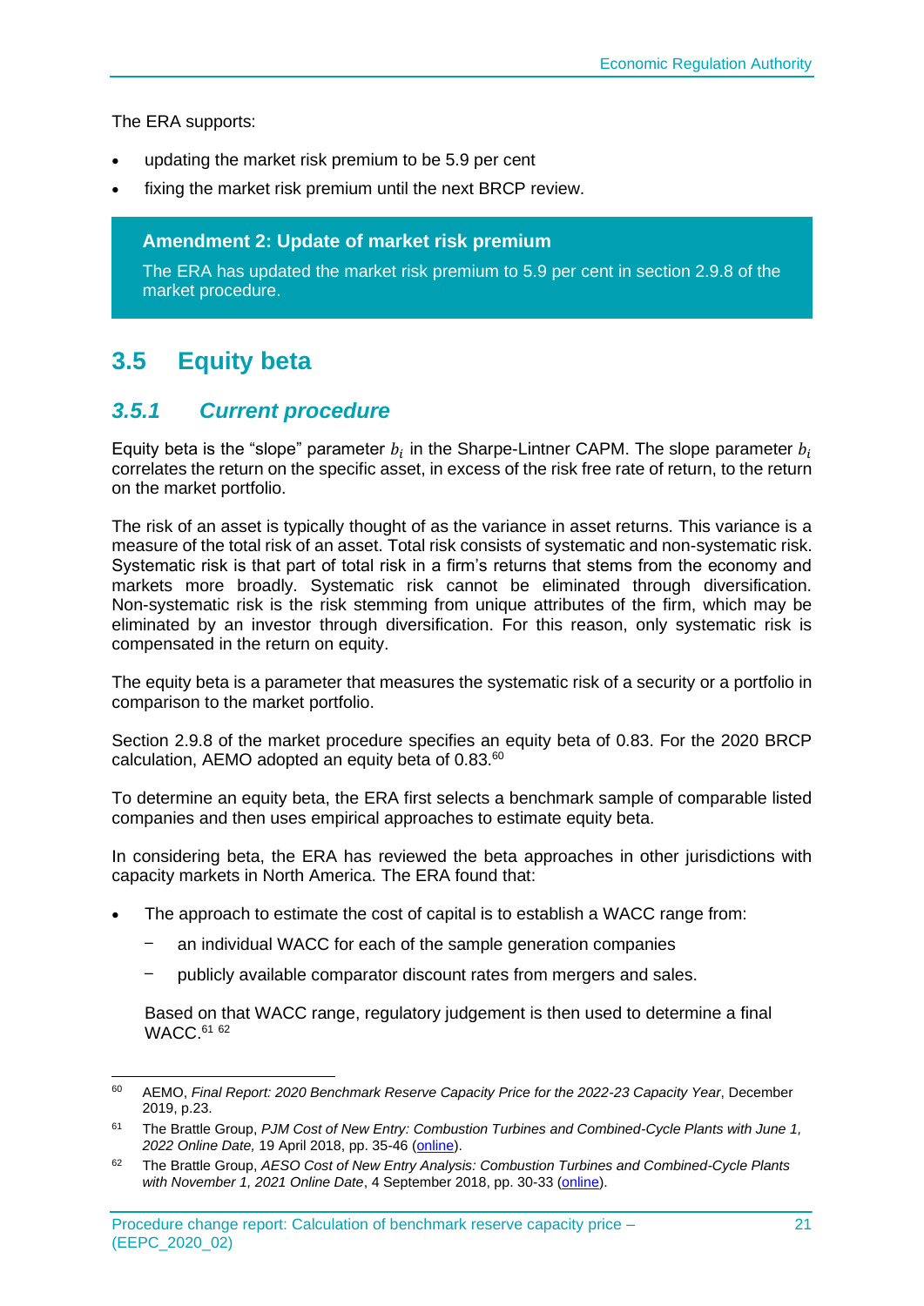The ERA supports:

- updating the market risk premium to be 5.9 per cent
- fixing the market risk premium until the next BRCP review.

**Amendment 2: Update of market risk premium**

The ERA has updated the market risk premium to 5.9 per cent in section 2.9.8 of the market procedure.

## 3.5 Equity beta

### *3.5.1 Current procedure*

Equity beta is the "slope" parameter $b_i$ in the Sharpe-Lintner CAPM. The slope parameter $b_i$ correlates the return on the specific asset, in excess of the risk free rate of return, to the return on the market portfolio.

The risk of an asset is typically thought of as the variance in asset returns. This variance is a measure of the total risk of an asset. Total risk consists of systematic and non-systematic risk. Systematic risk is that part of total risk in a firm's returns that stems from the economy and markets more broadly. Systematic risk cannot be eliminated through diversification. Non-systematic risk is the risk stemming from unique attributes of the firm, which may be eliminated by an investor through diversification. For this reason, only systematic risk is compensated in the return on equity.

The equity beta is a parameter that measures the systematic risk of a security or a portfolio in comparison to the market portfolio.

Section 2.9.8 of the market procedure specifies an equity beta of 0.83. For the 2020 BRCP calculation, AEMO adopted an equity beta of 0.83.[60]

To determine an equity beta, the ERA first selects a benchmark sample of comparable listed companies and then uses empirical approaches to estimate equity beta.

In considering beta, the ERA has reviewed the beta approaches in other jurisdictions with capacity markets in North America. The ERA found that:

- The approach to estimate the cost of capital is to establish a WACC range from:
  - an individual WACC for each of the sample generation companies
  - publicly available comparator discount rates from mergers and sales.

  Based on that WACC range, regulatory judgement is then used to determine a final WACC.[61] [62]

---

[60] AEMO, *Final Report: 2020 Benchmark Reserve Capacity Price for the 2022-23 Capacity Year*, December 2019, p.23.

[61] The Brattle Group, *PJM Cost of New Entry: Combustion Turbines and Combined-Cycle Plants with June 1, 2022 Online Date,* 19 April 2018, pp. 35-46 (online).

[62] The Brattle Group, *AESO Cost of New Entry Analysis: Combustion Turbines and Combined-Cycle Plants with November 1, 2021 Online Date*, 4 September 2018, pp. 30-33 (online).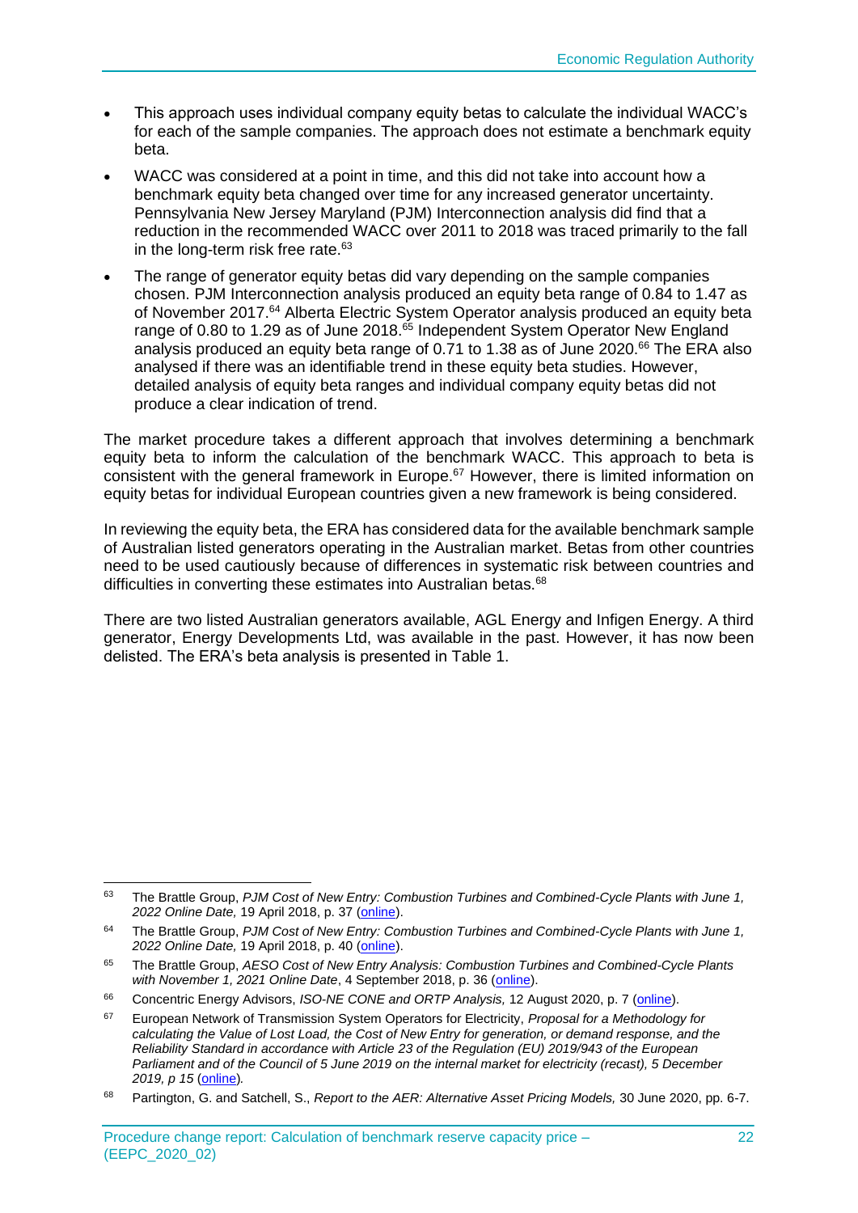- This approach uses individual company equity betas to calculate the individual WACC's for each of the sample companies. The approach does not estimate a benchmark equity beta.
- WACC was considered at a point in time, and this did not take into account how a benchmark equity beta changed over time for any increased generator uncertainty. Pennsylvania New Jersey Maryland (PJM) Interconnection analysis did find that a reduction in the recommended WACC over 2011 to 2018 was traced primarily to the fall in the long-term risk free rate.[63]
- The range of generator equity betas did vary depending on the sample companies chosen. PJM Interconnection analysis produced an equity beta range of 0.84 to 1.47 as of November 2017.[64] Alberta Electric System Operator analysis produced an equity beta range of 0.80 to 1.29 as of June 2018.[65] Independent System Operator New England analysis produced an equity beta range of 0.71 to 1.38 as of June 2020.[66] The ERA also analysed if there was an identifiable trend in these equity beta studies. However, detailed analysis of equity beta ranges and individual company equity betas did not produce a clear indication of trend.

The market procedure takes a different approach that involves determining a benchmark equity beta to inform the calculation of the benchmark WACC. This approach to beta is consistent with the general framework in Europe.[67] However, there is limited information on equity betas for individual European countries given a new framework is being considered.

In reviewing the equity beta, the ERA has considered data for the available benchmark sample of Australian listed generators operating in the Australian market. Betas from other countries need to be used cautiously because of differences in systematic risk between countries and difficulties in converting these estimates into Australian betas.[68]

There are two listed Australian generators available, AGL Energy and Infigen Energy. A third generator, Energy Developments Ltd, was available in the past. However, it has now been delisted. The ERA's beta analysis is presented in Table 1.

---

[63] The Brattle Group, *PJM Cost of New Entry: Combustion Turbines and Combined-Cycle Plants with June 1, 2022 Online Date,* 19 April 2018, p. 37 (online).

[64] The Brattle Group, *PJM Cost of New Entry: Combustion Turbines and Combined-Cycle Plants with June 1, 2022 Online Date,* 19 April 2018, p. 40 (online).

[65] The Brattle Group, *AESO Cost of New Entry Analysis: Combustion Turbines and Combined-Cycle Plants with November 1, 2021 Online Date*, 4 September 2018, p. 36 (online).

[66] Concentric Energy Advisors, *ISO-NE CONE and ORTP Analysis,* 12 August 2020, p. 7 (online).

[67] European Network of Transmission System Operators for Electricity, *Proposal for a Methodology for calculating the Value of Lost Load, the Cost of New Entry for generation, or demand response, and the Reliability Standard in accordance with Article 23 of the Regulation (EU) 2019/943 of the European Parliament and of the Council of 5 June 2019 on the internal market for electricity (recast), 5 December 2019, p 15* (online)*.*

[68] Partington, G. and Satchell, S., *Report to the AER: Alternative Asset Pricing Models,* 30 June 2020, pp. 6-7.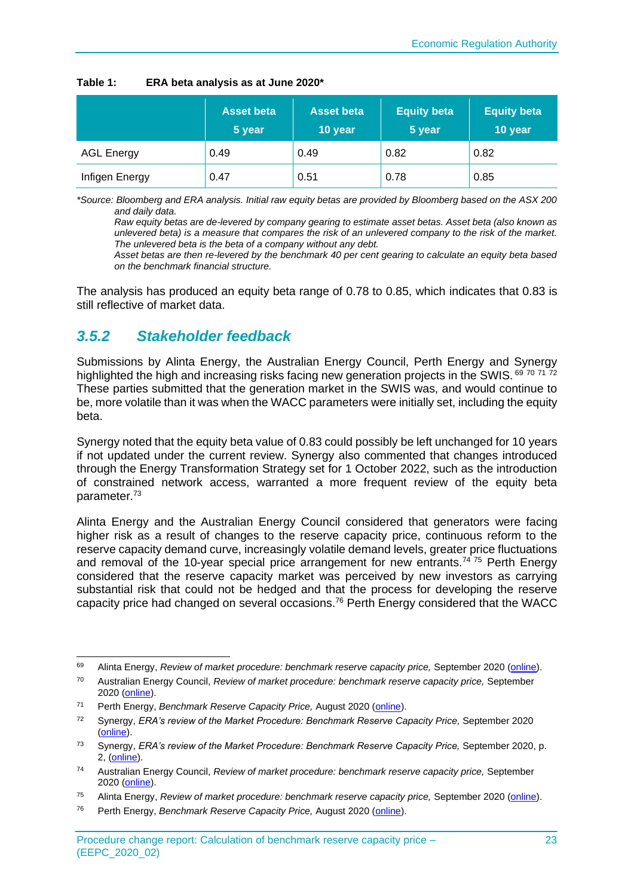**Table 1: ERA beta analysis as at June 2020***

| | Asset beta 5 year | Asset beta 10 year | Equity beta 5 year | Equity beta 10 year |
|---|---|---|---|---|
| AGL Energy | 0.49 | 0.49 | 0.82 | 0.82 |
| Infigen Energy | 0.47 | 0.51 | 0.78 | 0.85 |

**Source: Bloomberg and ERA analysis. Initial raw equity betas are provided by Bloomberg based on the ASX 200 and daily data.*
*Raw equity betas are de-levered by company gearing to estimate asset betas. Asset beta (also known as unlevered beta) is a measure that compares the risk of an unlevered company to the risk of the market. The unlevered beta is the beta of a company without any debt.*
*Asset betas are then re-levered by the benchmark 40 per cent gearing to calculate an equity beta based on the benchmark financial structure.*

The analysis has produced an equity beta range of 0.78 to 0.85, which indicates that 0.83 is still reflective of market data.

### *3.5.2 Stakeholder feedback*

Submissions by Alinta Energy, the Australian Energy Council, Perth Energy and Synergy highlighted the high and increasing risks facing new generation projects in the SWIS.[69] [70] [71] [72] These parties submitted that the generation market in the SWIS was, and would continue to be, more volatile than it was when the WACC parameters were initially set, including the equity beta.

Synergy noted that the equity beta value of 0.83 could possibly be left unchanged for 10 years if not updated under the current review. Synergy also commented that changes introduced through the Energy Transformation Strategy set for 1 October 2022, such as the introduction of constrained network access, warranted a more frequent review of the equity beta parameter.[73]

Alinta Energy and the Australian Energy Council considered that generators were facing higher risk as a result of changes to the reserve capacity price, continuous reform to the reserve capacity demand curve, increasingly volatile demand levels, greater price fluctuations and removal of the 10-year special price arrangement for new entrants.[74] [75] Perth Energy considered that the reserve capacity market was perceived by new investors as carrying substantial risk that could not be hedged and that the process for developing the reserve capacity price had changed on several occasions.[76] Perth Energy considered that the WACC

---

[69] Alinta Energy, *Review of market procedure: benchmark reserve capacity price,* September 2020 (online).

[70] Australian Energy Council, *Review of market procedure: benchmark reserve capacity price,* September 2020 (online).

[71] Perth Energy, *Benchmark Reserve Capacity Price,* August 2020 (online).

[72] Synergy, *ERA's review of the Market Procedure: Benchmark Reserve Capacity Price,* September 2020 (online).

[73] Synergy, *ERA's review of the Market Procedure: Benchmark Reserve Capacity Price,* September 2020, p. 2, (online).

[74] Australian Energy Council, *Review of market procedure: benchmark reserve capacity price,* September 2020 (online).

[75] Alinta Energy, *Review of market procedure: benchmark reserve capacity price,* September 2020 (online).

[76] Perth Energy, *Benchmark Reserve Capacity Price,* August 2020 (online).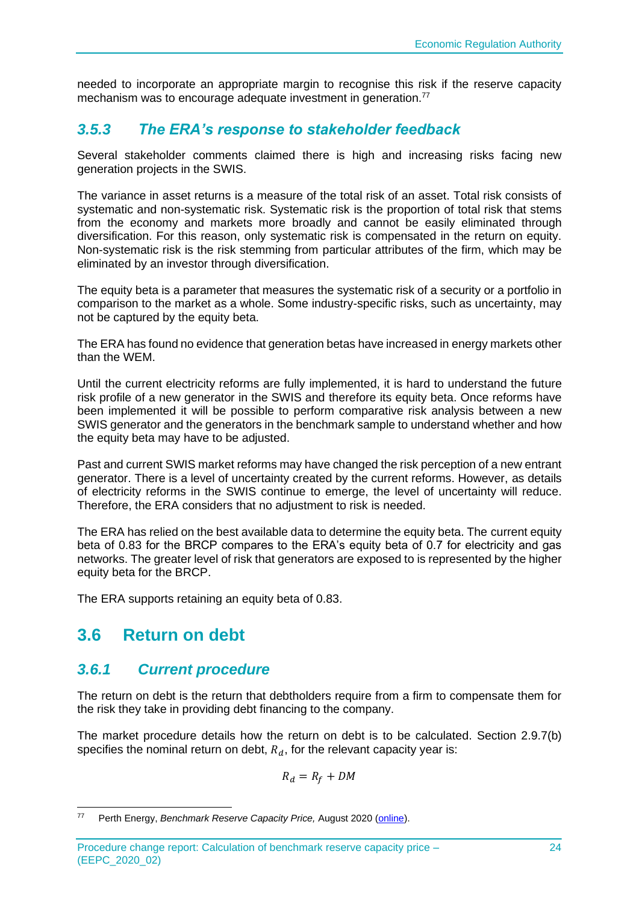needed to incorporate an appropriate margin to recognise this risk if the reserve capacity mechanism was to encourage adequate investment in generation.[77]

### *3.5.3 The ERA's response to stakeholder feedback*

Several stakeholder comments claimed there is high and increasing risks facing new generation projects in the SWIS.

The variance in asset returns is a measure of the total risk of an asset. Total risk consists of systematic and non-systematic risk. Systematic risk is the proportion of total risk that stems from the economy and markets more broadly and cannot be easily eliminated through diversification. For this reason, only systematic risk is compensated in the return on equity. Non-systematic risk is the risk stemming from particular attributes of the firm, which may be eliminated by an investor through diversification.

The equity beta is a parameter that measures the systematic risk of a security or a portfolio in comparison to the market as a whole. Some industry-specific risks, such as uncertainty, may not be captured by the equity beta.

The ERA has found no evidence that generation betas have increased in energy markets other than the WEM.

Until the current electricity reforms are fully implemented, it is hard to understand the future risk profile of a new generator in the SWIS and therefore its equity beta. Once reforms have been implemented it will be possible to perform comparative risk analysis between a new SWIS generator and the generators in the benchmark sample to understand whether and how the equity beta may have to be adjusted.

Past and current SWIS market reforms may have changed the risk perception of a new entrant generator. There is a level of uncertainty created by the current reforms. However, as details of electricity reforms in the SWIS continue to emerge, the level of uncertainty will reduce. Therefore, the ERA considers that no adjustment to risk is needed.

The ERA has relied on the best available data to determine the equity beta. The current equity beta of 0.83 for the BRCP compares to the ERA's equity beta of 0.7 for electricity and gas networks. The greater level of risk that generators are exposed to is represented by the higher equity beta for the BRCP.

The ERA supports retaining an equity beta of 0.83.

## 3.6 Return on debt

### *3.6.1 Current procedure*

The return on debt is the return that debtholders require from a firm to compensate them for the risk they take in providing debt financing to the company.

The market procedure details how the return on debt is to be calculated. Section 2.9.7(b) specifies the nominal return on debt, $R_d$, for the relevant capacity year is:

$$R_d = R_f + DM$$

[77] Perth Energy, *Benchmark Reserve Capacity Price,* August 2020 (online).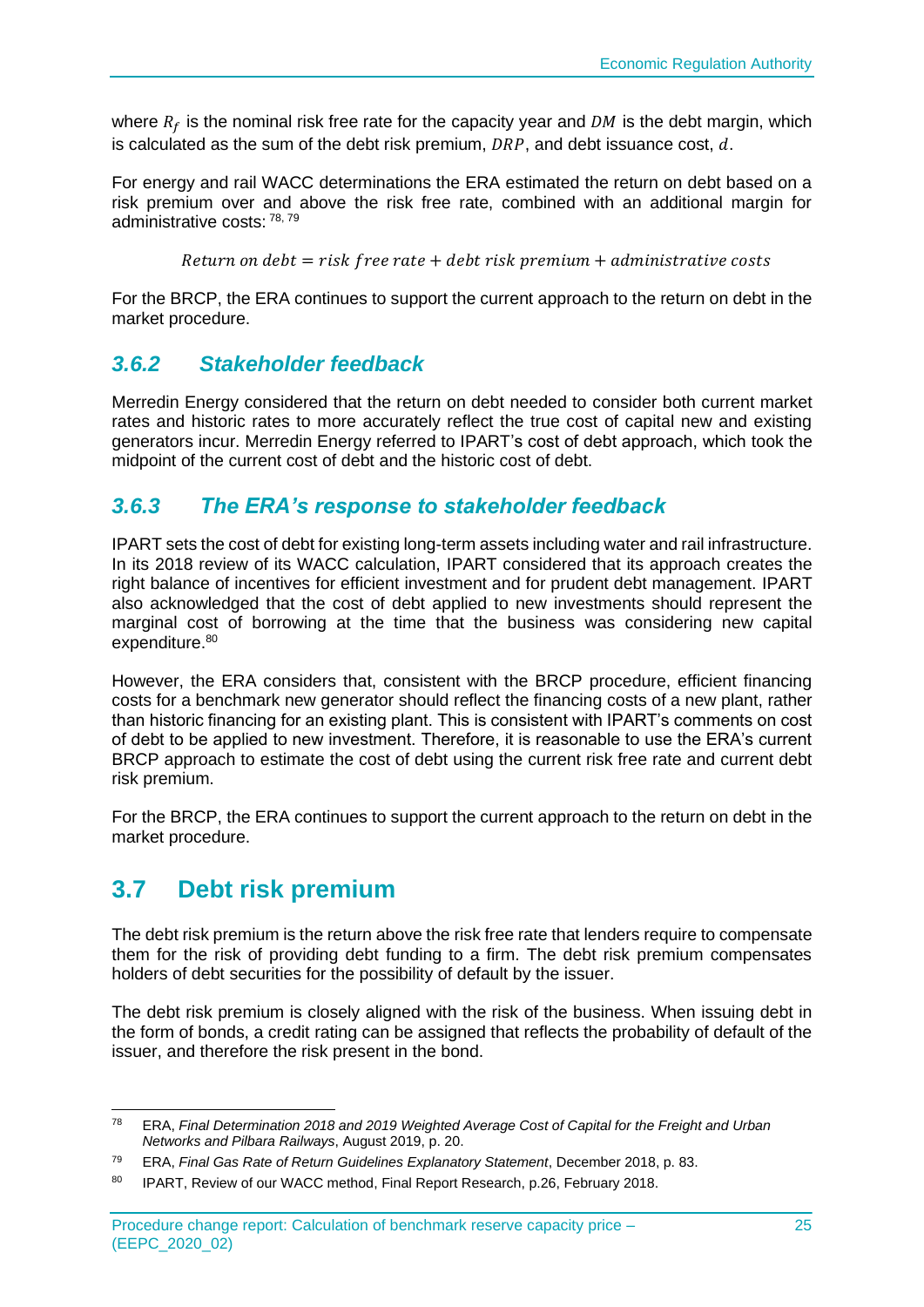where $R_f$ is the nominal risk free rate for the capacity year and $DM$ is the debt margin, which is calculated as the sum of the debt risk premium, $DRP$, and debt issuance cost, $d$.

For energy and rail WACC determinations the ERA estimated the return on debt based on a risk premium over and above the risk free rate, combined with an additional margin for administrative costs: [78, 79]

$$Return\ on\ debt = risk\ free\ rate + debt\ risk\ premium + administrative\ costs$$

For the BRCP, the ERA continues to support the current approach to the return on debt in the market procedure.

### *3.6.2 Stakeholder feedback*

Merredin Energy considered that the return on debt needed to consider both current market rates and historic rates to more accurately reflect the true cost of capital new and existing generators incur. Merredin Energy referred to IPART's cost of debt approach, which took the midpoint of the current cost of debt and the historic cost of debt.

### *3.6.3 The ERA's response to stakeholder feedback*

IPART sets the cost of debt for existing long-term assets including water and rail infrastructure. In its 2018 review of its WACC calculation, IPART considered that its approach creates the right balance of incentives for efficient investment and for prudent debt management. IPART also acknowledged that the cost of debt applied to new investments should represent the marginal cost of borrowing at the time that the business was considering new capital expenditure.[80]

However, the ERA considers that, consistent with the BRCP procedure, efficient financing costs for a benchmark new generator should reflect the financing costs of a new plant, rather than historic financing for an existing plant. This is consistent with IPART's comments on cost of debt to be applied to new investment. Therefore, it is reasonable to use the ERA's current BRCP approach to estimate the cost of debt using the current risk free rate and current debt risk premium.

For the BRCP, the ERA continues to support the current approach to the return on debt in the market procedure.

## 3.7 Debt risk premium

The debt risk premium is the return above the risk free rate that lenders require to compensate them for the risk of providing debt funding to a firm. The debt risk premium compensates holders of debt securities for the possibility of default by the issuer.

The debt risk premium is closely aligned with the risk of the business. When issuing debt in the form of bonds, a credit rating can be assigned that reflects the probability of default of the issuer, and therefore the risk present in the bond.

---

[78] ERA, *Final Determination 2018 and 2019 Weighted Average Cost of Capital for the Freight and Urban Networks and Pilbara Railways*, August 2019, p. 20.

[79] ERA, *Final Gas Rate of Return Guidelines Explanatory Statement*, December 2018, p. 83.

[80] IPART, Review of our WACC method, Final Report Research, p.26, February 2018.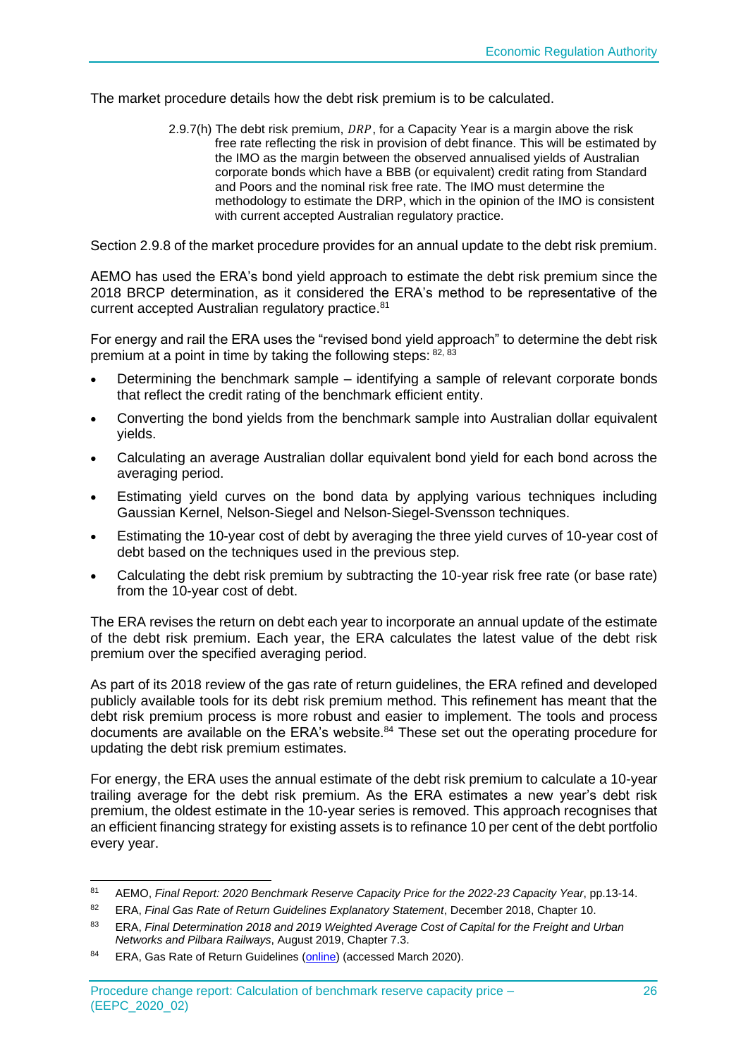The market procedure details how the debt risk premium is to be calculated.

> 2.9.7(h) The debt risk premium, $DRP$, for a Capacity Year is a margin above the risk free rate reflecting the risk in provision of debt finance. This will be estimated by the IMO as the margin between the observed annualised yields of Australian corporate bonds which have a BBB (or equivalent) credit rating from Standard and Poors and the nominal risk free rate. The IMO must determine the methodology to estimate the DRP, which in the opinion of the IMO is consistent with current accepted Australian regulatory practice.

Section 2.9.8 of the market procedure provides for an annual update to the debt risk premium.

AEMO has used the ERA's bond yield approach to estimate the debt risk premium since the 2018 BRCP determination, as it considered the ERA's method to be representative of the current accepted Australian regulatory practice.[81]

For energy and rail the ERA uses the "revised bond yield approach" to determine the debt risk premium at a point in time by taking the following steps: [82, 83]

- Determining the benchmark sample – identifying a sample of relevant corporate bonds that reflect the credit rating of the benchmark efficient entity.
- Converting the bond yields from the benchmark sample into Australian dollar equivalent yields.
- Calculating an average Australian dollar equivalent bond yield for each bond across the averaging period.
- Estimating yield curves on the bond data by applying various techniques including Gaussian Kernel, Nelson-Siegel and Nelson-Siegel-Svensson techniques.
- Estimating the 10-year cost of debt by averaging the three yield curves of 10-year cost of debt based on the techniques used in the previous step.
- Calculating the debt risk premium by subtracting the 10-year risk free rate (or base rate) from the 10-year cost of debt.

The ERA revises the return on debt each year to incorporate an annual update of the estimate of the debt risk premium. Each year, the ERA calculates the latest value of the debt risk premium over the specified averaging period.

As part of its 2018 review of the gas rate of return guidelines, the ERA refined and developed publicly available tools for its debt risk premium method. This refinement has meant that the debt risk premium process is more robust and easier to implement. The tools and process documents are available on the ERA's website.[84] These set out the operating procedure for updating the debt risk premium estimates.

For energy, the ERA uses the annual estimate of the debt risk premium to calculate a 10-year trailing average for the debt risk premium. As the ERA estimates a new year's debt risk premium, the oldest estimate in the 10-year series is removed. This approach recognises that an efficient financing strategy for existing assets is to refinance 10 per cent of the debt portfolio every year.

---

[81] AEMO, *Final Report: 2020 Benchmark Reserve Capacity Price for the 2022-23 Capacity Year*, pp.13-14.

[82] ERA, *Final Gas Rate of Return Guidelines Explanatory Statement*, December 2018, Chapter 10.

[83] ERA, *Final Determination 2018 and 2019 Weighted Average Cost of Capital for the Freight and Urban Networks and Pilbara Railways*, August 2019, Chapter 7.3.

[84] ERA, Gas Rate of Return Guidelines (online) (accessed March 2020).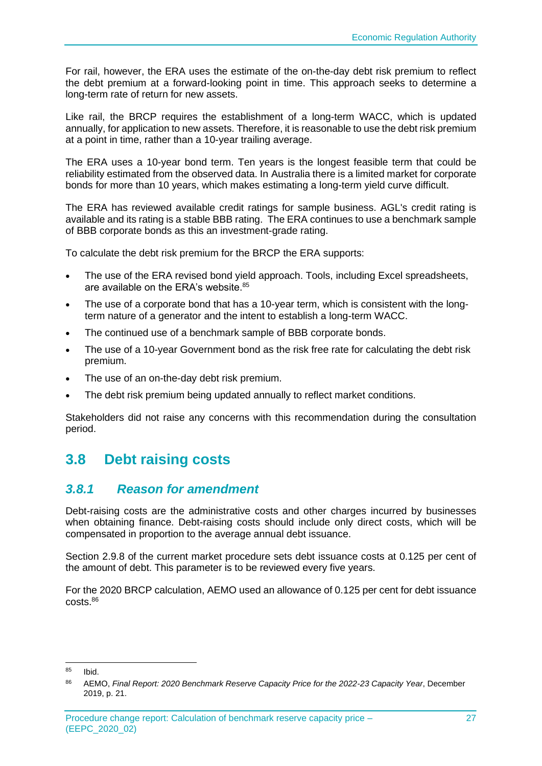For rail, however, the ERA uses the estimate of the on-the-day debt risk premium to reflect the debt premium at a forward-looking point in time. This approach seeks to determine a long-term rate of return for new assets.

Like rail, the BRCP requires the establishment of a long-term WACC, which is updated annually, for application to new assets. Therefore, it is reasonable to use the debt risk premium at a point in time, rather than a 10-year trailing average.

The ERA uses a 10-year bond term. Ten years is the longest feasible term that could be reliability estimated from the observed data. In Australia there is a limited market for corporate bonds for more than 10 years, which makes estimating a long-term yield curve difficult.

The ERA has reviewed available credit ratings for sample business. AGL's credit rating is available and its rating is a stable BBB rating. The ERA continues to use a benchmark sample of BBB corporate bonds as this an investment-grade rating.

To calculate the debt risk premium for the BRCP the ERA supports:

- The use of the ERA revised bond yield approach. Tools, including Excel spreadsheets, are available on the ERA's website.[85]
- The use of a corporate bond that has a 10-year term, which is consistent with the long-term nature of a generator and the intent to establish a long-term WACC.
- The continued use of a benchmark sample of BBB corporate bonds.
- The use of a 10-year Government bond as the risk free rate for calculating the debt risk premium.
- The use of an on-the-day debt risk premium.
- The debt risk premium being updated annually to reflect market conditions.

Stakeholders did not raise any concerns with this recommendation during the consultation period.

## 3.8 Debt raising costs

### *3.8.1 Reason for amendment*

Debt-raising costs are the administrative costs and other charges incurred by businesses when obtaining finance. Debt-raising costs should include only direct costs, which will be compensated in proportion to the average annual debt issuance.

Section 2.9.8 of the current market procedure sets debt issuance costs at 0.125 per cent of the amount of debt. This parameter is to be reviewed every five years.

For the 2020 BRCP calculation, AEMO used an allowance of 0.125 per cent for debt issuance costs.[86]

---

[85] Ibid.

[86] AEMO, *Final Report: 2020 Benchmark Reserve Capacity Price for the 2022-23 Capacity Year*, December 2019, p. 21.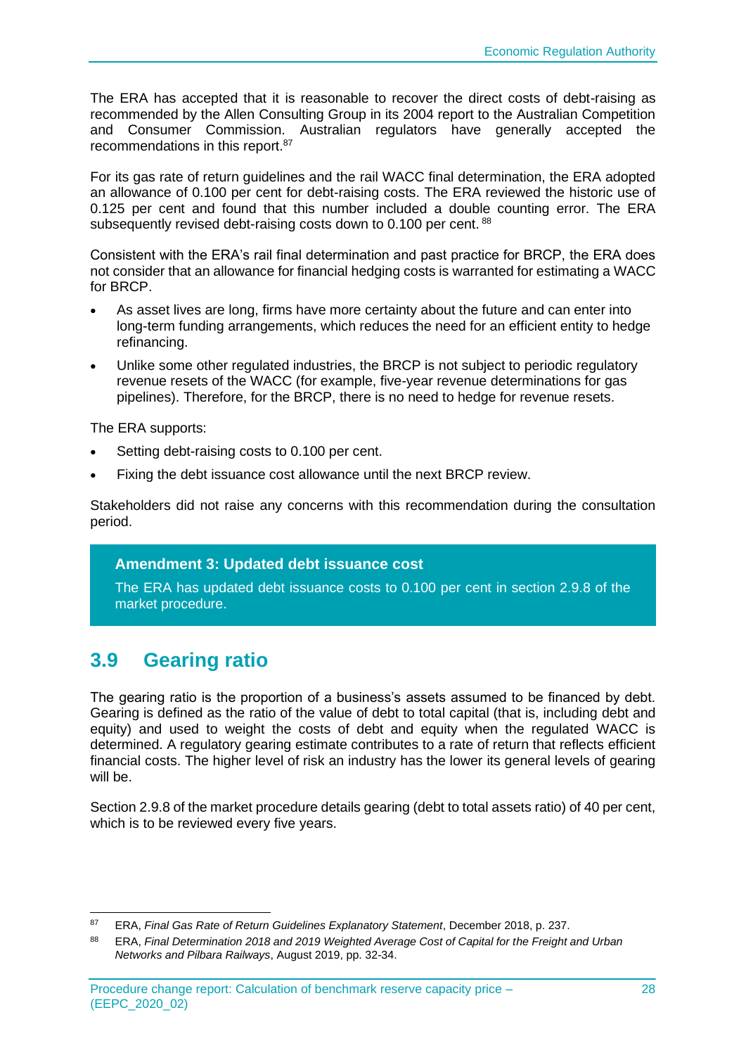The ERA has accepted that it is reasonable to recover the direct costs of debt-raising as recommended by the Allen Consulting Group in its 2004 report to the Australian Competition and Consumer Commission. Australian regulators have generally accepted the recommendations in this report.[87]

For its gas rate of return guidelines and the rail WACC final determination, the ERA adopted an allowance of 0.100 per cent for debt-raising costs. The ERA reviewed the historic use of 0.125 per cent and found that this number included a double counting error. The ERA subsequently revised debt-raising costs down to 0.100 per cent.[88]

Consistent with the ERA's rail final determination and past practice for BRCP, the ERA does not consider that an allowance for financial hedging costs is warranted for estimating a WACC for BRCP.

- As asset lives are long, firms have more certainty about the future and can enter into long-term funding arrangements, which reduces the need for an efficient entity to hedge refinancing.
- Unlike some other regulated industries, the BRCP is not subject to periodic regulatory revenue resets of the WACC (for example, five-year revenue determinations for gas pipelines). Therefore, for the BRCP, there is no need to hedge for revenue resets.

The ERA supports:

- Setting debt-raising costs to 0.100 per cent.
- Fixing the debt issuance cost allowance until the next BRCP review.

Stakeholders did not raise any concerns with this recommendation during the consultation period.

> **Amendment 3: Updated debt issuance cost**
>
> The ERA has updated debt issuance costs to 0.100 per cent in section 2.9.8 of the market procedure.

## 3.9 Gearing ratio

The gearing ratio is the proportion of a business's assets assumed to be financed by debt. Gearing is defined as the ratio of the value of debt to total capital (that is, including debt and equity) and used to weight the costs of debt and equity when the regulated WACC is determined. A regulatory gearing estimate contributes to a rate of return that reflects efficient financial costs. The higher level of risk an industry has the lower its general levels of gearing will be.

Section 2.9.8 of the market procedure details gearing (debt to total assets ratio) of 40 per cent, which is to be reviewed every five years.

---

[87] ERA, *Final Gas Rate of Return Guidelines Explanatory Statement*, December 2018, p. 237.

[88] ERA, *Final Determination 2018 and 2019 Weighted Average Cost of Capital for the Freight and Urban Networks and Pilbara Railways*, August 2019, pp. 32-34.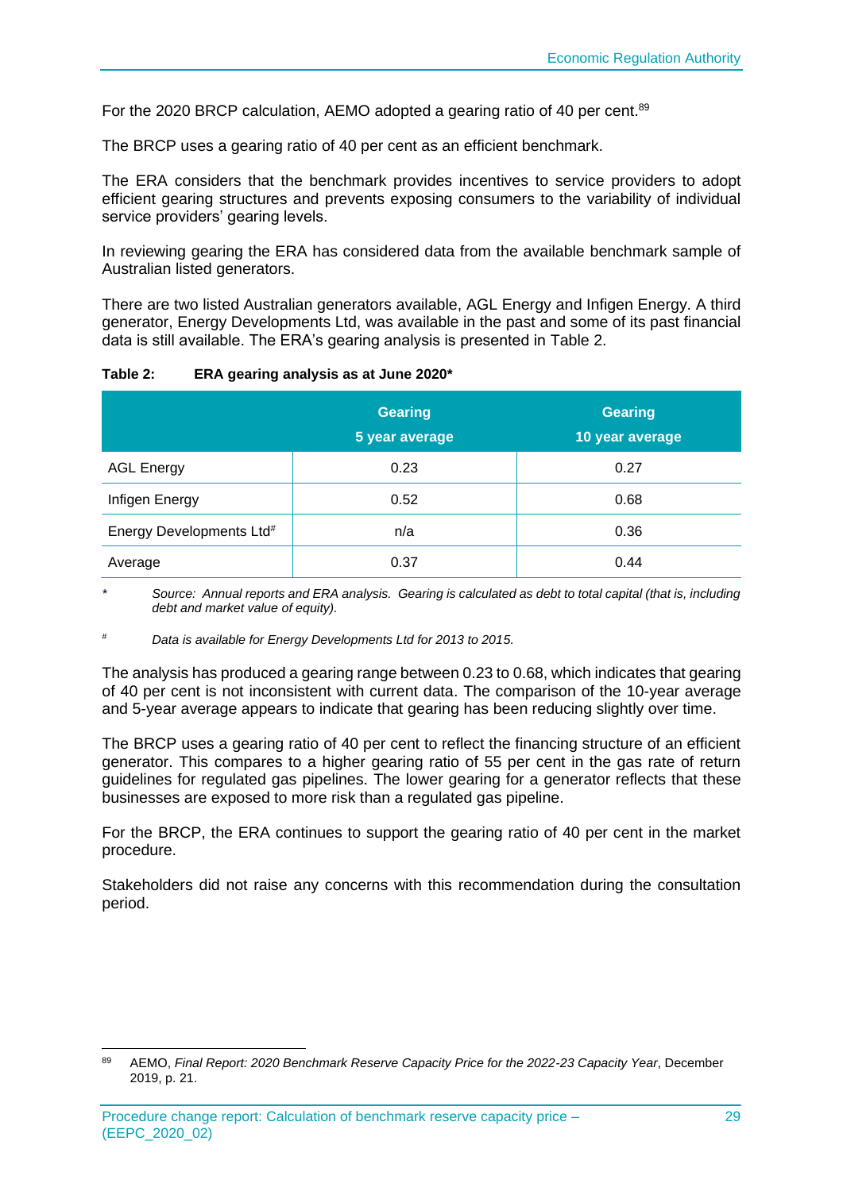For the 2020 BRCP calculation, AEMO adopted a gearing ratio of 40 per cent.[89]

The BRCP uses a gearing ratio of 40 per cent as an efficient benchmark.

The ERA considers that the benchmark provides incentives to service providers to adopt efficient gearing structures and prevents exposing consumers to the variability of individual service providers' gearing levels.

In reviewing gearing the ERA has considered data from the available benchmark sample of Australian listed generators.

There are two listed Australian generators available, AGL Energy and Infigen Energy. A third generator, Energy Developments Ltd, was available in the past and some of its past financial data is still available. The ERA's gearing analysis is presented in Table 2.

**Table 2: ERA gearing analysis as at June 2020***

| | Gearing 5 year average | Gearing 10 year average |
|---|---|---|
| AGL Energy | 0.23 | 0.27 |
| Infigen Energy | 0.52 | 0.68 |
| Energy Developments Ltd# | n/a | 0.36 |
| Average | 0.37 | 0.44 |

\* *Source: Annual reports and ERA analysis. Gearing is calculated as debt to total capital (that is, including debt and market value of equity).*

\# *Data is available for Energy Developments Ltd for 2013 to 2015.*

The analysis has produced a gearing range between 0.23 to 0.68, which indicates that gearing of 40 per cent is not inconsistent with current data. The comparison of the 10-year average and 5-year average appears to indicate that gearing has been reducing slightly over time.

The BRCP uses a gearing ratio of 40 per cent to reflect the financing structure of an efficient generator. This compares to a higher gearing ratio of 55 per cent in the gas rate of return guidelines for regulated gas pipelines. The lower gearing for a generator reflects that these businesses are exposed to more risk than a regulated gas pipeline.

For the BRCP, the ERA continues to support the gearing ratio of 40 per cent in the market procedure.

Stakeholders did not raise any concerns with this recommendation during the consultation period.

[89] AEMO, *Final Report: 2020 Benchmark Reserve Capacity Price for the 2022-23 Capacity Year*, December 2019, p. 21.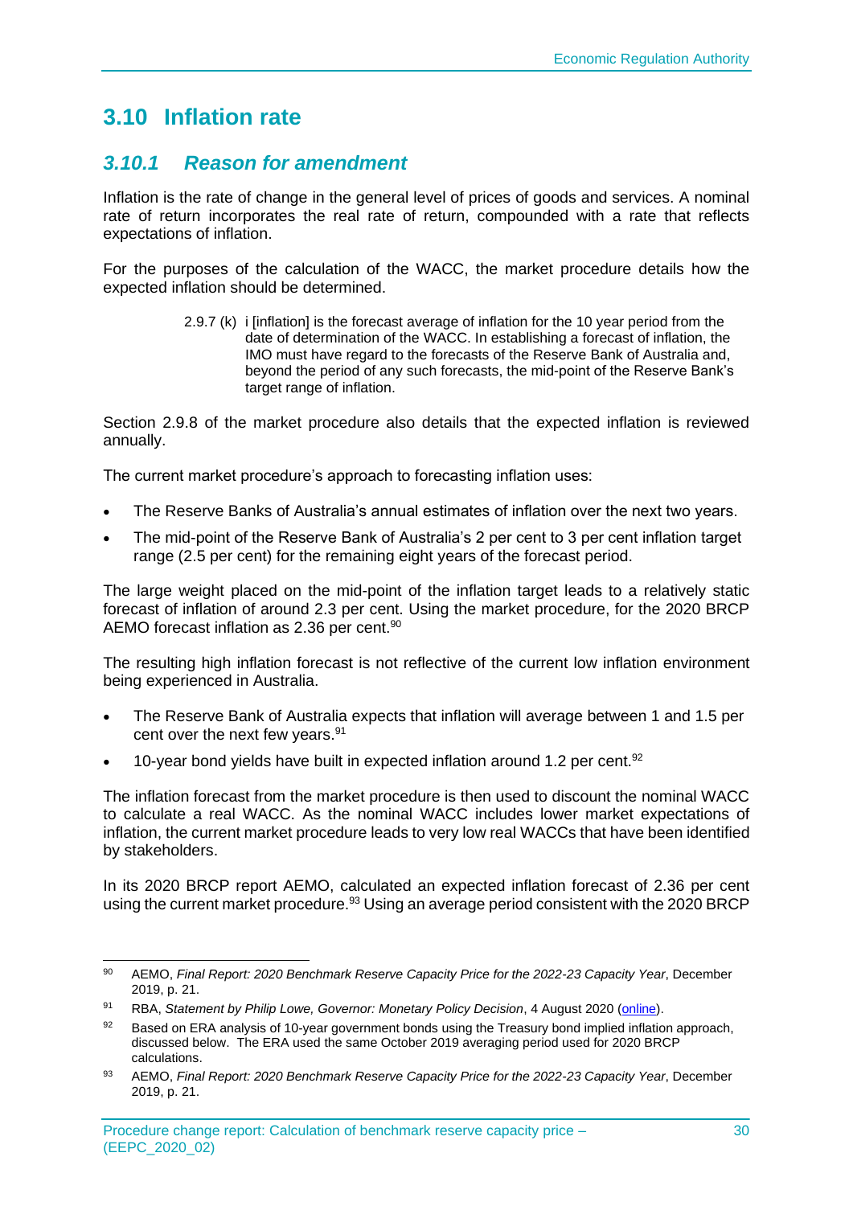## 3.10 Inflation rate

### *3.10.1 Reason for amendment*

Inflation is the rate of change in the general level of prices of goods and services. A nominal rate of return incorporates the real rate of return, compounded with a rate that reflects expectations of inflation.

For the purposes of the calculation of the WACC, the market procedure details how the expected inflation should be determined.

> 2.9.7 (k) i [inflation] is the forecast average of inflation for the 10 year period from the date of determination of the WACC. In establishing a forecast of inflation, the IMO must have regard to the forecasts of the Reserve Bank of Australia and, beyond the period of any such forecasts, the mid-point of the Reserve Bank's target range of inflation.

Section 2.9.8 of the market procedure also details that the expected inflation is reviewed annually.

The current market procedure's approach to forecasting inflation uses:

- The Reserve Banks of Australia's annual estimates of inflation over the next two years.
- The mid-point of the Reserve Bank of Australia's 2 per cent to 3 per cent inflation target range (2.5 per cent) for the remaining eight years of the forecast period.

The large weight placed on the mid-point of the inflation target leads to a relatively static forecast of inflation of around 2.3 per cent. Using the market procedure, for the 2020 BRCP AEMO forecast inflation as 2.36 per cent.[90]

The resulting high inflation forecast is not reflective of the current low inflation environment being experienced in Australia.

- The Reserve Bank of Australia expects that inflation will average between 1 and 1.5 per cent over the next few years.[91]
- 10-year bond yields have built in expected inflation around 1.2 per cent.[92]

The inflation forecast from the market procedure is then used to discount the nominal WACC to calculate a real WACC. As the nominal WACC includes lower market expectations of inflation, the current market procedure leads to very low real WACCs that have been identified by stakeholders.

In its 2020 BRCP report AEMO, calculated an expected inflation forecast of 2.36 per cent using the current market procedure.[93] Using an average period consistent with the 2020 BRCP

---

[90] AEMO, *Final Report: 2020 Benchmark Reserve Capacity Price for the 2022-23 Capacity Year*, December 2019, p. 21.

[91] RBA, *Statement by Philip Lowe, Governor: Monetary Policy Decision*, 4 August 2020 (online).

[92] Based on ERA analysis of 10-year government bonds using the Treasury bond implied inflation approach, discussed below. The ERA used the same October 2019 averaging period used for 2020 BRCP calculations.

[93] AEMO, *Final Report: 2020 Benchmark Reserve Capacity Price for the 2022-23 Capacity Year*, December 2019, p. 21.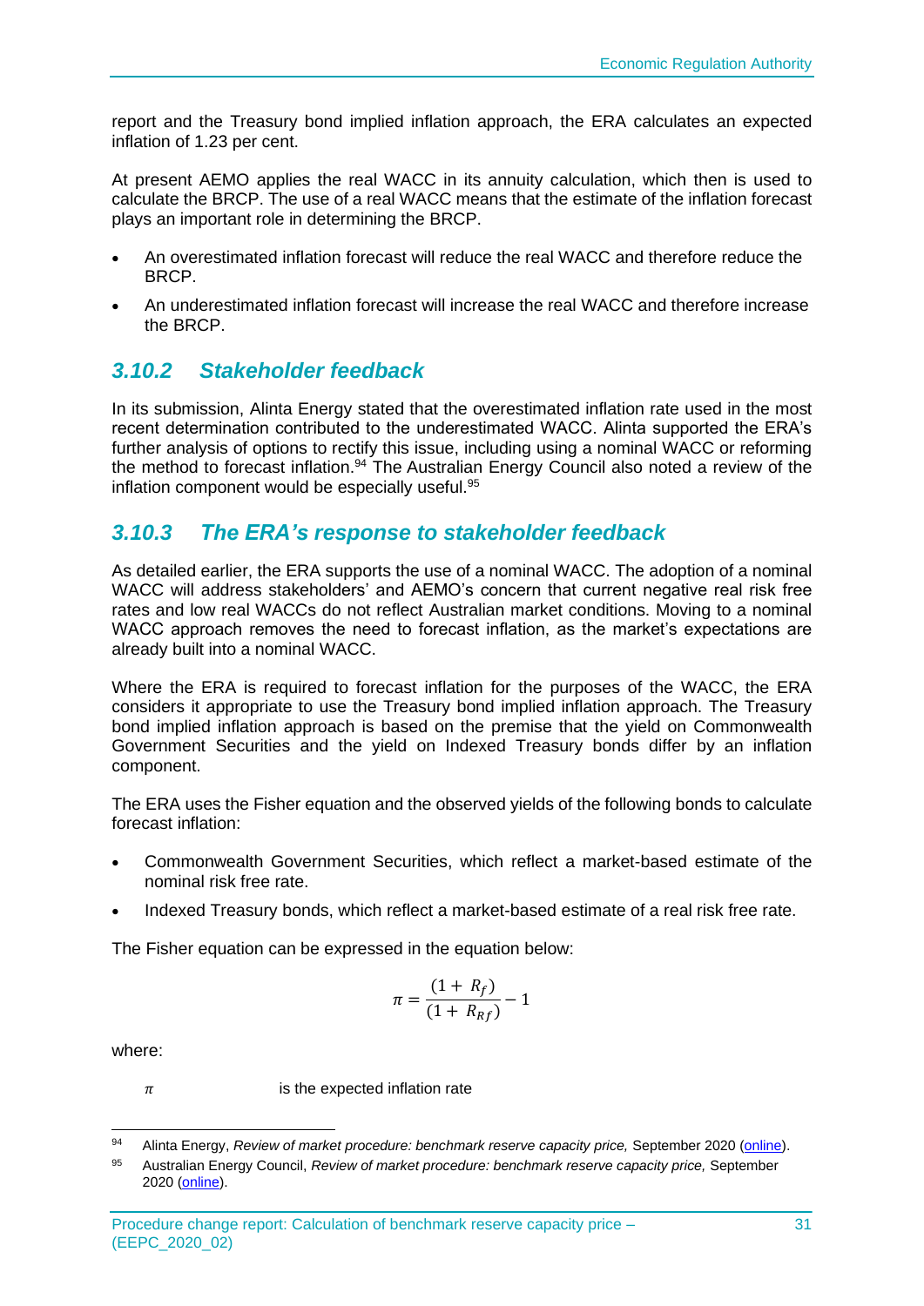report and the Treasury bond implied inflation approach, the ERA calculates an expected inflation of 1.23 per cent.

At present AEMO applies the real WACC in its annuity calculation, which then is used to calculate the BRCP. The use of a real WACC means that the estimate of the inflation forecast plays an important role in determining the BRCP.

- An overestimated inflation forecast will reduce the real WACC and therefore reduce the BRCP.
- An underestimated inflation forecast will increase the real WACC and therefore increase the BRCP.

### *3.10.2 Stakeholder feedback*

In its submission, Alinta Energy stated that the overestimated inflation rate used in the most recent determination contributed to the underestimated WACC. Alinta supported the ERA's further analysis of options to rectify this issue, including using a nominal WACC or reforming the method to forecast inflation.[94] The Australian Energy Council also noted a review of the inflation component would be especially useful.[95]

### *3.10.3 The ERA's response to stakeholder feedback*

As detailed earlier, the ERA supports the use of a nominal WACC. The adoption of a nominal WACC will address stakeholders' and AEMO's concern that current negative real risk free rates and low real WACCs do not reflect Australian market conditions. Moving to a nominal WACC approach removes the need to forecast inflation, as the market's expectations are already built into a nominal WACC.

Where the ERA is required to forecast inflation for the purposes of the WACC, the ERA considers it appropriate to use the Treasury bond implied inflation approach. The Treasury bond implied inflation approach is based on the premise that the yield on Commonwealth Government Securities and the yield on Indexed Treasury bonds differ by an inflation component.

The ERA uses the Fisher equation and the observed yields of the following bonds to calculate forecast inflation:

- Commonwealth Government Securities, which reflect a market-based estimate of the nominal risk free rate.
- Indexed Treasury bonds, which reflect a market-based estimate of a real risk free rate.

The Fisher equation can be expressed in the equation below:

$$\pi = \frac{(1 + R_f)}{(1 + R_{Rf})} - 1$$

where:

$\pi$ is the expected inflation rate

---

[94] Alinta Energy, *Review of market procedure: benchmark reserve capacity price,* September 2020 (online).

[95] Australian Energy Council, *Review of market procedure: benchmark reserve capacity price,* September 2020 (online).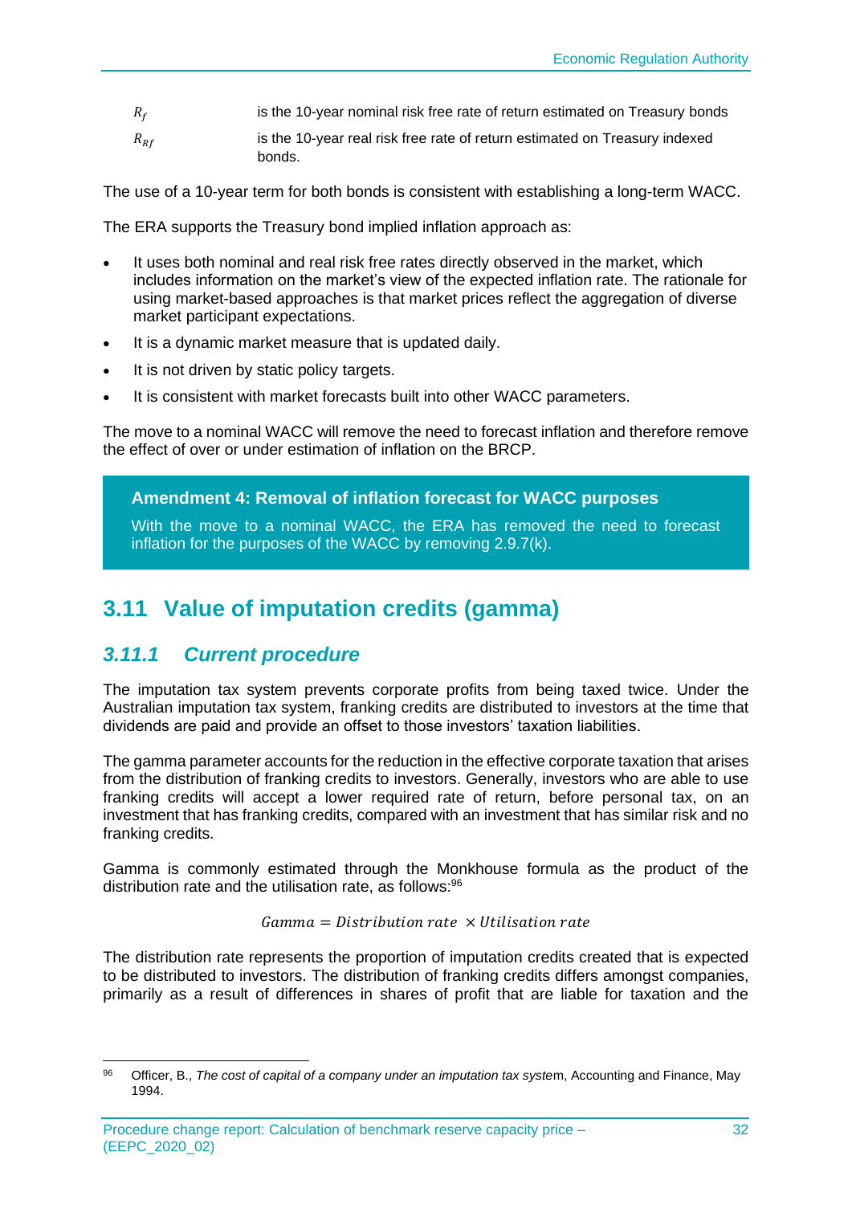| | |
|---|---|
| $R_f$ | is the 10-year nominal risk free rate of return estimated on Treasury bonds |
| $R_{Rf}$ | is the 10-year real risk free rate of return estimated on Treasury indexed bonds. |

The use of a 10-year term for both bonds is consistent with establishing a long-term WACC.

The ERA supports the Treasury bond implied inflation approach as:

- It uses both nominal and real risk free rates directly observed in the market, which includes information on the market's view of the expected inflation rate. The rationale for using market-based approaches is that market prices reflect the aggregation of diverse market participant expectations.
- It is a dynamic market measure that is updated daily.
- It is not driven by static policy targets.
- It is consistent with market forecasts built into other WACC parameters.

The move to a nominal WACC will remove the need to forecast inflation and therefore remove the effect of over or under estimation of inflation on the BRCP.

> **Amendment 4: Removal of inflation forecast for WACC purposes**
>
> With the move to a nominal WACC, the ERA has removed the need to forecast inflation for the purposes of the WACC by removing 2.9.7(k).

## 3.11 Value of imputation credits (gamma)

### *3.11.1 Current procedure*

The imputation tax system prevents corporate profits from being taxed twice. Under the Australian imputation tax system, franking credits are distributed to investors at the time that dividends are paid and provide an offset to those investors' taxation liabilities.

The gamma parameter accounts for the reduction in the effective corporate taxation that arises from the distribution of franking credits to investors. Generally, investors who are able to use franking credits will accept a lower required rate of return, before personal tax, on an investment that has franking credits, compared with an investment that has similar risk and no franking credits.

Gamma is commonly estimated through the Monkhouse formula as the product of the distribution rate and the utilisation rate, as follows:[96]

$$Gamma = Distribution\ rate\ \times Utilisation\ rate$$

The distribution rate represents the proportion of imputation credits created that is expected to be distributed to investors. The distribution of franking credits differs amongst companies, primarily as a result of differences in shares of profit that are liable for taxation and the

[96] Officer, B., *The cost of capital of a company under an imputation tax system*, Accounting and Finance, May 1994.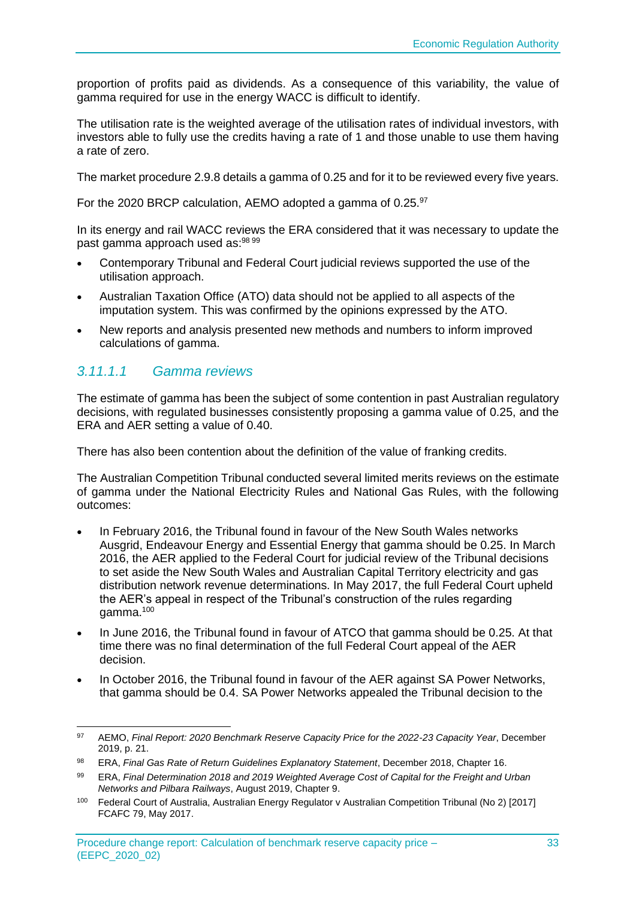proportion of profits paid as dividends. As a consequence of this variability, the value of gamma required for use in the energy WACC is difficult to identify.

The utilisation rate is the weighted average of the utilisation rates of individual investors, with investors able to fully use the credits having a rate of 1 and those unable to use them having a rate of zero.

The market procedure 2.9.8 details a gamma of 0.25 and for it to be reviewed every five years.

For the 2020 BRCP calculation, AEMO adopted a gamma of 0.25.[97]

In its energy and rail WACC reviews the ERA considered that it was necessary to update the past gamma approach used as:[98] [99]

- Contemporary Tribunal and Federal Court judicial reviews supported the use of the utilisation approach.
- Australian Taxation Office (ATO) data should not be applied to all aspects of the imputation system. This was confirmed by the opinions expressed by the ATO.
- New reports and analysis presented new methods and numbers to inform improved calculations of gamma.

#### *3.11.1.1 Gamma reviews*

The estimate of gamma has been the subject of some contention in past Australian regulatory decisions, with regulated businesses consistently proposing a gamma value of 0.25, and the ERA and AER setting a value of 0.40.

There has also been contention about the definition of the value of franking credits.

The Australian Competition Tribunal conducted several limited merits reviews on the estimate of gamma under the National Electricity Rules and National Gas Rules, with the following outcomes:

- In February 2016, the Tribunal found in favour of the New South Wales networks Ausgrid, Endeavour Energy and Essential Energy that gamma should be 0.25. In March 2016, the AER applied to the Federal Court for judicial review of the Tribunal decisions to set aside the New South Wales and Australian Capital Territory electricity and gas distribution network revenue determinations. In May 2017, the full Federal Court upheld the AER's appeal in respect of the Tribunal's construction of the rules regarding gamma.[100]
- In June 2016, the Tribunal found in favour of ATCO that gamma should be 0.25. At that time there was no final determination of the full Federal Court appeal of the AER decision.
- In October 2016, the Tribunal found in favour of the AER against SA Power Networks, that gamma should be 0.4. SA Power Networks appealed the Tribunal decision to the

---

[97] AEMO, *Final Report: 2020 Benchmark Reserve Capacity Price for the 2022-23 Capacity Year*, December 2019, p. 21.

[98] ERA, *Final Gas Rate of Return Guidelines Explanatory Statement*, December 2018, Chapter 16.

[99] ERA, *Final Determination 2018 and 2019 Weighted Average Cost of Capital for the Freight and Urban Networks and Pilbara Railways*, August 2019, Chapter 9.

[100] Federal Court of Australia, Australian Energy Regulator v Australian Competition Tribunal (No 2) [2017] FCAFC 79, May 2017.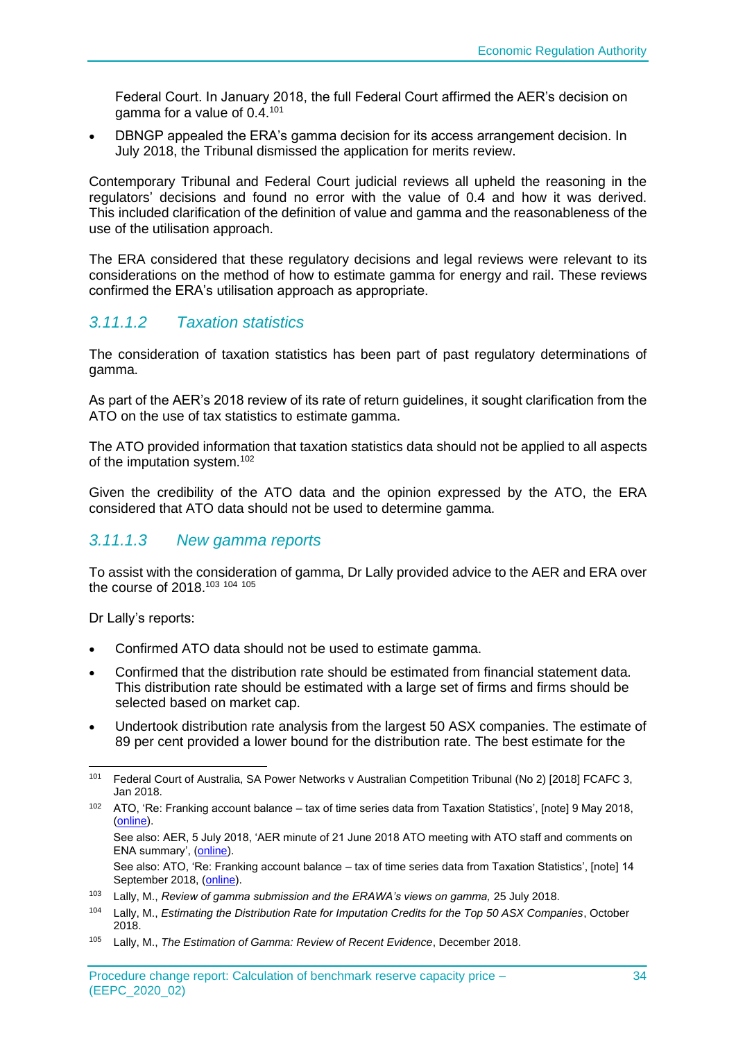Federal Court. In January 2018, the full Federal Court affirmed the AER's decision on gamma for a value of 0.4.[101]

- DBNGP appealed the ERA's gamma decision for its access arrangement decision. In July 2018, the Tribunal dismissed the application for merits review.

Contemporary Tribunal and Federal Court judicial reviews all upheld the reasoning in the regulators' decisions and found no error with the value of 0.4 and how it was derived. This included clarification of the definition of value and gamma and the reasonableness of the use of the utilisation approach.

The ERA considered that these regulatory decisions and legal reviews were relevant to its considerations on the method of how to estimate gamma for energy and rail. These reviews confirmed the ERA's utilisation approach as appropriate.

#### *3.11.1.2 Taxation statistics*

The consideration of taxation statistics has been part of past regulatory determinations of gamma.

As part of the AER's 2018 review of its rate of return guidelines, it sought clarification from the ATO on the use of tax statistics to estimate gamma.

The ATO provided information that taxation statistics data should not be applied to all aspects of the imputation system.[102]

Given the credibility of the ATO data and the opinion expressed by the ATO, the ERA considered that ATO data should not be used to determine gamma.

#### *3.11.1.3 New gamma reports*

To assist with the consideration of gamma, Dr Lally provided advice to the AER and ERA over the course of 2018.[103] [104] [105]

Dr Lally's reports:

- Confirmed ATO data should not be used to estimate gamma.
- Confirmed that the distribution rate should be estimated from financial statement data. This distribution rate should be estimated with a large set of firms and firms should be selected based on market cap.
- Undertook distribution rate analysis from the largest 50 ASX companies. The estimate of 89 per cent provided a lower bound for the distribution rate. The best estimate for the

---

[101] Federal Court of Australia, SA Power Networks v Australian Competition Tribunal (No 2) [2018] FCAFC 3, Jan 2018.

[102] ATO, 'Re: Franking account balance – tax of time series data from Taxation Statistics', [note] 9 May 2018, (online).
See also: AER, 5 July 2018, 'AER minute of 21 June 2018 ATO meeting with ATO staff and comments on ENA summary', (online).
See also: ATO, 'Re: Franking account balance – tax of time series data from Taxation Statistics', [note] 14 September 2018, (online).

[103] Lally, M., *Review of gamma submission and the ERAWA's views on gamma,* 25 July 2018.

[104] Lally, M., *Estimating the Distribution Rate for Imputation Credits for the Top 50 ASX Companies*, October 2018.

[105] Lally, M., *The Estimation of Gamma: Review of Recent Evidence*, December 2018.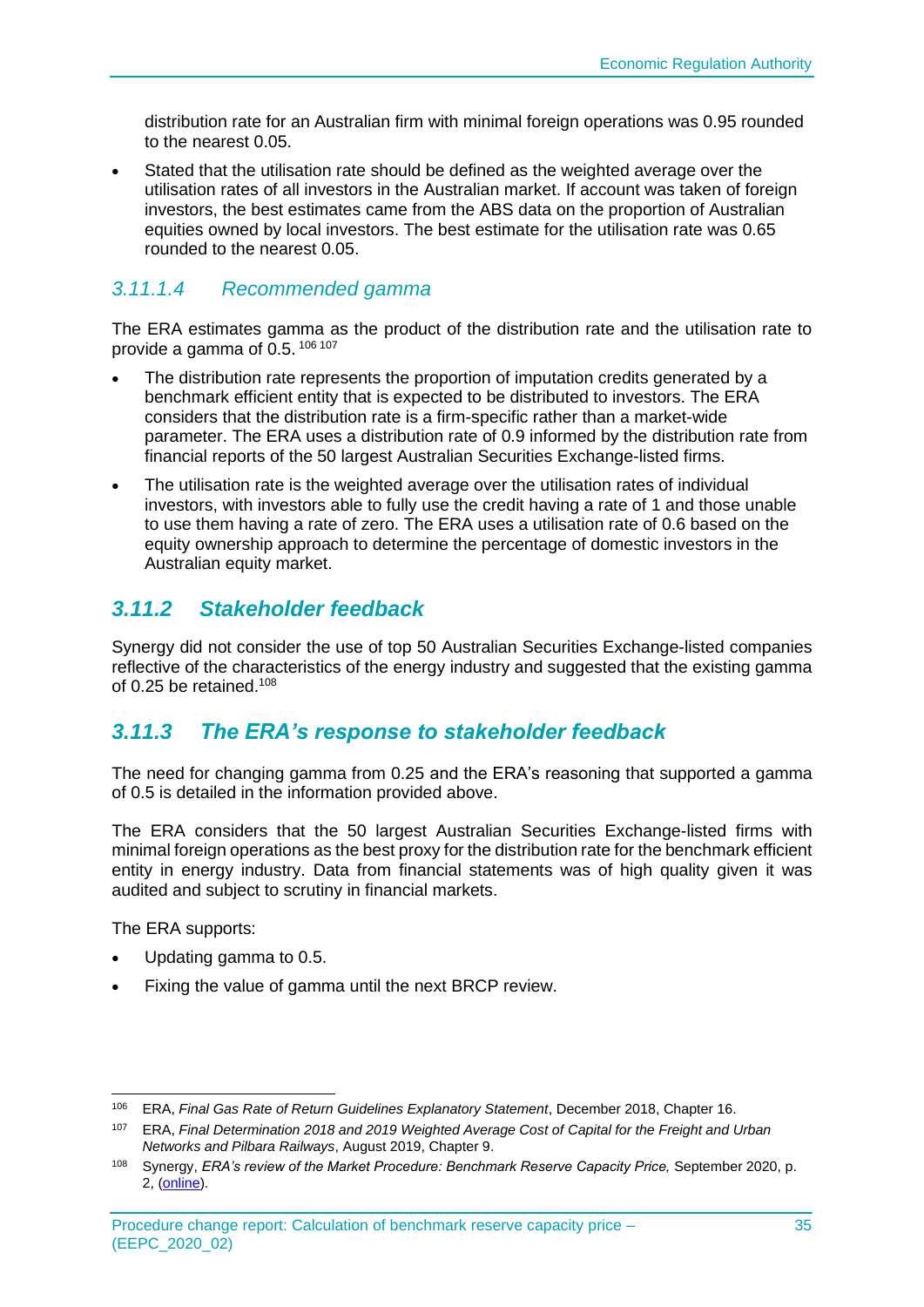distribution rate for an Australian firm with minimal foreign operations was 0.95 rounded to the nearest 0.05.

- Stated that the utilisation rate should be defined as the weighted average over the utilisation rates of all investors in the Australian market. If account was taken of foreign investors, the best estimates came from the ABS data on the proportion of Australian equities owned by local investors. The best estimate for the utilisation rate was 0.65 rounded to the nearest 0.05.

#### *3.11.1.4 Recommended gamma*

The ERA estimates gamma as the product of the distribution rate and the utilisation rate to provide a gamma of 0.5.[106][107]

- The distribution rate represents the proportion of imputation credits generated by a benchmark efficient entity that is expected to be distributed to investors. The ERA considers that the distribution rate is a firm-specific rather than a market-wide parameter. The ERA uses a distribution rate of 0.9 informed by the distribution rate from financial reports of the 50 largest Australian Securities Exchange-listed firms.
- The utilisation rate is the weighted average over the utilisation rates of individual investors, with investors able to fully use the credit having a rate of 1 and those unable to use them having a rate of zero. The ERA uses a utilisation rate of 0.6 based on the equity ownership approach to determine the percentage of domestic investors in the Australian equity market.

### *3.11.2 Stakeholder feedback*

Synergy did not consider the use of top 50 Australian Securities Exchange-listed companies reflective of the characteristics of the energy industry and suggested that the existing gamma of 0.25 be retained.[108]

### *3.11.3 The ERA's response to stakeholder feedback*

The need for changing gamma from 0.25 and the ERA's reasoning that supported a gamma of 0.5 is detailed in the information provided above.

The ERA considers that the 50 largest Australian Securities Exchange-listed firms with minimal foreign operations as the best proxy for the distribution rate for the benchmark efficient entity in energy industry. Data from financial statements was of high quality given it was audited and subject to scrutiny in financial markets.

The ERA supports:

- Updating gamma to 0.5.
- Fixing the value of gamma until the next BRCP review.

---

[106] ERA, *Final Gas Rate of Return Guidelines Explanatory Statement*, December 2018, Chapter 16.

[107] ERA, *Final Determination 2018 and 2019 Weighted Average Cost of Capital for the Freight and Urban Networks and Pilbara Railways*, August 2019, Chapter 9.

[108] Synergy, *ERA's review of the Market Procedure: Benchmark Reserve Capacity Price,* September 2020, p. 2, (online).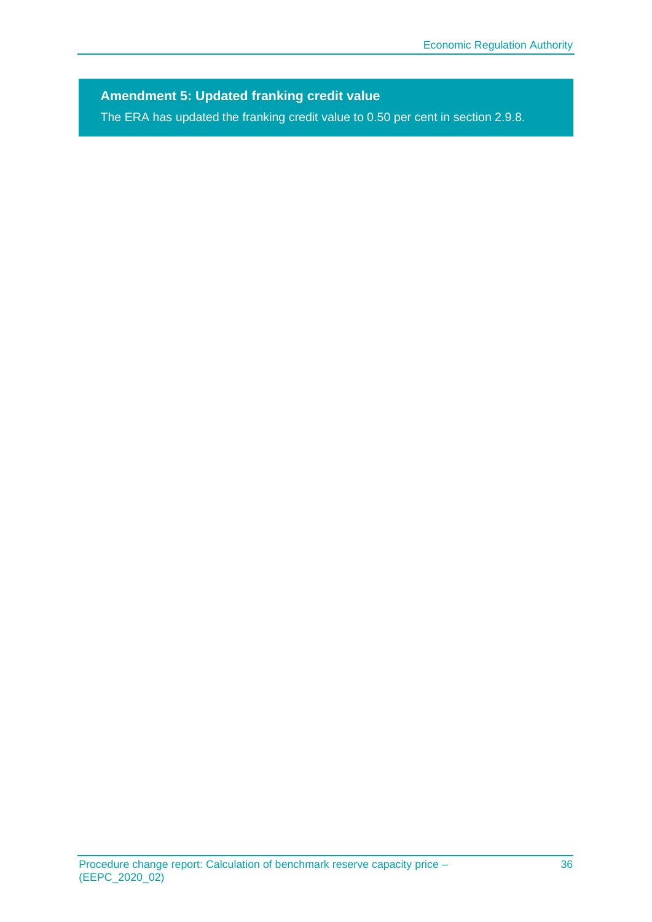**Amendment 5: Updated franking credit value**

The ERA has updated the franking credit value to 0.50 per cent in section 2.9.8.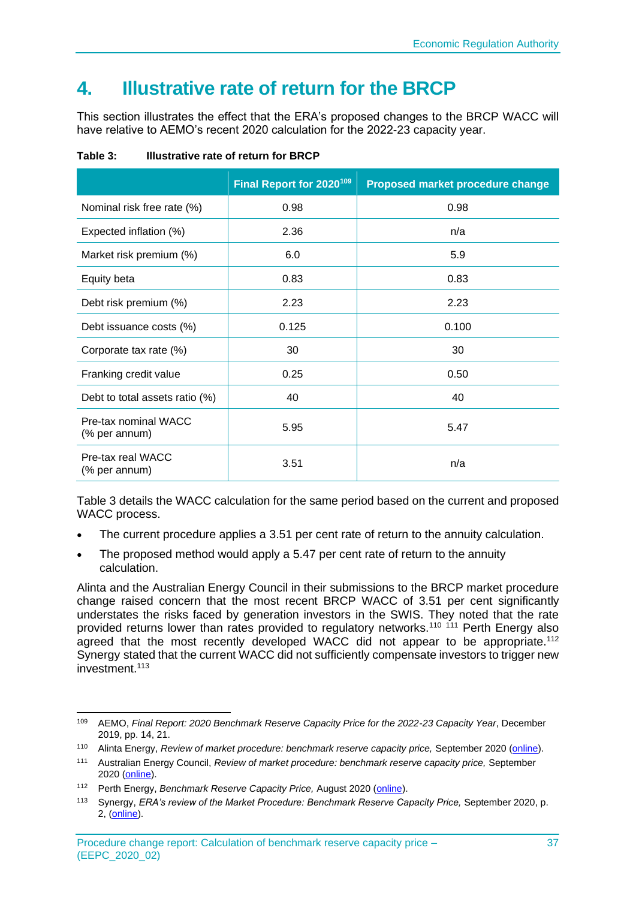# 4. Illustrative rate of return for the BRCP

This section illustrates the effect that the ERA's proposed changes to the BRCP WACC will have relative to AEMO's recent 2020 calculation for the 2022-23 capacity year.

**Table 3: Illustrative rate of return for BRCP**

| | Final Report for 2020[109] | Proposed market procedure change |
|---|---|---|
| Nominal risk free rate (%) | 0.98 | 0.98 |
| Expected inflation (%) | 2.36 | n/a |
| Market risk premium (%) | 6.0 | 5.9 |
| Equity beta | 0.83 | 0.83 |
| Debt risk premium (%) | 2.23 | 2.23 |
| Debt issuance costs (%) | 0.125 | 0.100 |
| Corporate tax rate (%) | 30 | 30 |
| Franking credit value | 0.25 | 0.50 |
| Debt to total assets ratio (%) | 40 | 40 |
| Pre-tax nominal WACC (% per annum) | 5.95 | 5.47 |
| Pre-tax real WACC (% per annum) | 3.51 | n/a |

Table 3 details the WACC calculation for the same period based on the current and proposed WACC process.

- The current procedure applies a 3.51 per cent rate of return to the annuity calculation.
- The proposed method would apply a 5.47 per cent rate of return to the annuity calculation.

Alinta and the Australian Energy Council in their submissions to the BRCP market procedure change raised concern that the most recent BRCP WACC of 3.51 per cent significantly understates the risks faced by generation investors in the SWIS. They noted that the rate provided returns lower than rates provided to regulatory networks.[110] [111] Perth Energy also agreed that the most recently developed WACC did not appear to be appropriate.[112] Synergy stated that the current WACC did not sufficiently compensate investors to trigger new investment.[113]

---

[109] AEMO, *Final Report: 2020 Benchmark Reserve Capacity Price for the 2022-23 Capacity Year*, December 2019, pp. 14, 21.

[110] Alinta Energy, *Review of market procedure: benchmark reserve capacity price,* September 2020 (online).

[111] Australian Energy Council, *Review of market procedure: benchmark reserve capacity price,* September 2020 (online).

[112] Perth Energy, *Benchmark Reserve Capacity Price,* August 2020 (online).

[113] Synergy, *ERA's review of the Market Procedure: Benchmark Reserve Capacity Price,* September 2020, p. 2, (online).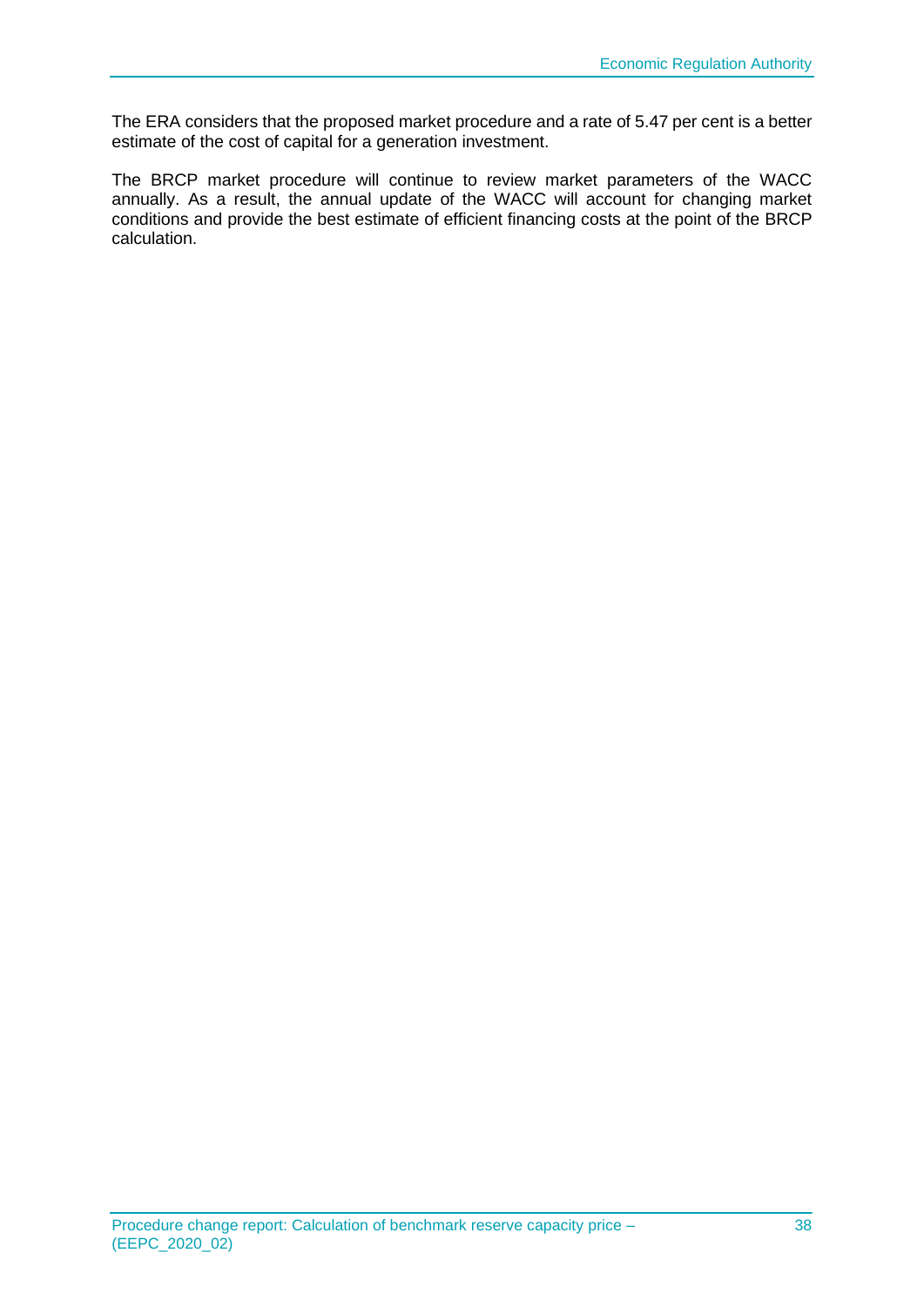The ERA considers that the proposed market procedure and a rate of 5.47 per cent is a better estimate of the cost of capital for a generation investment.

The BRCP market procedure will continue to review market parameters of the WACC annually. As a result, the annual update of the WACC will account for changing market conditions and provide the best estimate of efficient financing costs at the point of the BRCP calculation.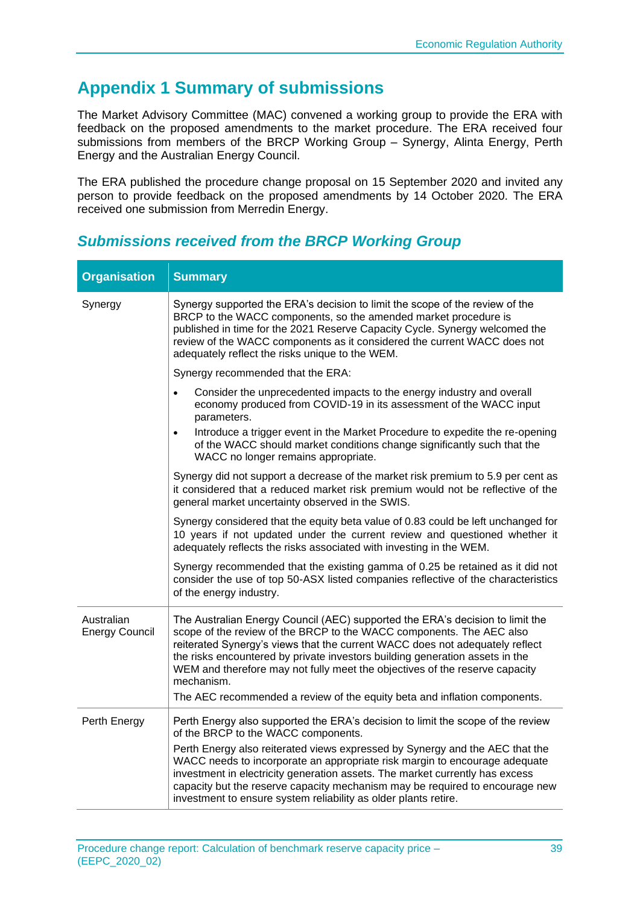# Appendix 1 Summary of submissions

The Market Advisory Committee (MAC) convened a working group to provide the ERA with feedback on the proposed amendments to the market procedure. The ERA received four submissions from members of the BRCP Working Group – Synergy, Alinta Energy, Perth Energy and the Australian Energy Council.

The ERA published the procedure change proposal on 15 September 2020 and invited any person to provide feedback on the proposed amendments by 14 October 2020. The ERA received one submission from Merredin Energy.

## *Submissions received from the BRCP Working Group*

| Organisation | Summary |
|---|---|
| Synergy | Synergy supported the ERA's decision to limit the scope of the review of the BRCP to the WACC components, so the amended market procedure is published in time for the 2021 Reserve Capacity Cycle. Synergy welcomed the review of the WACC components as it considered the current WACC does not adequately reflect the risks unique to the WEM.<br><br>Synergy recommended that the ERA:<br>• Consider the unprecedented impacts to the energy industry and overall economy produced from COVID-19 in its assessment of the WACC input parameters.<br>• Introduce a trigger event in the Market Procedure to expedite the re-opening of the WACC should market conditions change significantly such that the WACC no longer remains appropriate.<br><br>Synergy did not support a decrease of the market risk premium to 5.9 per cent as it considered that a reduced market risk premium would not be reflective of the general market uncertainty observed in the SWIS.<br><br>Synergy considered that the equity beta value of 0.83 could be left unchanged for 10 years if not updated under the current review and questioned whether it adequately reflects the risks associated with investing in the WEM.<br><br>Synergy recommended that the existing gamma of 0.25 be retained as it did not consider the use of top 50-ASX listed companies reflective of the characteristics of the energy industry. |
| Australian Energy Council | The Australian Energy Council (AEC) supported the ERA's decision to limit the scope of the review of the BRCP to the WACC components. The AEC also reiterated Synergy's views that the current WACC does not adequately reflect the risks encountered by private investors building generation assets in the WEM and therefore may not fully meet the objectives of the reserve capacity mechanism.<br><br>The AEC recommended a review of the equity beta and inflation components. |
| Perth Energy | Perth Energy also supported the ERA's decision to limit the scope of the review of the BRCP to the WACC components.<br><br>Perth Energy also reiterated views expressed by Synergy and the AEC that the WACC needs to incorporate an appropriate risk margin to encourage adequate investment in electricity generation assets. The market currently has excess capacity but the reserve capacity mechanism may be required to encourage new investment to ensure system reliability as older plants retire. |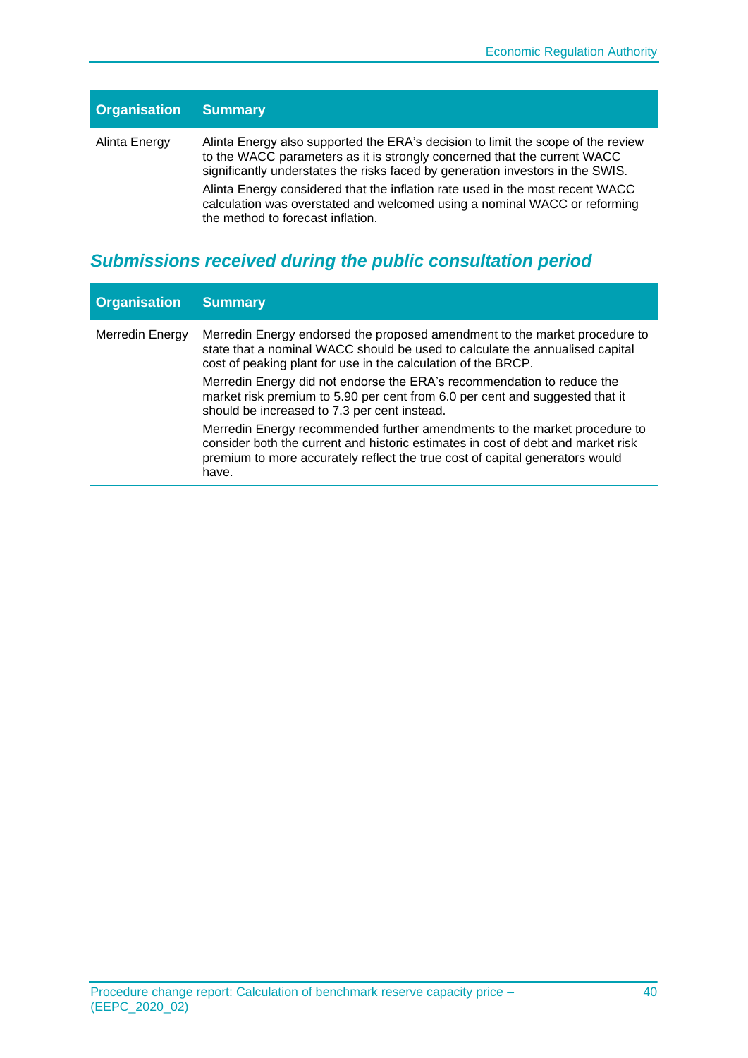| Organisation | Summary |
| --- | --- |
| Alinta Energy | Alinta Energy also supported the ERA's decision to limit the scope of the review to the WACC parameters as it is strongly concerned that the current WACC significantly understates the risks faced by generation investors in the SWIS.<br>Alinta Energy considered that the inflation rate used in the most recent WACC calculation was overstated and welcomed using a nominal WACC or reforming the method to forecast inflation. |

### *Submissions received during the public consultation period*

| Organisation | Summary |
| --- | --- |
| Merredin Energy | Merredin Energy endorsed the proposed amendment to the market procedure to state that a nominal WACC should be used to calculate the annualised capital cost of peaking plant for use in the calculation of the BRCP.<br>Merredin Energy did not endorse the ERA's recommendation to reduce the market risk premium to 5.90 per cent from 6.0 per cent and suggested that it should be increased to 7.3 per cent instead.<br>Merredin Energy recommended further amendments to the market procedure to consider both the current and historic estimates in cost of debt and market risk premium to more accurately reflect the true cost of capital generators would have. |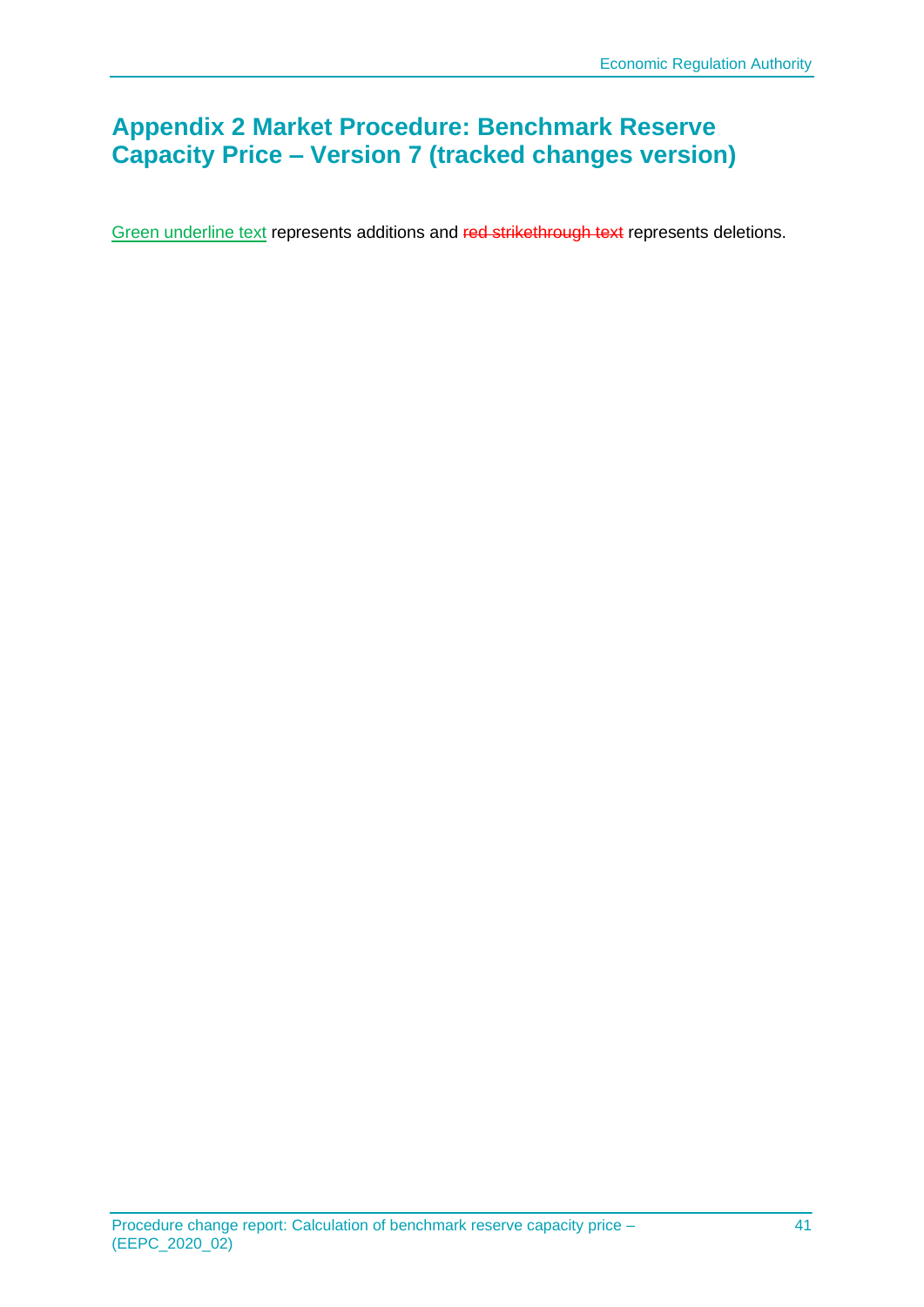# Appendix 2 Market Procedure: Benchmark Reserve Capacity Price – Version 7 (tracked changes version)

Green underline text represents additions and ~~red strikethrough text~~ represents deletions.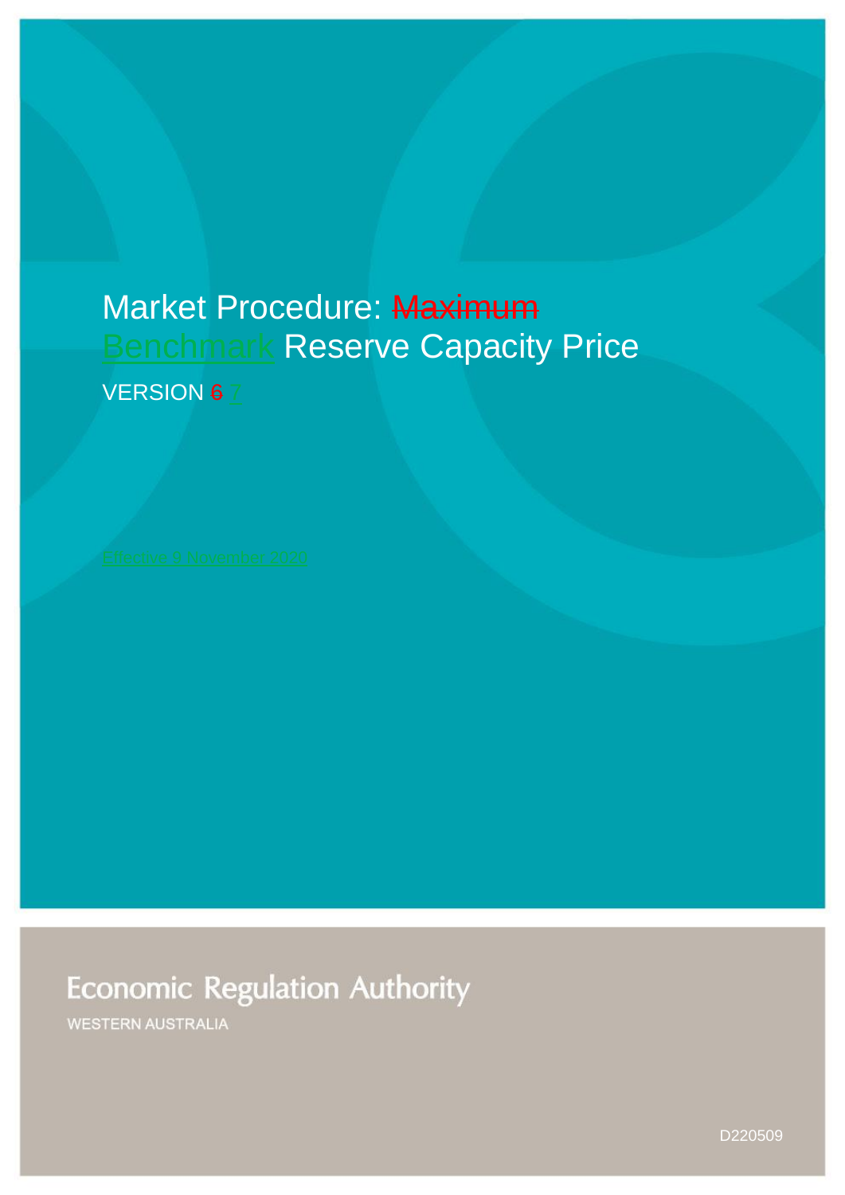# Market Procedure: ~~Maximum~~ Benchmark Reserve Capacity Price

VERSION ~~6~~ 7

Effective 9 November 2020

Economic Regulation Authority

WESTERN AUSTRALIA

D220509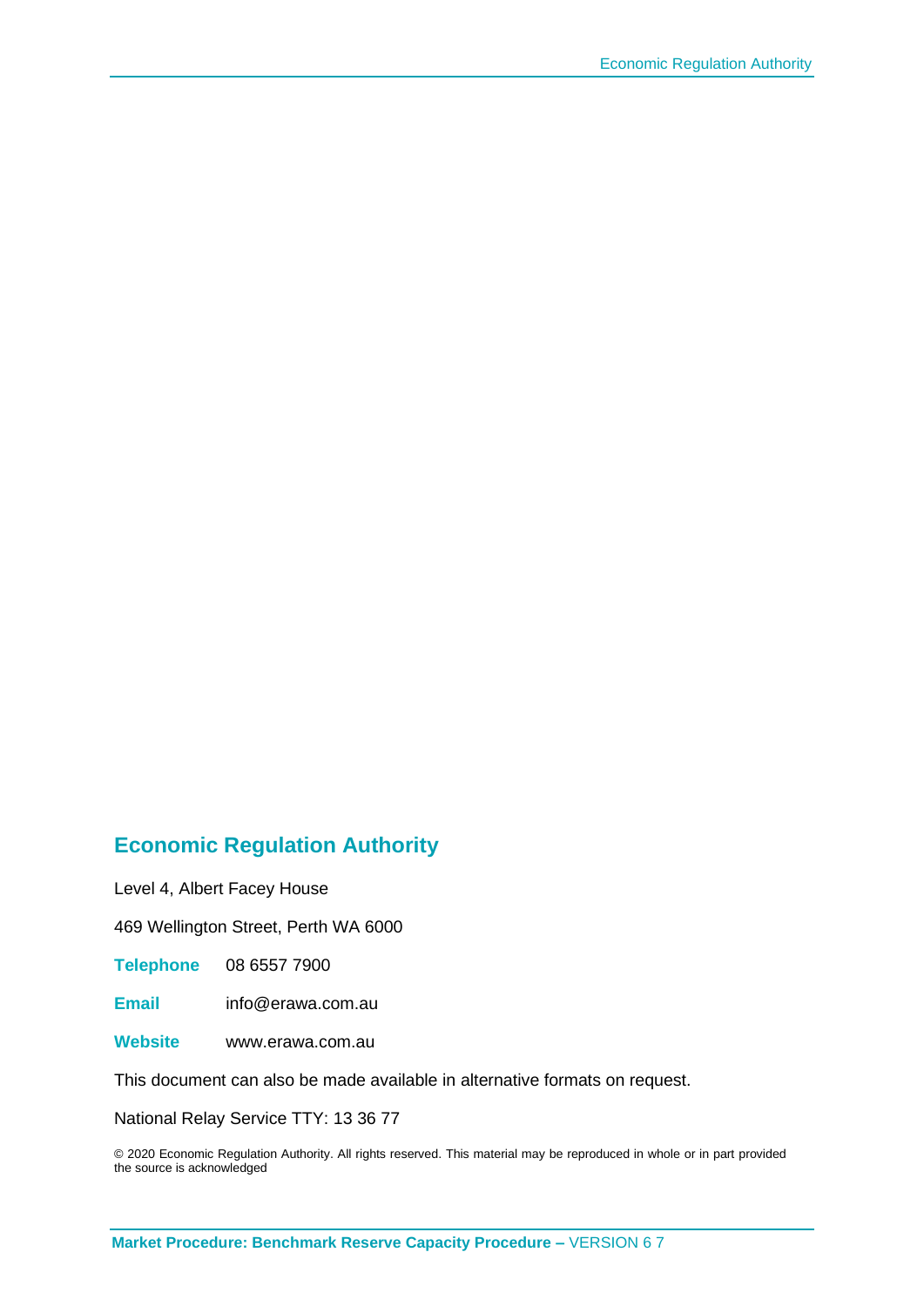## Economic Regulation Authority

Level 4, Albert Facey House

469 Wellington Street, Perth WA 6000

**Telephone** 08 6557 7900

**Email** info@erawa.com.au

**Website** www.erawa.com.au

This document can also be made available in alternative formats on request.

National Relay Service TTY: 13 36 77

© 2020 Economic Regulation Authority. All rights reserved. This material may be reproduced in whole or in part provided the source is acknowledged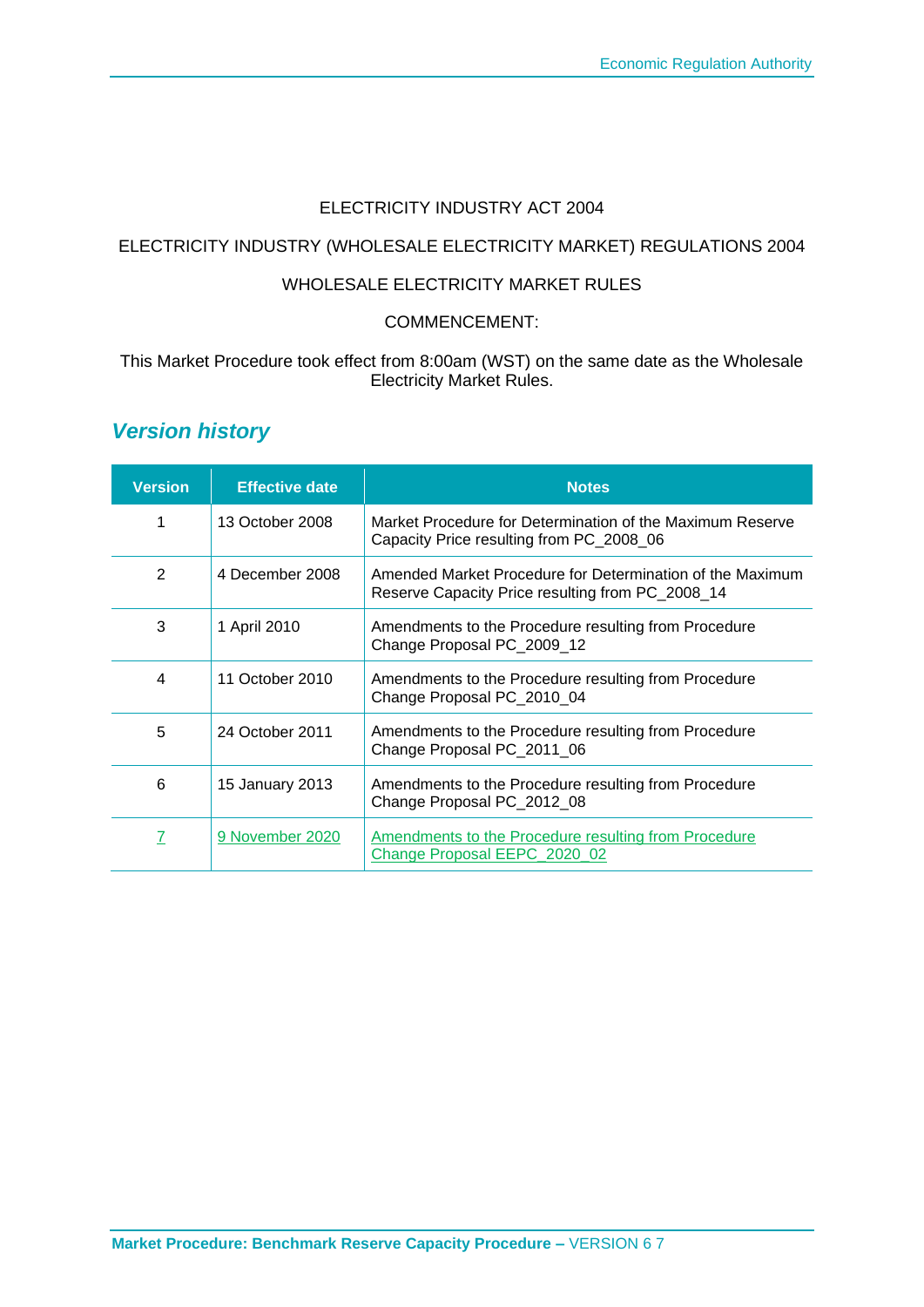ELECTRICITY INDUSTRY ACT 2004

ELECTRICITY INDUSTRY (WHOLESALE ELECTRICITY MARKET) REGULATIONS 2004

WHOLESALE ELECTRICITY MARKET RULES

COMMENCEMENT:

This Market Procedure took effect from 8:00am (WST) on the same date as the Wholesale Electricity Market Rules.

## Version history

| Version | Effective date | Notes |
|---|---|---|
| 1 | 13 October 2008 | Market Procedure for Determination of the Maximum Reserve Capacity Price resulting from PC_2008_06 |
| 2 | 4 December 2008 | Amended Market Procedure for Determination of the Maximum Reserve Capacity Price resulting from PC_2008_14 |
| 3 | 1 April 2010 | Amendments to the Procedure resulting from Procedure Change Proposal PC_2009_12 |
| 4 | 11 October 2010 | Amendments to the Procedure resulting from Procedure Change Proposal PC_2010_04 |
| 5 | 24 October 2011 | Amendments to the Procedure resulting from Procedure Change Proposal PC_2011_06 |
| 6 | 15 January 2013 | Amendments to the Procedure resulting from Procedure Change Proposal PC_2012_08 |
| 7 | 9 November 2020 | Amendments to the Procedure resulting from Procedure Change Proposal EEPC_2020_02 |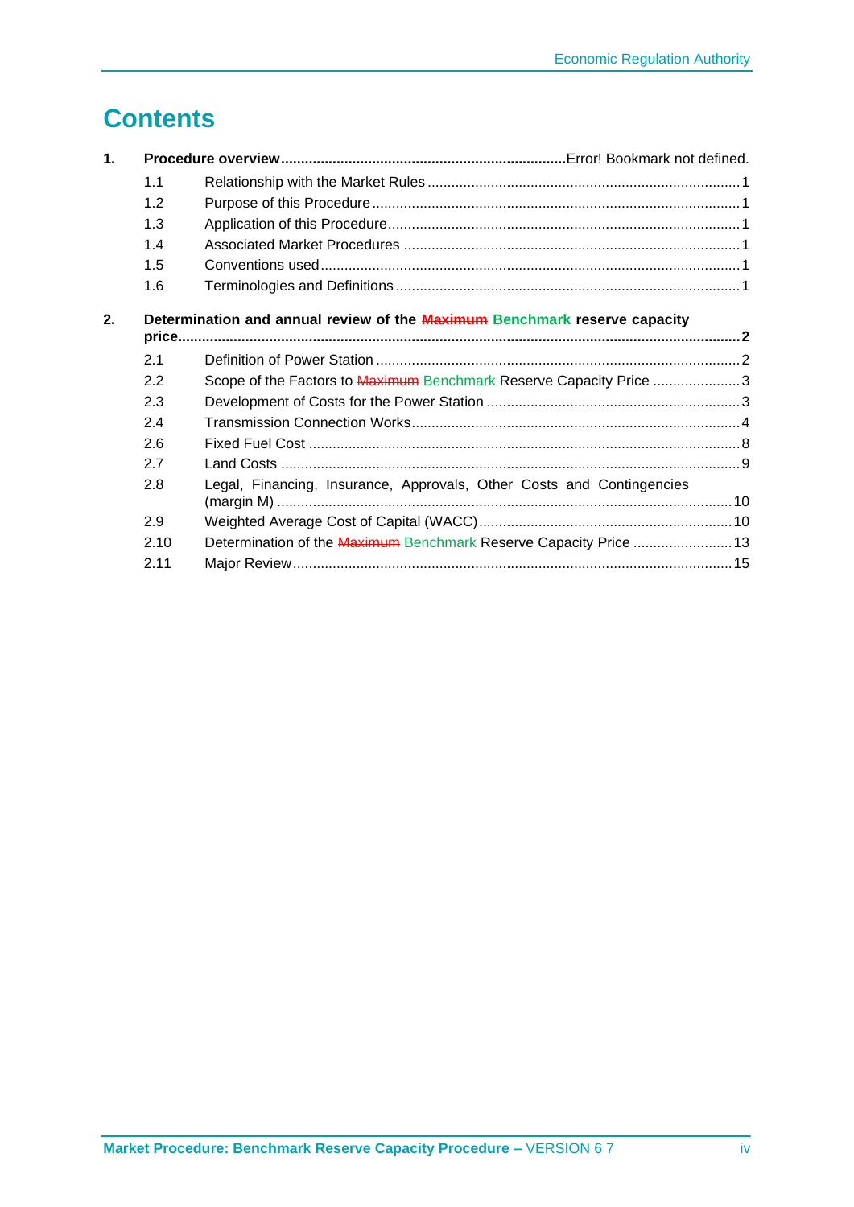# Contents

**1. Procedure overview** ......................................................................... Error! Bookmark not defined.

- 1.1 Relationship with the Market Rules ........................................................ 1
- 1.2 Purpose of this Procedure ....................................................................... 1
- 1.3 Application of this Procedure .................................................................. 1
- 1.4 Associated Market Procedures ............................................................... 1
- 1.5 Conventions used .................................................................................... 1
- 1.6 Terminologies and Definitions ................................................................. 1

**2. Determination and annual review of the ~~Maximum~~ Benchmark reserve capacity price** ......................................................................... 2

- 2.1 Definition of Power Station ...................................................................... 2
- 2.2 Scope of the Factors to ~~Maximum~~ Benchmark Reserve Capacity Price ....................... 3
- 2.3 Development of Costs for the Power Station ............................................ 3
- 2.4 Transmission Connection Works ............................................................. 4
- 2.6 Fixed Fuel Cost ....................................................................................... 8
- 2.7 Land Costs .............................................................................................. 9
- 2.8 Legal, Financing, Insurance, Approvals, Other Costs and Contingencies (margin M) ......................................................................................... 10
- 2.9 Weighted Average Cost of Capital (WACC) ............................................ 10
- 2.10 Determination of the ~~Maximum~~ Benchmark Reserve Capacity Price ...................... 13
- 2.11 Major Review ......................................................................................... 15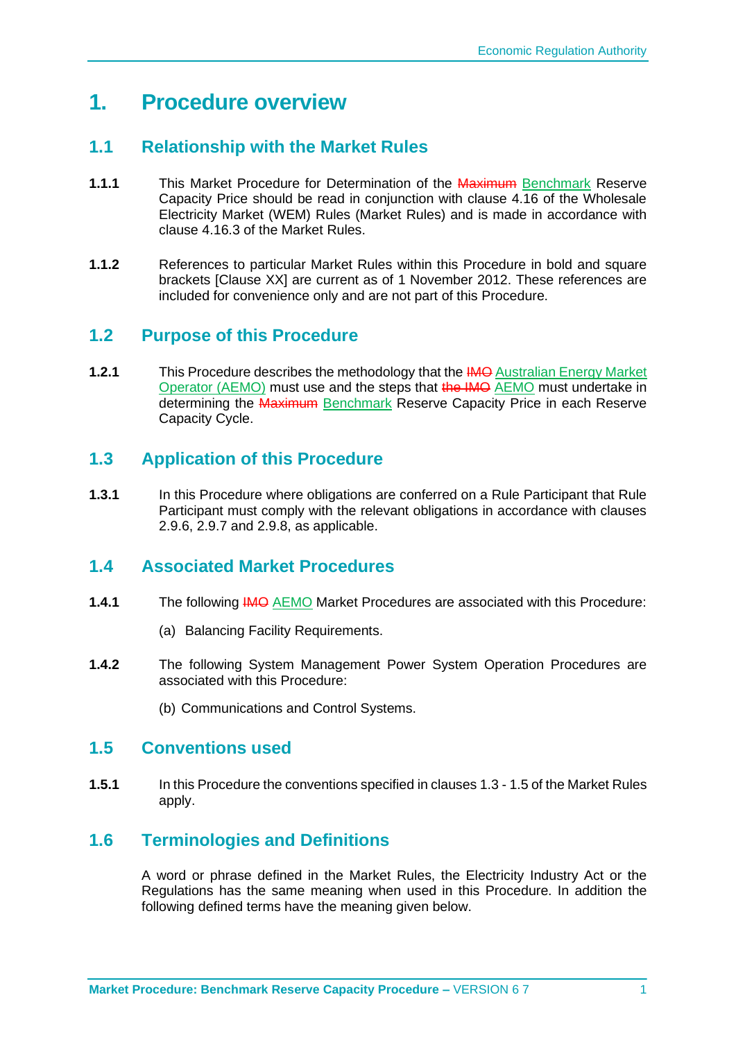# 1. Procedure overview

## 1.1 Relationship with the Market Rules

**1.1.1** This Market Procedure for Determination of the ~~Maximum~~ Benchmark Reserve Capacity Price should be read in conjunction with clause 4.16 of the Wholesale Electricity Market (WEM) Rules (Market Rules) and is made in accordance with clause 4.16.3 of the Market Rules.

**1.1.2** References to particular Market Rules within this Procedure in bold and square brackets [Clause XX] are current as of 1 November 2012. These references are included for convenience only and are not part of this Procedure.

## 1.2 Purpose of this Procedure

**1.2.1** This Procedure describes the methodology that the ~~IMO~~ Australian Energy Market Operator (AEMO) must use and the steps that ~~the IMO~~ AEMO must undertake in determining the ~~Maximum~~ Benchmark Reserve Capacity Price in each Reserve Capacity Cycle.

## 1.3 Application of this Procedure

**1.3.1** In this Procedure where obligations are conferred on a Rule Participant that Rule Participant must comply with the relevant obligations in accordance with clauses 2.9.6, 2.9.7 and 2.9.8, as applicable.

## 1.4 Associated Market Procedures

**1.4.1** The following ~~IMO~~ AEMO Market Procedures are associated with this Procedure:

(a) Balancing Facility Requirements.

**1.4.2** The following System Management Power System Operation Procedures are associated with this Procedure:

(b) Communications and Control Systems.

## 1.5 Conventions used

**1.5.1** In this Procedure the conventions specified in clauses 1.3 - 1.5 of the Market Rules apply.

## 1.6 Terminologies and Definitions

A word or phrase defined in the Market Rules, the Electricity Industry Act or the Regulations has the same meaning when used in this Procedure. In addition the following defined terms have the meaning given below.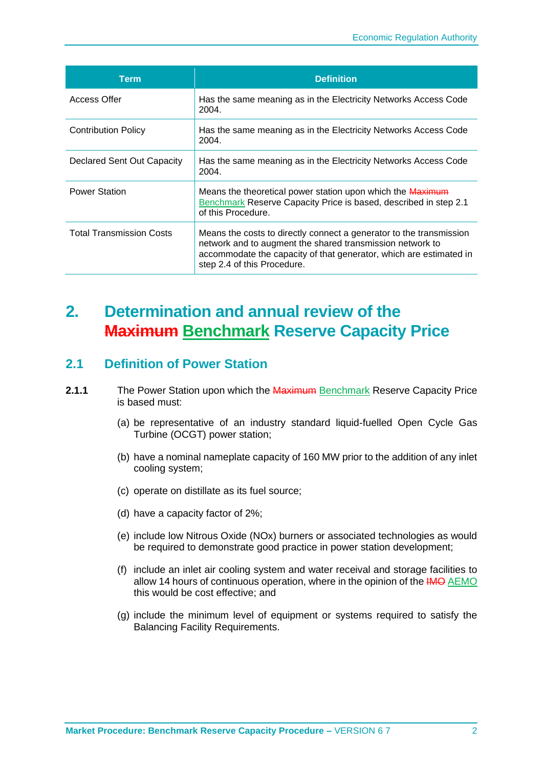| Term | Definition |
|---|---|
| Access Offer | Has the same meaning as in the Electricity Networks Access Code 2004. |
| Contribution Policy | Has the same meaning as in the Electricity Networks Access Code 2004. |
| Declared Sent Out Capacity | Has the same meaning as in the Electricity Networks Access Code 2004. |
| Power Station | Means the theoretical power station upon which the ~~Maximum~~ <ins>Benchmark</ins> Reserve Capacity Price is based, described in step 2.1 of this Procedure. |
| Total Transmission Costs | Means the costs to directly connect a generator to the transmission network and to augment the shared transmission network to accommodate the capacity of that generator, which are estimated in step 2.4 of this Procedure. |

# 2. Determination and annual review of the ~~Maximum~~ <ins>Benchmark</ins> Reserve Capacity Price

## 2.1 Definition of Power Station

**2.1.1** The Power Station upon which the ~~Maximum~~ <ins>Benchmark</ins> Reserve Capacity Price is based must:

(a) be representative of an industry standard liquid-fuelled Open Cycle Gas Turbine (OCGT) power station;

(b) have a nominal nameplate capacity of 160 MW prior to the addition of any inlet cooling system;

(c) operate on distillate as its fuel source;

(d) have a capacity factor of 2%;

(e) include low Nitrous Oxide (NOx) burners or associated technologies as would be required to demonstrate good practice in power station development;

(f) include an inlet air cooling system and water receival and storage facilities to allow 14 hours of continuous operation, where in the opinion of the ~~IMO~~ <ins>AEMO</ins> this would be cost effective; and

(g) include the minimum level of equipment or systems required to satisfy the Balancing Facility Requirements.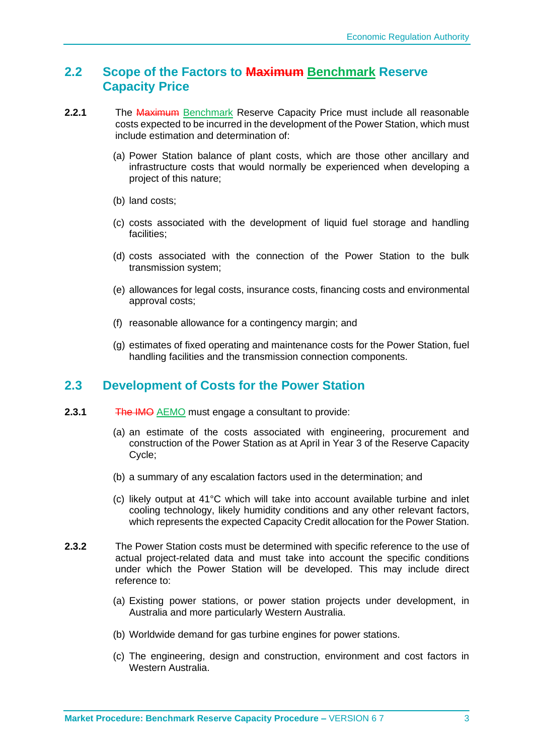## 2.2 Scope of the Factors to ~~Maximum~~ Benchmark Reserve Capacity Price

**2.2.1** The ~~Maximum~~ Benchmark Reserve Capacity Price must include all reasonable costs expected to be incurred in the development of the Power Station, which must include estimation and determination of:

(a) Power Station balance of plant costs, which are those other ancillary and infrastructure costs that would normally be experienced when developing a project of this nature;

(b) land costs;

(c) costs associated with the development of liquid fuel storage and handling facilities;

(d) costs associated with the connection of the Power Station to the bulk transmission system;

(e) allowances for legal costs, insurance costs, financing costs and environmental approval costs;

(f) reasonable allowance for a contingency margin; and

(g) estimates of fixed operating and maintenance costs for the Power Station, fuel handling facilities and the transmission connection components.

## 2.3 Development of Costs for the Power Station

**2.3.1** ~~The IMO~~ AEMO must engage a consultant to provide:

(a) an estimate of the costs associated with engineering, procurement and construction of the Power Station as at April in Year 3 of the Reserve Capacity Cycle;

(b) a summary of any escalation factors used in the determination; and

(c) likely output at 41°C which will take into account available turbine and inlet cooling technology, likely humidity conditions and any other relevant factors, which represents the expected Capacity Credit allocation for the Power Station.

**2.3.2** The Power Station costs must be determined with specific reference to the use of actual project-related data and must take into account the specific conditions under which the Power Station will be developed. This may include direct reference to:

(a) Existing power stations, or power station projects under development, in Australia and more particularly Western Australia.

(b) Worldwide demand for gas turbine engines for power stations.

(c) The engineering, design and construction, environment and cost factors in Western Australia.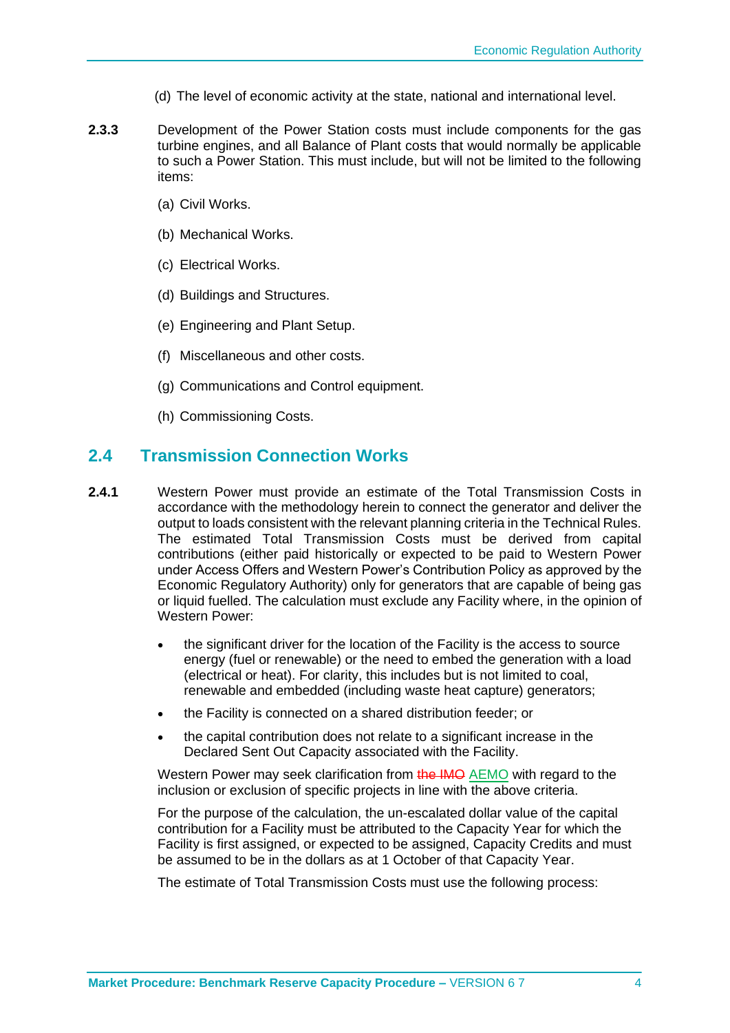(d) The level of economic activity at the state, national and international level.

**2.3.3** Development of the Power Station costs must include components for the gas turbine engines, and all Balance of Plant costs that would normally be applicable to such a Power Station. This must include, but will not be limited to the following items:

(a) Civil Works.

(b) Mechanical Works.

(c) Electrical Works.

(d) Buildings and Structures.

(e) Engineering and Plant Setup.

(f) Miscellaneous and other costs.

(g) Communications and Control equipment.

(h) Commissioning Costs.

## 2.4 Transmission Connection Works

**2.4.1** Western Power must provide an estimate of the Total Transmission Costs in accordance with the methodology herein to connect the generator and deliver the output to loads consistent with the relevant planning criteria in the Technical Rules. The estimated Total Transmission Costs must be derived from capital contributions (either paid historically or expected to be paid to Western Power under Access Offers and Western Power's Contribution Policy as approved by the Economic Regulatory Authority) only for generators that are capable of being gas or liquid fuelled. The calculation must exclude any Facility where, in the opinion of Western Power:

- the significant driver for the location of the Facility is the access to source energy (fuel or renewable) or the need to embed the generation with a load (electrical or heat). For clarity, this includes but is not limited to coal, renewable and embedded (including waste heat capture) generators;
- the Facility is connected on a shared distribution feeder; or
- the capital contribution does not relate to a significant increase in the Declared Sent Out Capacity associated with the Facility.

Western Power may seek clarification from ~~the IMO~~ AEMO with regard to the inclusion or exclusion of specific projects in line with the above criteria.

For the purpose of the calculation, the un-escalated dollar value of the capital contribution for a Facility must be attributed to the Capacity Year for which the Facility is first assigned, or expected to be assigned, Capacity Credits and must be assumed to be in the dollars as at 1 October of that Capacity Year.

The estimate of Total Transmission Costs must use the following process: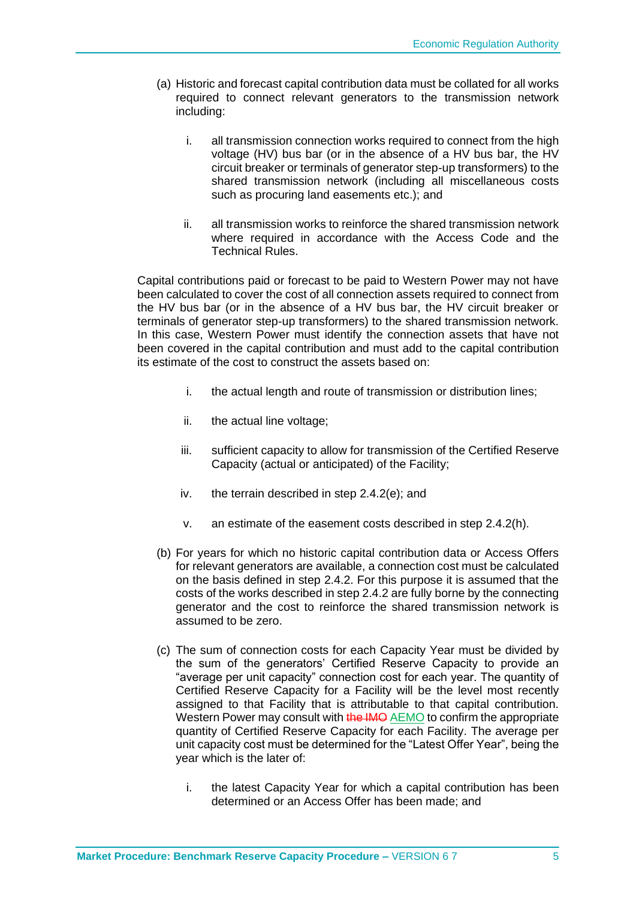(a) Historic and forecast capital contribution data must be collated for all works required to connect relevant generators to the transmission network including:

   i. all transmission connection works required to connect from the high voltage (HV) bus bar (or in the absence of a HV bus bar, the HV circuit breaker or terminals of generator step-up transformers) to the shared transmission network (including all miscellaneous costs such as procuring land easements etc.); and

   ii. all transmission works to reinforce the shared transmission network where required in accordance with the Access Code and the Technical Rules.

Capital contributions paid or forecast to be paid to Western Power may not have been calculated to cover the cost of all connection assets required to connect from the HV bus bar (or in the absence of a HV bus bar, the HV circuit breaker or terminals of generator step-up transformers) to the shared transmission network. In this case, Western Power must identify the connection assets that have not been covered in the capital contribution and must add to the capital contribution its estimate of the cost to construct the assets based on:

   i. the actual length and route of transmission or distribution lines;

   ii. the actual line voltage;

   iii. sufficient capacity to allow for transmission of the Certified Reserve Capacity (actual or anticipated) of the Facility;

   iv. the terrain described in step 2.4.2(e); and

   v. an estimate of the easement costs described in step 2.4.2(h).

(b) For years for which no historic capital contribution data or Access Offers for relevant generators are available, a connection cost must be calculated on the basis defined in step 2.4.2. For this purpose it is assumed that the costs of the works described in step 2.4.2 are fully borne by the connecting generator and the cost to reinforce the shared transmission network is assumed to be zero.

(c) The sum of connection costs for each Capacity Year must be divided by the sum of the generators' Certified Reserve Capacity to provide an "average per unit capacity" connection cost for each year. The quantity of Certified Reserve Capacity for a Facility will be the level most recently assigned to that Facility that is attributable to that capital contribution. Western Power may consult with ~~the IMO~~ AEMO to confirm the appropriate quantity of Certified Reserve Capacity for each Facility. The average per unit capacity cost must be determined for the "Latest Offer Year", being the year which is the later of:

   i. the latest Capacity Year for which a capital contribution has been determined or an Access Offer has been made; and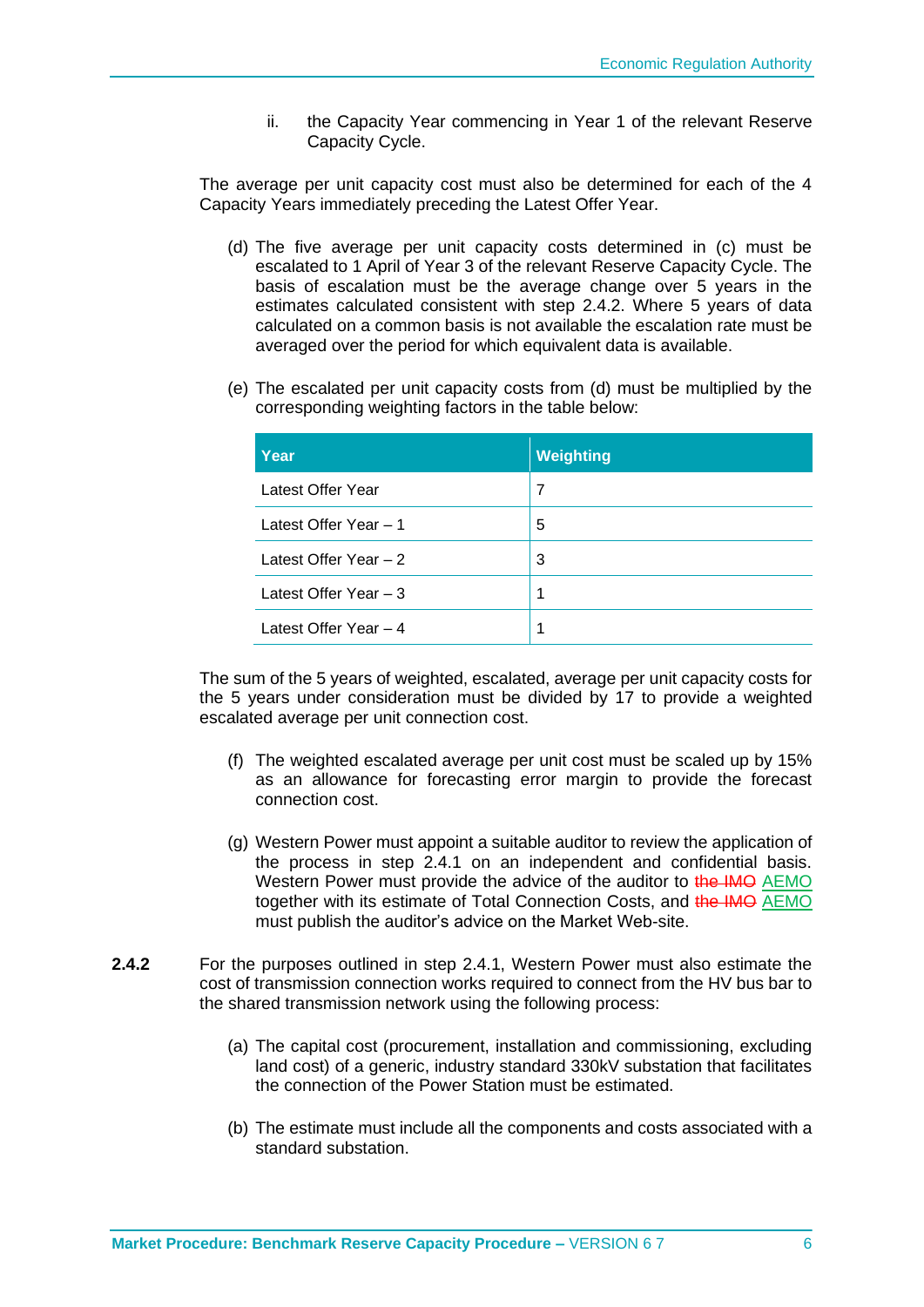ii. the Capacity Year commencing in Year 1 of the relevant Reserve Capacity Cycle.

The average per unit capacity cost must also be determined for each of the 4 Capacity Years immediately preceding the Latest Offer Year.

(d) The five average per unit capacity costs determined in (c) must be escalated to 1 April of Year 3 of the relevant Reserve Capacity Cycle. The basis of escalation must be the average change over 5 years in the estimates calculated consistent with step 2.4.2. Where 5 years of data calculated on a common basis is not available the escalation rate must be averaged over the period for which equivalent data is available.

(e) The escalated per unit capacity costs from (d) must be multiplied by the corresponding weighting factors in the table below:

| Year | Weighting |
|---|---|
| Latest Offer Year | 7 |
| Latest Offer Year – 1 | 5 |
| Latest Offer Year – 2 | 3 |
| Latest Offer Year – 3 | 1 |
| Latest Offer Year – 4 | 1 |

The sum of the 5 years of weighted, escalated, average per unit capacity costs for the 5 years under consideration must be divided by 17 to provide a weighted escalated average per unit connection cost.

(f) The weighted escalated average per unit cost must be scaled up by 15% as an allowance for forecasting error margin to provide the forecast connection cost.

(g) Western Power must appoint a suitable auditor to review the application of the process in step 2.4.1 on an independent and confidential basis. Western Power must provide the advice of the auditor to ~~the IMO~~ AEMO together with its estimate of Total Connection Costs, and ~~the IMO~~ AEMO must publish the auditor's advice on the Market Web-site.

**2.4.2** For the purposes outlined in step 2.4.1, Western Power must also estimate the cost of transmission connection works required to connect from the HV bus bar to the shared transmission network using the following process:

(a) The capital cost (procurement, installation and commissioning, excluding land cost) of a generic, industry standard 330kV substation that facilitates the connection of the Power Station must be estimated.

(b) The estimate must include all the components and costs associated with a standard substation.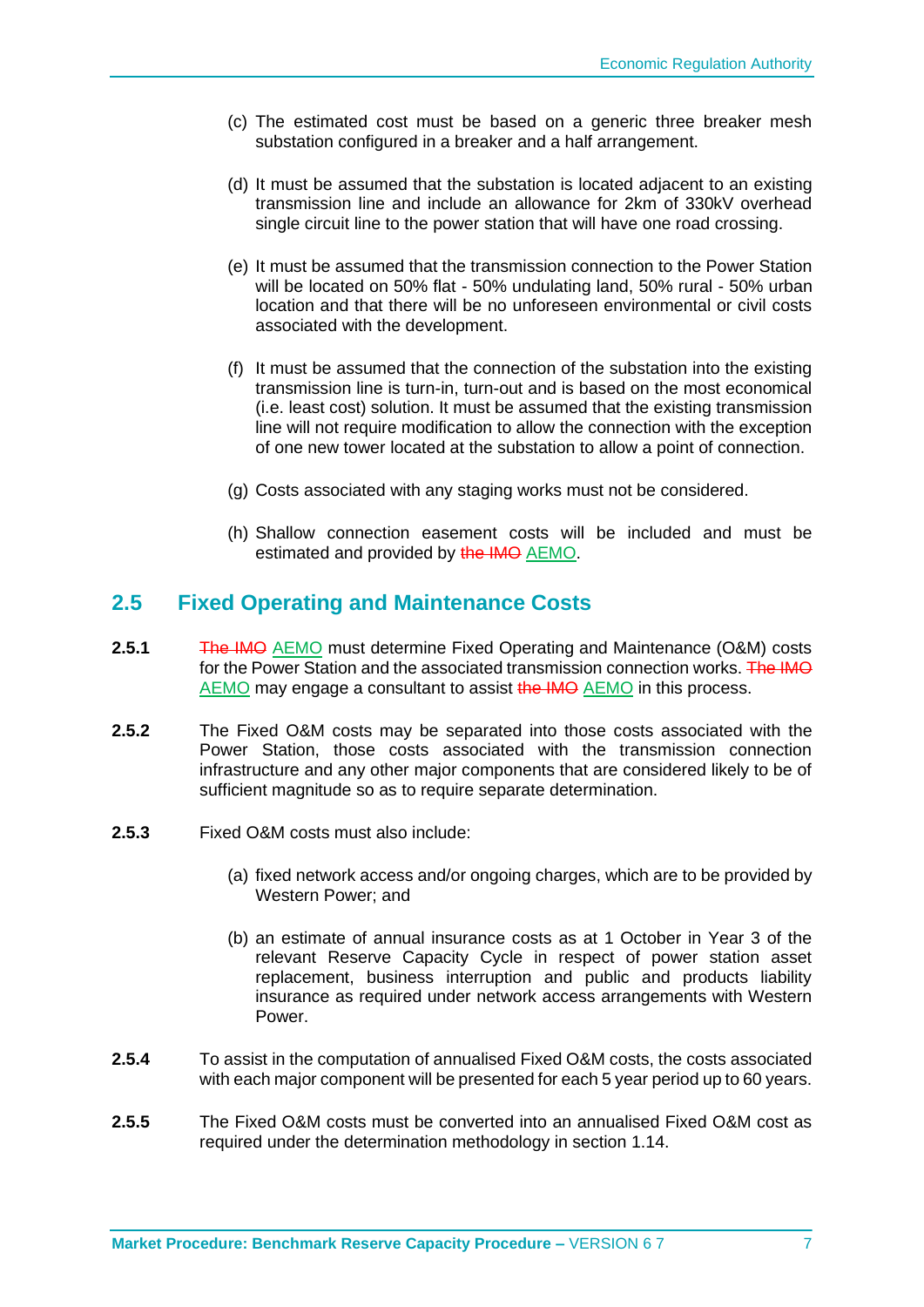(c) The estimated cost must be based on a generic three breaker mesh substation configured in a breaker and a half arrangement.

(d) It must be assumed that the substation is located adjacent to an existing transmission line and include an allowance for 2km of 330kV overhead single circuit line to the power station that will have one road crossing.

(e) It must be assumed that the transmission connection to the Power Station will be located on 50% flat - 50% undulating land, 50% rural - 50% urban location and that there will be no unforeseen environmental or civil costs associated with the development.

(f) It must be assumed that the connection of the substation into the existing transmission line is turn-in, turn-out and is based on the most economical (i.e. least cost) solution. It must be assumed that the existing transmission line will not require modification to allow the connection with the exception of one new tower located at the substation to allow a point of connection.

(g) Costs associated with any staging works must not be considered.

(h) Shallow connection easement costs will be included and must be estimated and provided by ~~the IMO~~ AEMO.

## 2.5 Fixed Operating and Maintenance Costs

**2.5.1** ~~The IMO~~ AEMO must determine Fixed Operating and Maintenance (O&M) costs for the Power Station and the associated transmission connection works. ~~The IMO~~ AEMO may engage a consultant to assist ~~the IMO~~ AEMO in this process.

**2.5.2** The Fixed O&M costs may be separated into those costs associated with the Power Station, those costs associated with the transmission connection infrastructure and any other major components that are considered likely to be of sufficient magnitude so as to require separate determination.

**2.5.3** Fixed O&M costs must also include:

(a) fixed network access and/or ongoing charges, which are to be provided by Western Power; and

(b) an estimate of annual insurance costs as at 1 October in Year 3 of the relevant Reserve Capacity Cycle in respect of power station asset replacement, business interruption and public and products liability insurance as required under network access arrangements with Western Power.

**2.5.4** To assist in the computation of annualised Fixed O&M costs, the costs associated with each major component will be presented for each 5 year period up to 60 years.

**2.5.5** The Fixed O&M costs must be converted into an annualised Fixed O&M cost as required under the determination methodology in section 1.14.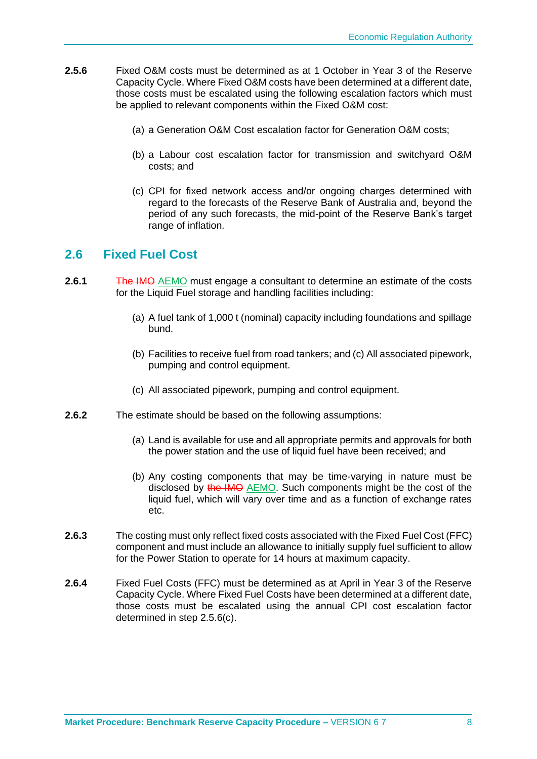**2.5.6** Fixed O&M costs must be determined as at 1 October in Year 3 of the Reserve Capacity Cycle. Where Fixed O&M costs have been determined at a different date, those costs must be escalated using the following escalation factors which must be applied to relevant components within the Fixed O&M cost:

(a) a Generation O&M Cost escalation factor for Generation O&M costs;

(b) a Labour cost escalation factor for transmission and switchyard O&M costs; and

(c) CPI for fixed network access and/or ongoing charges determined with regard to the forecasts of the Reserve Bank of Australia and, beyond the period of any such forecasts, the mid-point of the Reserve Bank's target range of inflation.

## 2.6 Fixed Fuel Cost

**2.6.1** ~~The IMO~~ AEMO must engage a consultant to determine an estimate of the costs for the Liquid Fuel storage and handling facilities including:

(a) A fuel tank of 1,000 t (nominal) capacity including foundations and spillage bund.

(b) Facilities to receive fuel from road tankers; and (c) All associated pipework, pumping and control equipment.

(c) All associated pipework, pumping and control equipment.

**2.6.2** The estimate should be based on the following assumptions:

(a) Land is available for use and all appropriate permits and approvals for both the power station and the use of liquid fuel have been received; and

(b) Any costing components that may be time-varying in nature must be disclosed by ~~the IMO~~ AEMO. Such components might be the cost of the liquid fuel, which will vary over time and as a function of exchange rates etc.

**2.6.3** The costing must only reflect fixed costs associated with the Fixed Fuel Cost (FFC) component and must include an allowance to initially supply fuel sufficient to allow for the Power Station to operate for 14 hours at maximum capacity.

**2.6.4** Fixed Fuel Costs (FFC) must be determined as at April in Year 3 of the Reserve Capacity Cycle. Where Fixed Fuel Costs have been determined at a different date, those costs must be escalated using the annual CPI cost escalation factor determined in step 2.5.6(c).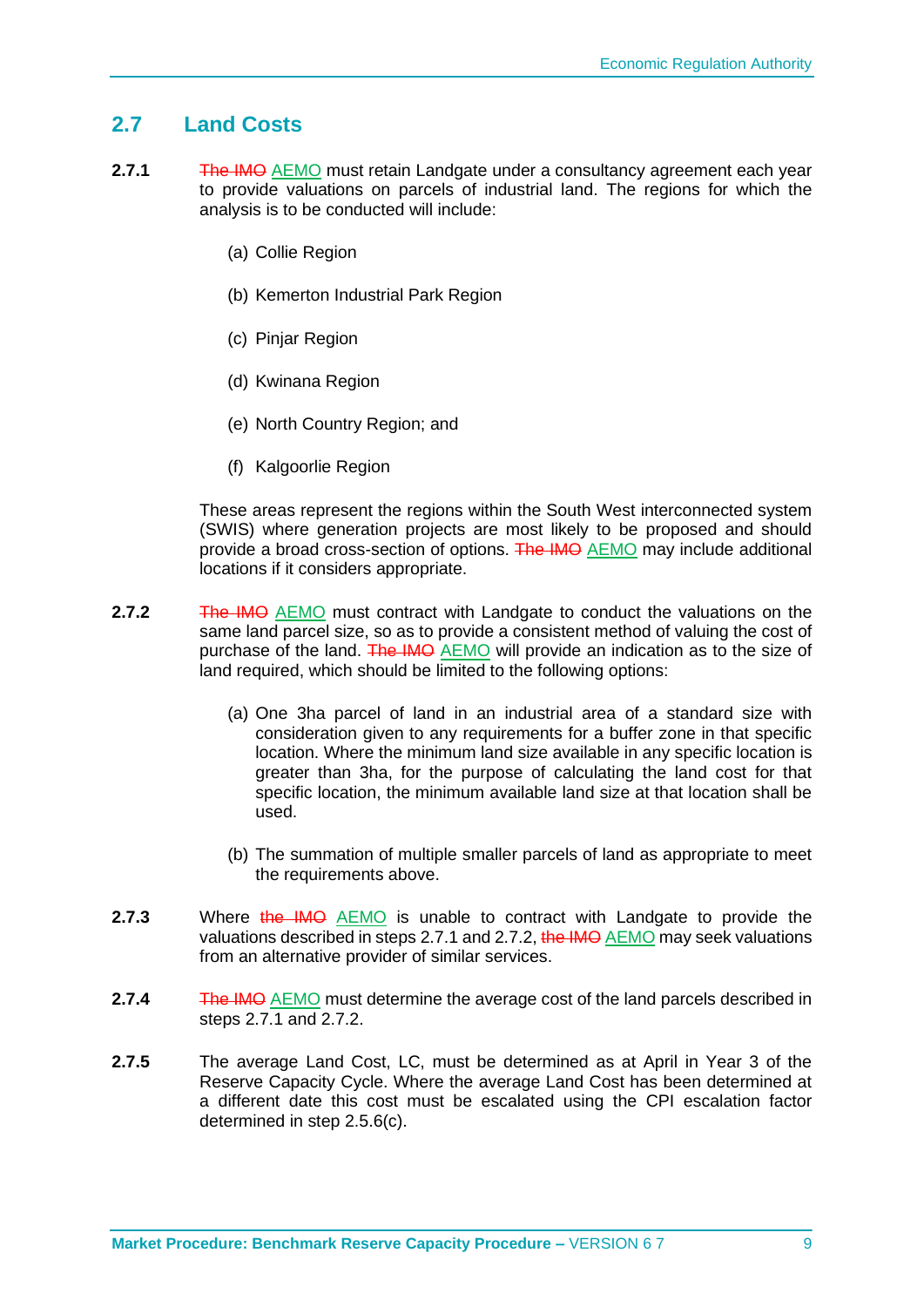## 2.7 Land Costs

**2.7.1** ~~The IMO~~ AEMO must retain Landgate under a consultancy agreement each year to provide valuations on parcels of industrial land. The regions for which the analysis is to be conducted will include:

(a) Collie Region

(b) Kemerton Industrial Park Region

(c) Pinjar Region

(d) Kwinana Region

(e) North Country Region; and

(f) Kalgoorlie Region

These areas represent the regions within the South West interconnected system (SWIS) where generation projects are most likely to be proposed and should provide a broad cross-section of options. ~~The IMO~~ AEMO may include additional locations if it considers appropriate.

**2.7.2** ~~The IMO~~ AEMO must contract with Landgate to conduct the valuations on the same land parcel size, so as to provide a consistent method of valuing the cost of purchase of the land. ~~The IMO~~ AEMO will provide an indication as to the size of land required, which should be limited to the following options:

(a) One 3ha parcel of land in an industrial area of a standard size with consideration given to any requirements for a buffer zone in that specific location. Where the minimum land size available in any specific location is greater than 3ha, for the purpose of calculating the land cost for that specific location, the minimum available land size at that location shall be used.

(b) The summation of multiple smaller parcels of land as appropriate to meet the requirements above.

**2.7.3** Where ~~the IMO~~ AEMO is unable to contract with Landgate to provide the valuations described in steps 2.7.1 and 2.7.2, ~~the IMO~~ AEMO may seek valuations from an alternative provider of similar services.

**2.7.4** ~~The IMO~~ AEMO must determine the average cost of the land parcels described in steps 2.7.1 and 2.7.2.

**2.7.5** The average Land Cost, LC, must be determined as at April in Year 3 of the Reserve Capacity Cycle. Where the average Land Cost has been determined at a different date this cost must be escalated using the CPI escalation factor determined in step 2.5.6(c).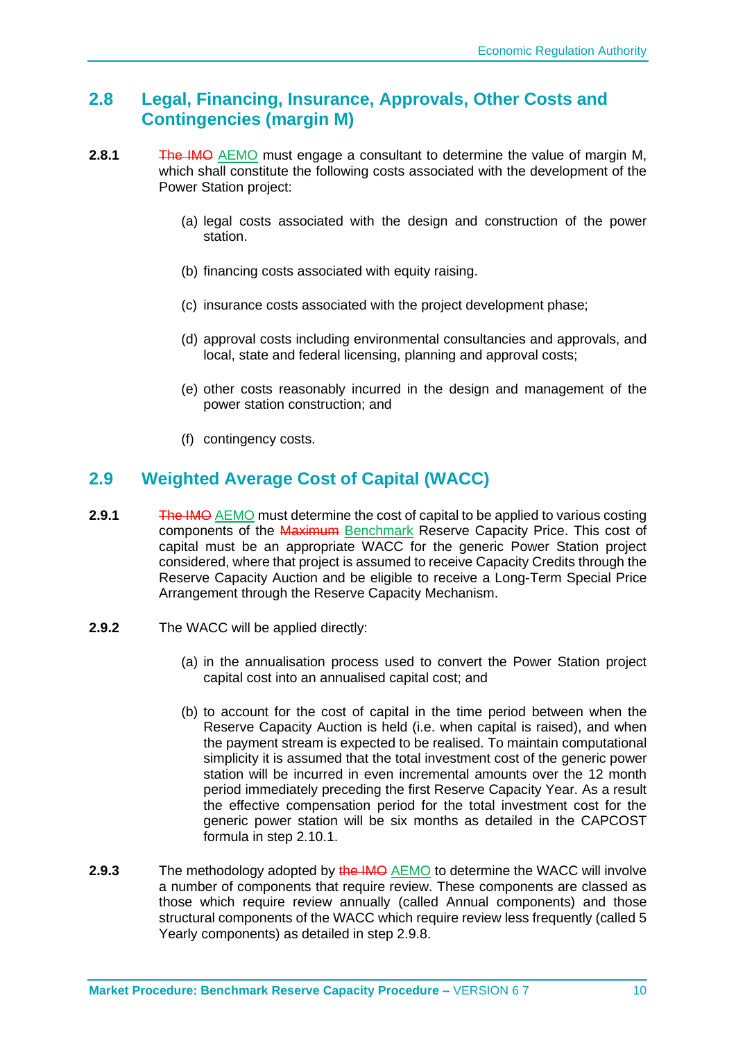## 2.8 Legal, Financing, Insurance, Approvals, Other Costs and Contingencies (margin M)

**2.8.1** ~~The IMO~~ AEMO must engage a consultant to determine the value of margin M, which shall constitute the following costs associated with the development of the Power Station project:

(a) legal costs associated with the design and construction of the power station.

(b) financing costs associated with equity raising.

(c) insurance costs associated with the project development phase;

(d) approval costs including environmental consultancies and approvals, and local, state and federal licensing, planning and approval costs;

(e) other costs reasonably incurred in the design and management of the power station construction; and

(f) contingency costs.

## 2.9 Weighted Average Cost of Capital (WACC)

**2.9.1** ~~The IMO~~ AEMO must determine the cost of capital to be applied to various costing components of the ~~Maximum~~ Benchmark Reserve Capacity Price. This cost of capital must be an appropriate WACC for the generic Power Station project considered, where that project is assumed to receive Capacity Credits through the Reserve Capacity Auction and be eligible to receive a Long-Term Special Price Arrangement through the Reserve Capacity Mechanism.

**2.9.2** The WACC will be applied directly:

(a) in the annualisation process used to convert the Power Station project capital cost into an annualised capital cost; and

(b) to account for the cost of capital in the time period between when the Reserve Capacity Auction is held (i.e. when capital is raised), and when the payment stream is expected to be realised. To maintain computational simplicity it is assumed that the total investment cost of the generic power station will be incurred in even incremental amounts over the 12 month period immediately preceding the first Reserve Capacity Year. As a result the effective compensation period for the total investment cost for the generic power station will be six months as detailed in the CAPCOST formula in step 2.10.1.

**2.9.3** The methodology adopted by ~~the IMO~~ AEMO to determine the WACC will involve a number of components that require review. These components are classed as those which require review annually (called Annual components) and those structural components of the WACC which require review less frequently (called 5 Yearly components) as detailed in step 2.9.8.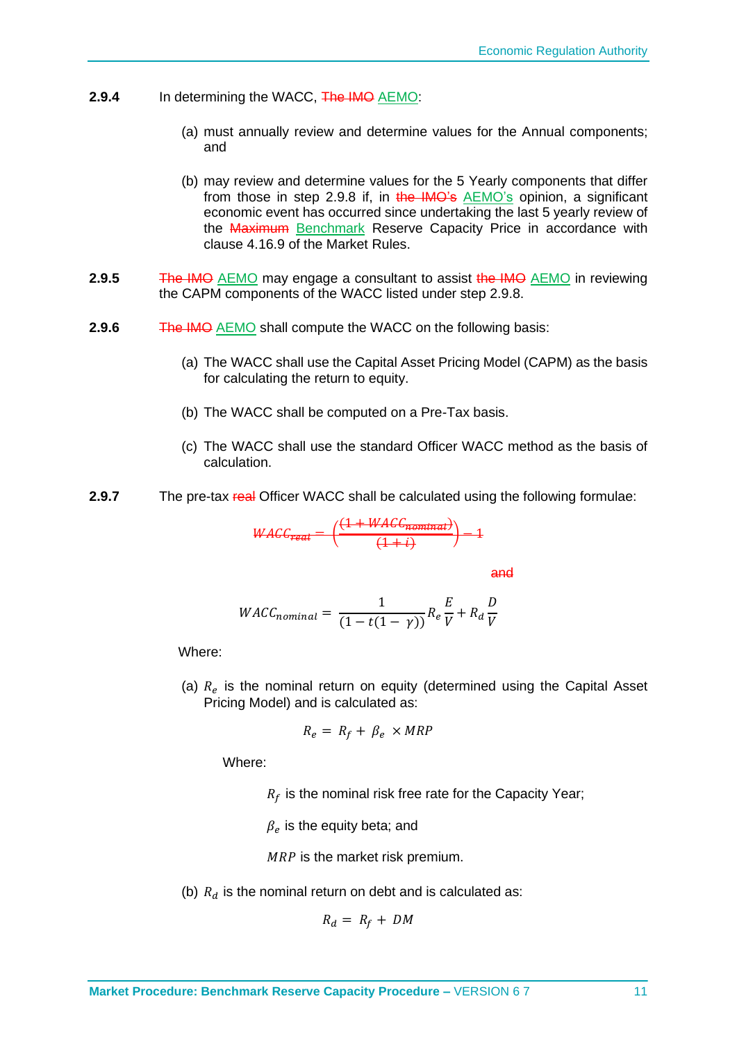**2.9.4** In determining the WACC, ~~The IMO~~ AEMO:

(a) must annually review and determine values for the Annual components; and

(b) may review and determine values for the 5 Yearly components that differ from those in step 2.9.8 if, in ~~the IMO's~~ AEMO's opinion, a significant economic event has occurred since undertaking the last 5 yearly review of the ~~Maximum~~ Benchmark Reserve Capacity Price in accordance with clause 4.16.9 of the Market Rules.

**2.9.5** ~~The IMO~~ AEMO may engage a consultant to assist ~~the IMO~~ AEMO in reviewing the CAPM components of the WACC listed under step 2.9.8.

**2.9.6** ~~The IMO~~ AEMO shall compute the WACC on the following basis:

(a) The WACC shall use the Capital Asset Pricing Model (CAPM) as the basis for calculating the return to equity.

(b) The WACC shall be computed on a Pre-Tax basis.

(c) The WACC shall use the standard Officer WACC method as the basis of calculation.

**2.9.7** The pre-tax ~~real~~ Officer WACC shall be calculated using the following formulae:

~~$$WACC_{real} = \left(\frac{(1 + WACC_{nominal})}{(1 + i)}\right) - 1$$~~

~~and~~

$$WACC_{nominal} = \frac{1}{(1 - t(1 - \gamma))} R_e \frac{E}{V} + R_d \frac{D}{V}$$

Where:

(a) $R_e$ is the nominal return on equity (determined using the Capital Asset Pricing Model) and is calculated as:

$$R_e = R_f + \beta_e \times MRP$$

Where:

$R_f$ is the nominal risk free rate for the Capacity Year;

$\beta_e$ is the equity beta; and

$MRP$ is the market risk premium.

(b) $R_d$ is the nominal return on debt and is calculated as:

$$R_d = R_f + DM$$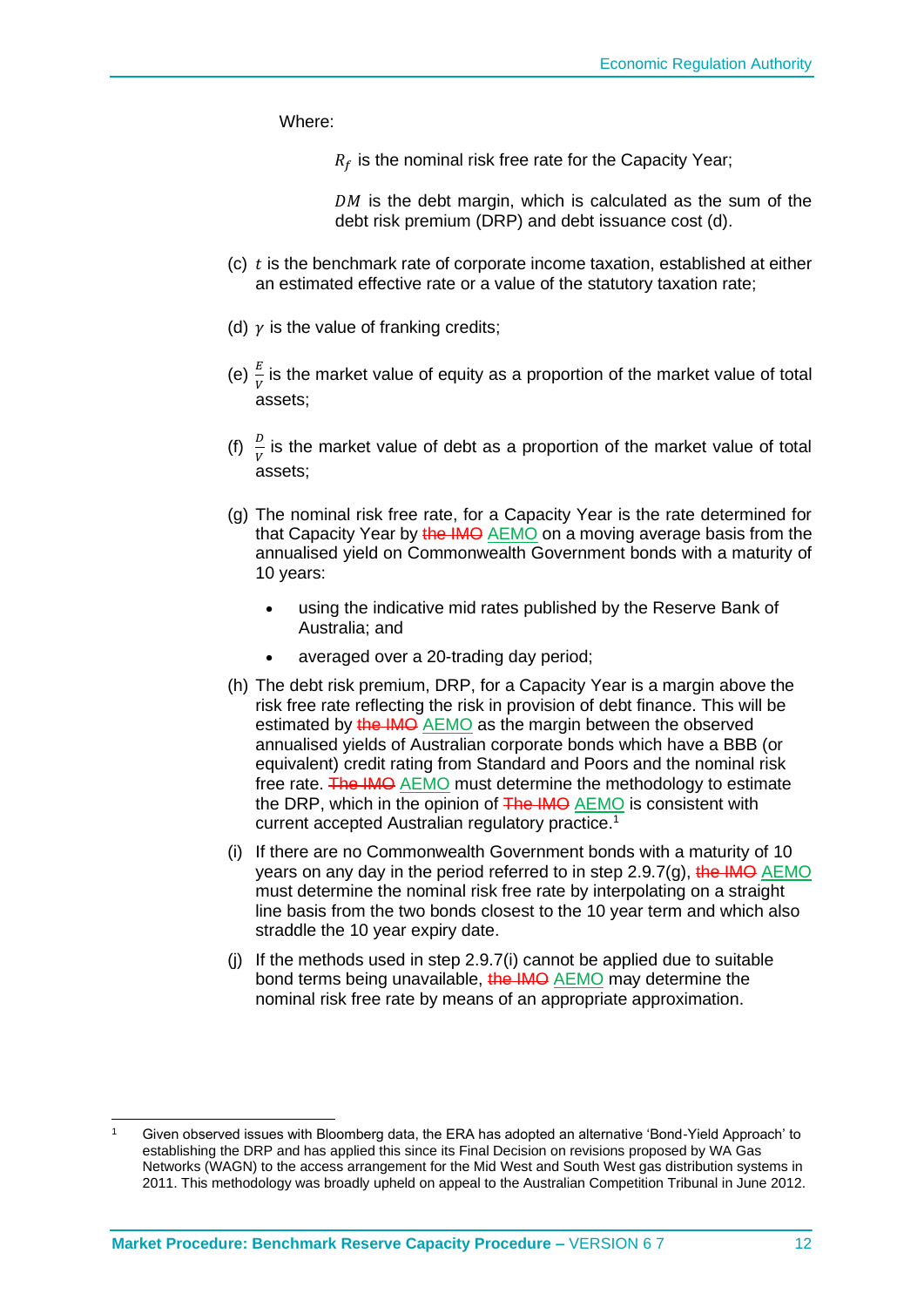Where:

$R_f$ is the nominal risk free rate for the Capacity Year;

$DM$ is the debt margin, which is calculated as the sum of the debt risk premium (DRP) and debt issuance cost (d).

(c) $t$ is the benchmark rate of corporate income taxation, established at either an estimated effective rate or a value of the statutory taxation rate;

(d) $\gamma$ is the value of franking credits;

(e) $\frac{E}{V}$ is the market value of equity as a proportion of the market value of total assets;

(f) $\frac{D}{V}$ is the market value of debt as a proportion of the market value of total assets;

(g) The nominal risk free rate, for a Capacity Year is the rate determined for that Capacity Year by ~~the IMO~~ AEMO on a moving average basis from the annualised yield on Commonwealth Government bonds with a maturity of 10 years:

- using the indicative mid rates published by the Reserve Bank of Australia; and
- averaged over a 20-trading day period;

(h) The debt risk premium, DRP, for a Capacity Year is a margin above the risk free rate reflecting the risk in provision of debt finance. This will be estimated by ~~the IMO~~ AEMO as the margin between the observed annualised yields of Australian corporate bonds which have a BBB (or equivalent) credit rating from Standard and Poors and the nominal risk free rate. ~~The IMO~~ AEMO must determine the methodology to estimate the DRP, which in the opinion of ~~The IMO~~ AEMO is consistent with current accepted Australian regulatory practice.[1]

(i) If there are no Commonwealth Government bonds with a maturity of 10 years on any day in the period referred to in step 2.9.7(g), ~~the IMO~~ AEMO must determine the nominal risk free rate by interpolating on a straight line basis from the two bonds closest to the 10 year term and which also straddle the 10 year expiry date.

(j) If the methods used in step 2.9.7(i) cannot be applied due to suitable bond terms being unavailable, ~~the IMO~~ AEMO may determine the nominal risk free rate by means of an appropriate approximation.

---

[1] Given observed issues with Bloomberg data, the ERA has adopted an alternative 'Bond-Yield Approach' to establishing the DRP and has applied this since its Final Decision on revisions proposed by WA Gas Networks (WAGN) to the access arrangement for the Mid West and South West gas distribution systems in 2011. This methodology was broadly upheld on appeal to the Australian Competition Tribunal in June 2012.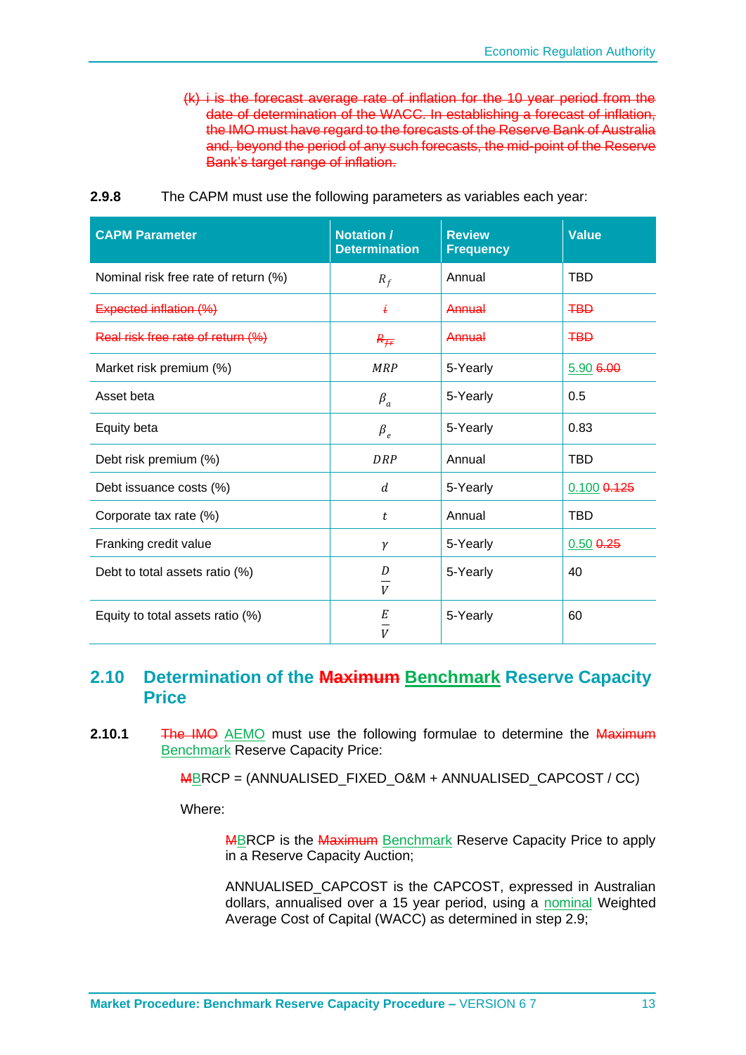~~(k) i is the forecast average rate of inflation for the 10 year period from the date of determination of the WACC. In establishing a forecast of inflation, the IMO must have regard to the forecasts of the Reserve Bank of Australia and, beyond the period of any such forecasts, the mid-point of the Reserve Bank's target range of inflation.~~

**2.9.8** The CAPM must use the following parameters as variables each year:

| CAPM Parameter | Notation / Determination | Review Frequency | Value |
|---|---|---|---|
| Nominal risk free rate of return (%) | $R_f$ | Annual | TBD |
| ~~Expected inflation (%)~~ | ~~$i$~~ | ~~Annual~~ | ~~TBD~~ |
| ~~Real risk free rate of return (%)~~ | ~~$R_{fr}$~~ | ~~Annual~~ | ~~TBD~~ |
| Market risk premium (%) | $MRP$ | 5-Yearly | 5.90 ~~6.00~~ |
| Asset beta | $\beta_a$ | 5-Yearly | 0.5 |
| Equity beta | $\beta_e$ | 5-Yearly | 0.83 |
| Debt risk premium (%) | $DRP$ | Annual | TBD |
| Debt issuance costs (%) | $d$ | 5-Yearly | 0.100 ~~0.125~~ |
| Corporate tax rate (%) | $t$ | Annual | TBD |
| Franking credit value | $\gamma$ | 5-Yearly | 0.50 ~~0.25~~ |
| Debt to total assets ratio (%) | $\frac{D}{V}$ | 5-Yearly | 40 |
| Equity to total assets ratio (%) | $\frac{E}{V}$ | 5-Yearly | 60 |

## 2.10 Determination of the ~~Maximum~~ Benchmark Reserve Capacity Price

**2.10.1** ~~The IMO~~ AEMO must use the following formulae to determine the ~~Maximum~~ Benchmark Reserve Capacity Price:

~~M~~BRCP = (ANNUALISED_FIXED_O&M + ANNUALISED_CAPCOST / CC)

Where:

~~M~~BRCP is the ~~Maximum~~ Benchmark Reserve Capacity Price to apply in a Reserve Capacity Auction;

ANNUALISED_CAPCOST is the CAPCOST, expressed in Australian dollars, annualised over a 15 year period, using a nominal Weighted Average Cost of Capital (WACC) as determined in step 2.9;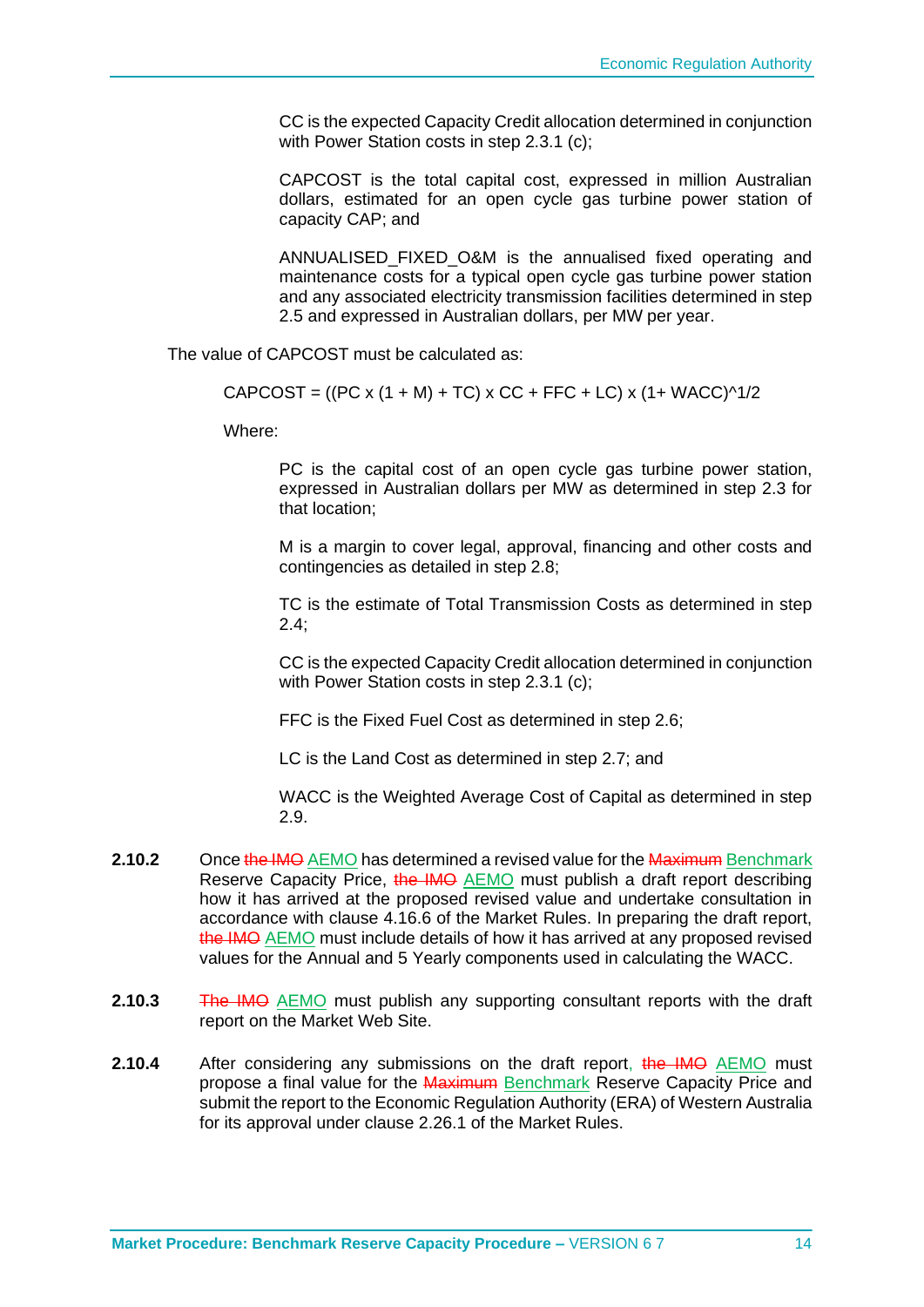CC is the expected Capacity Credit allocation determined in conjunction with Power Station costs in step 2.3.1 (c);

CAPCOST is the total capital cost, expressed in million Australian dollars, estimated for an open cycle gas turbine power station of capacity CAP; and

ANNUALISED_FIXED_O&M is the annualised fixed operating and maintenance costs for a typical open cycle gas turbine power station and any associated electricity transmission facilities determined in step 2.5 and expressed in Australian dollars, per MW per year.

The value of CAPCOST must be calculated as:

$$CAPCOST = ((PC \times (1 + M) + TC) \times CC + FFC + LC) \times (1 + WACC)^{1/2}$$

Where:

PC is the capital cost of an open cycle gas turbine power station, expressed in Australian dollars per MW as determined in step 2.3 for that location;

M is a margin to cover legal, approval, financing and other costs and contingencies as detailed in step 2.8;

TC is the estimate of Total Transmission Costs as determined in step 2.4;

CC is the expected Capacity Credit allocation determined in conjunction with Power Station costs in step 2.3.1 (c);

FFC is the Fixed Fuel Cost as determined in step 2.6;

LC is the Land Cost as determined in step 2.7; and

WACC is the Weighted Average Cost of Capital as determined in step 2.9.

**2.10.2** Once ~~the IMO~~ AEMO has determined a revised value for the ~~Maximum~~ Benchmark Reserve Capacity Price, ~~the IMO~~ AEMO must publish a draft report describing how it has arrived at the proposed revised value and undertake consultation in accordance with clause 4.16.6 of the Market Rules. In preparing the draft report, ~~the IMO~~ AEMO must include details of how it has arrived at any proposed revised values for the Annual and 5 Yearly components used in calculating the WACC.

**2.10.3** ~~The IMO~~ AEMO must publish any supporting consultant reports with the draft report on the Market Web Site.

**2.10.4** After considering any submissions on the draft report, ~~the IMO~~ AEMO must propose a final value for the ~~Maximum~~ Benchmark Reserve Capacity Price and submit the report to the Economic Regulation Authority (ERA) of Western Australia for its approval under clause 2.26.1 of the Market Rules.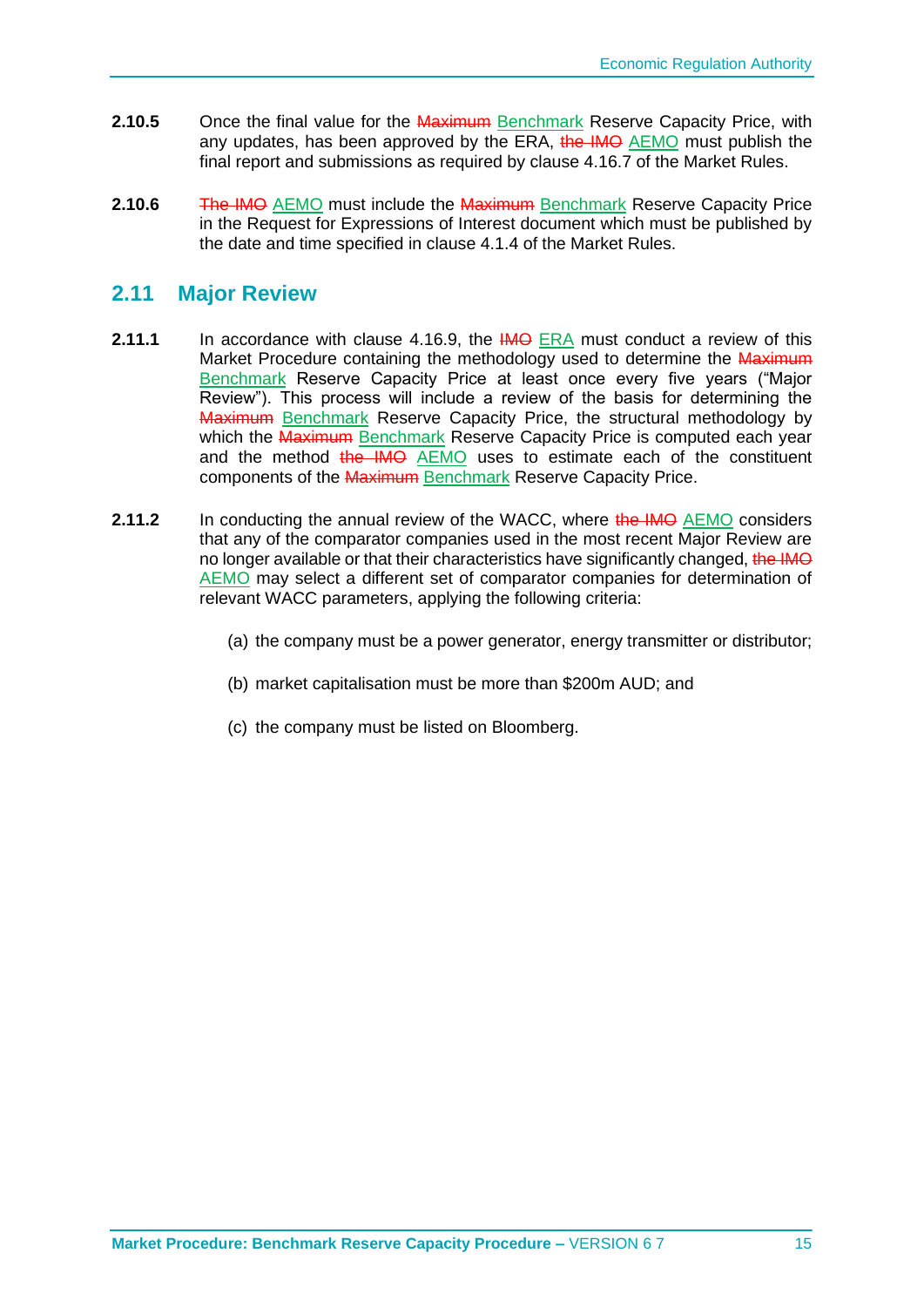**2.10.5** Once the final value for the ~~Maximum~~ Benchmark Reserve Capacity Price, with any updates, has been approved by the ERA, ~~the IMO~~ AEMO must publish the final report and submissions as required by clause 4.16.7 of the Market Rules.

**2.10.6** ~~The IMO~~ AEMO must include the ~~Maximum~~ Benchmark Reserve Capacity Price in the Request for Expressions of Interest document which must be published by the date and time specified in clause 4.1.4 of the Market Rules.

## 2.11 Major Review

**2.11.1** In accordance with clause 4.16.9, the ~~IMO~~ ERA must conduct a review of this Market Procedure containing the methodology used to determine the ~~Maximum~~ Benchmark Reserve Capacity Price at least once every five years ("Major Review"). This process will include a review of the basis for determining the ~~Maximum~~ Benchmark Reserve Capacity Price, the structural methodology by which the ~~Maximum~~ Benchmark Reserve Capacity Price is computed each year and the method ~~the IMO~~ AEMO uses to estimate each of the constituent components of the ~~Maximum~~ Benchmark Reserve Capacity Price.

**2.11.2** In conducting the annual review of the WACC, where ~~the IMO~~ AEMO considers that any of the comparator companies used in the most recent Major Review are no longer available or that their characteristics have significantly changed, ~~the IMO~~ AEMO may select a different set of comparator companies for determination of relevant WACC parameters, applying the following criteria:

(a) the company must be a power generator, energy transmitter or distributor;

(b) market capitalisation must be more than $200m AUD; and

(c) the company must be listed on Bloomberg.